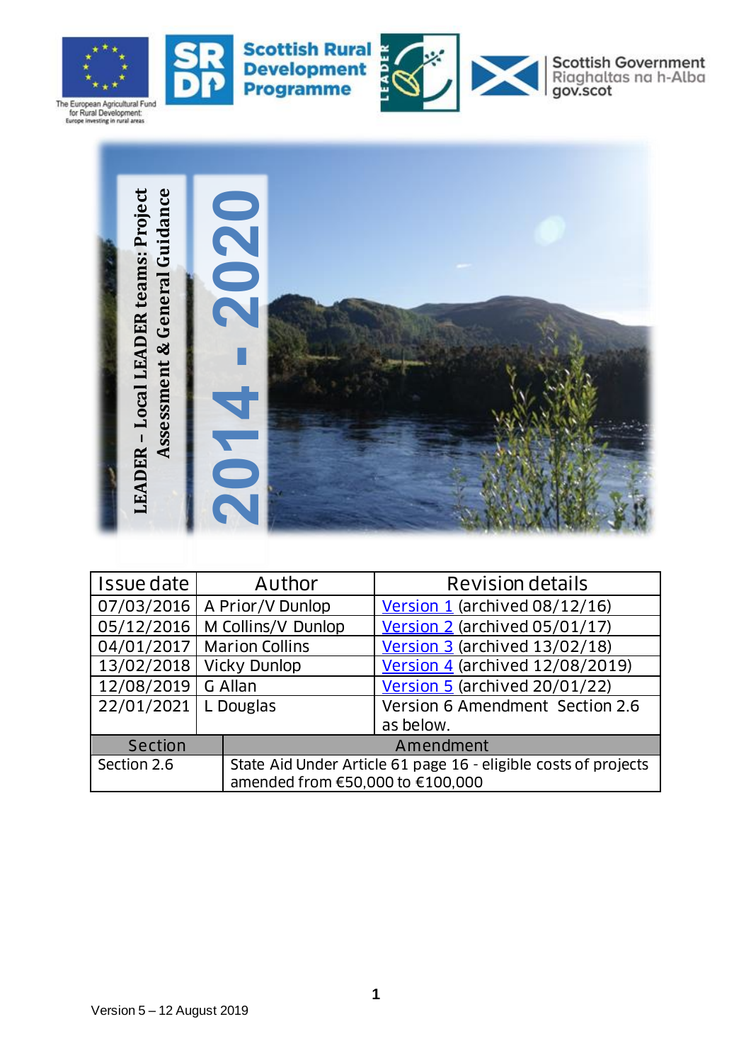The European Agricultural Fund for Rural Development: Europe investing in rural areas

Scottish Rural Development Programme

LEADER

Scottish Government
Riaghaltas na h-Alba
gov.scot

# LEADER – Local LEADER teams: Project Assessment & General Guidance

# 2014 - 2020

| Issue date | Author | Revision details |
|---|---|---|
| 07/03/2016 | A Prior/V Dunlop | Version 1 (archived 08/12/16) |
| 05/12/2016 | M Collins/V Dunlop | Version 2 (archived 05/01/17) |
| 04/01/2017 | Marion Collins | Version 3 (archived 13/02/18) |
| 13/02/2018 | Vicky Dunlop | Version 4 (archived 12/08/2019) |
| 12/08/2019 | G Allan | Version 5 (archived 20/01/22) |
| 22/01/2021 | L Douglas | Version 6 Amendment Section 2.6 as below. |

| Section | Amendment |
|---|---|
| Section 2.6 | State Aid Under Article 61 page 16 - eligible costs of projects amended from €50,000 to €100,000 |

Version 5 – 12 August 2019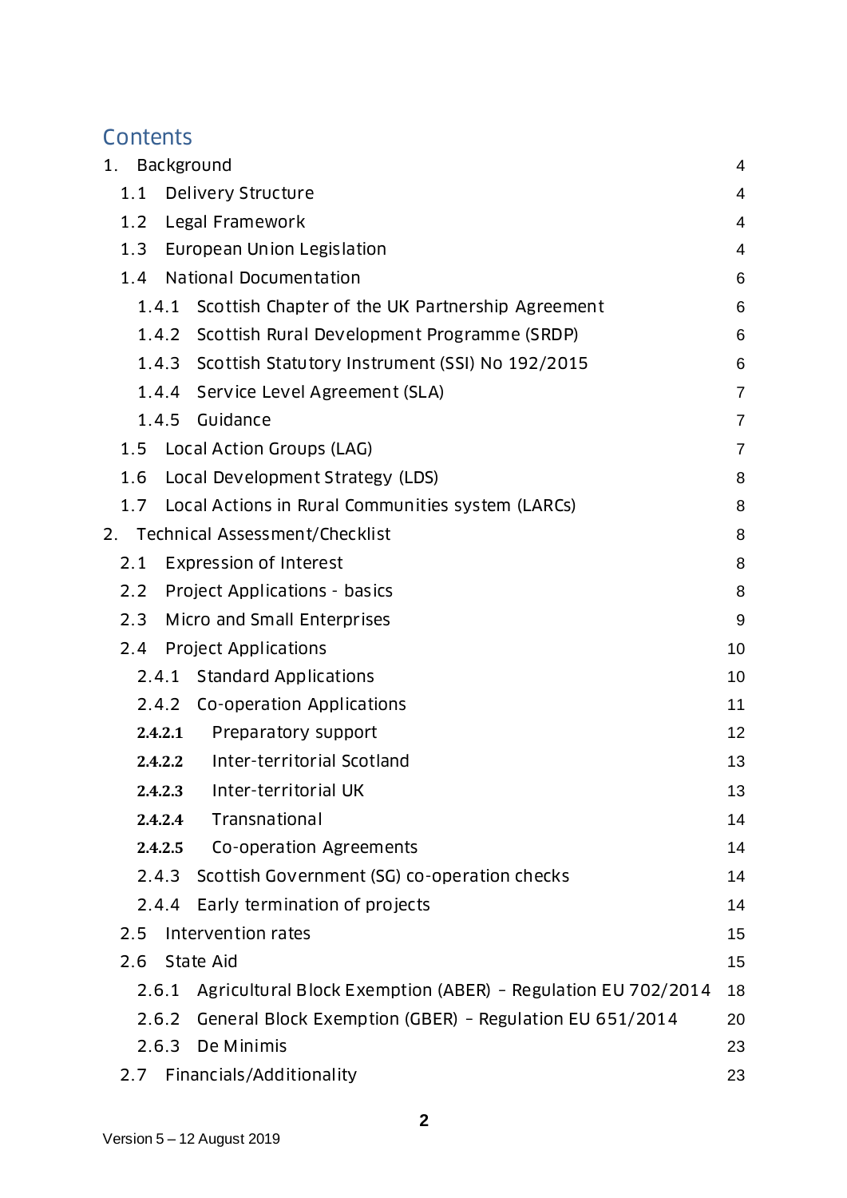# Contents

| | |
|---|---|
| 1. Background | 4 |
| 1.1 Delivery Structure | 4 |
| 1.2 Legal Framework | 4 |
| 1.3 European Union Legislation | 4 |
| 1.4 National Documentation | 6 |
| 1.4.1 Scottish Chapter of the UK Partnership Agreement | 6 |
| 1.4.2 Scottish Rural Development Programme (SRDP) | 6 |
| 1.4.3 Scottish Statutory Instrument (SSI) No 192/2015 | 6 |
| 1.4.4 Service Level Agreement (SLA) | 7 |
| 1.4.5 Guidance | 7 |
| 1.5 Local Action Groups (LAG) | 7 |
| 1.6 Local Development Strategy (LDS) | 8 |
| 1.7 Local Actions in Rural Communities system (LARCs) | 8 |
| 2. Technical Assessment/Checklist | 8 |
| 2.1 Expression of Interest | 8 |
| 2.2 Project Applications - basics | 8 |
| 2.3 Micro and Small Enterprises | 9 |
| 2.4 Project Applications | 10 |
| 2.4.1 Standard Applications | 10 |
| 2.4.2 Co-operation Applications | 11 |
| 2.4.2.1 Preparatory support | 12 |
| 2.4.2.2 Inter-territorial Scotland | 13 |
| 2.4.2.3 Inter-territorial UK | 13 |
| 2.4.2.4 Transnational | 14 |
| 2.4.2.5 Co-operation Agreements | 14 |
| 2.4.3 Scottish Government (SG) co-operation checks | 14 |
| 2.4.4 Early termination of projects | 14 |
| 2.5 Intervention rates | 15 |
| 2.6 State Aid | 15 |
| 2.6.1 Agricultural Block Exemption (ABER) – Regulation EU 702/2014 | 18 |
| 2.6.2 General Block Exemption (GBER) – Regulation EU 651/2014 | 20 |
| 2.6.3 De Minimis | 23 |
| 2.7 Financials/Additionality | 23 |

Version 5 – 12 August 2019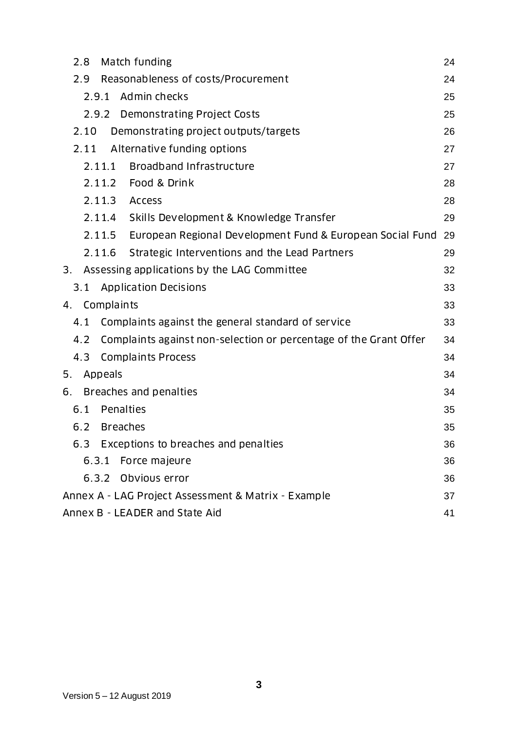- 2.8 Match funding 24
- 2.9 Reasonableness of costs/Procurement 24
  - 2.9.1 Admin checks 25
  - 2.9.2 Demonstrating Project Costs 25
- 2.10 Demonstrating project outputs/targets 26
- 2.11 Alternative funding options 27
  - 2.11.1 Broadband Infrastructure 27
  - 2.11.2 Food & Drink 28
  - 2.11.3 Access 28
  - 2.11.4 Skills Development & Knowledge Transfer 29
  - 2.11.5 European Regional Development Fund & European Social Fund 29
  - 2.11.6 Strategic Interventions and the Lead Partners 29

3. Assessing applications by the LAG Committee 32
   - 3.1 Application Decisions 33
4. Complaints 33
   - 4.1 Complaints against the general standard of service 33
   - 4.2 Complaints against non-selection or percentage of the Grant Offer 34
   - 4.3 Complaints Process 34
5. Appeals 34
6. Breaches and penalties 34
   - 6.1 Penalties 35
   - 6.2 Breaches 35
   - 6.3 Exceptions to breaches and penalties 36
     - 6.3.1 Force majeure 36
     - 6.3.2 Obvious error 36

Annex A - LAG Project Assessment & Matrix - Example 37

Annex B - LEADER and State Aid 41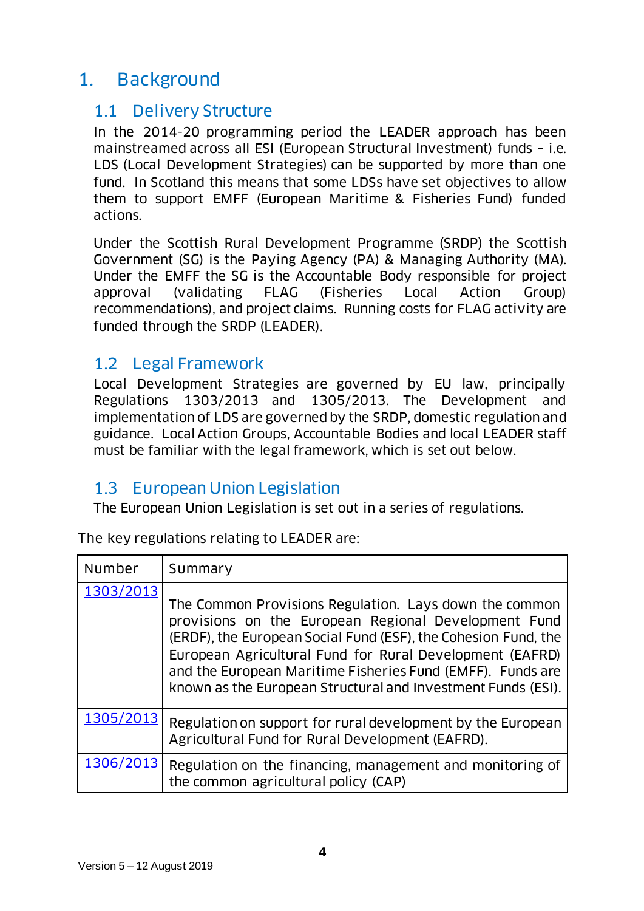# 1. Background

## 1.1 Delivery Structure

In the 2014-20 programming period the LEADER approach has been mainstreamed across all ESI (European Structural Investment) funds – i.e. LDS (Local Development Strategies) can be supported by more than one fund. In Scotland this means that some LDSs have set objectives to allow them to support EMFF (European Maritime & Fisheries Fund) funded actions.

Under the Scottish Rural Development Programme (SRDP) the Scottish Government (SG) is the Paying Agency (PA) & Managing Authority (MA). Under the EMFF the SG is the Accountable Body responsible for project approval (validating FLAG (Fisheries Local Action Group) recommendations), and project claims. Running costs for FLAG activity are funded through the SRDP (LEADER).

## 1.2 Legal Framework

Local Development Strategies are governed by EU law, principally Regulations 1303/2013 and 1305/2013. The Development and implementation of LDS are governed by the SRDP, domestic regulation and guidance. Local Action Groups, Accountable Bodies and local LEADER staff must be familiar with the legal framework, which is set out below.

## 1.3 European Union Legislation

The European Union Legislation is set out in a series of regulations.

The key regulations relating to LEADER are:

| Number | Summary |
|---|---|
| 1303/2013 | The Common Provisions Regulation. Lays down the common provisions on the European Regional Development Fund (ERDF), the European Social Fund (ESF), the Cohesion Fund, the European Agricultural Fund for Rural Development (EAFRD) and the European Maritime Fisheries Fund (EMFF). Funds are known as the European Structural and Investment Funds (ESI). |
| 1305/2013 | Regulation on support for rural development by the European Agricultural Fund for Rural Development (EAFRD). |
| 1306/2013 | Regulation on the financing, management and monitoring of the common agricultural policy (CAP) |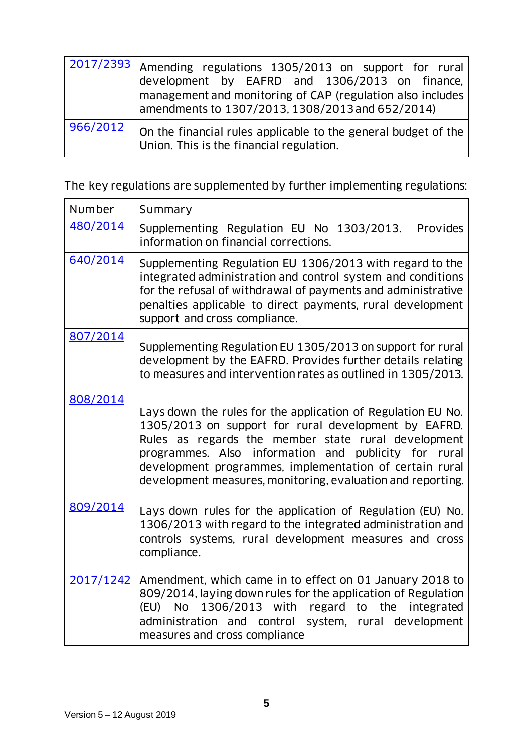| | |
|---|---|
| 2017/2393 | Amending regulations 1305/2013 on support for rural development by EAFRD and 1306/2013 on finance, management and monitoring of CAP (regulation also includes amendments to 1307/2013, 1308/2013 and 652/2014) |
| 966/2012 | On the financial rules applicable to the general budget of the Union. This is the financial regulation. |

The key regulations are supplemented by further implementing regulations:

| Number | Summary |
|---|---|
| 480/2014 | Supplementing Regulation EU No 1303/2013. Provides information on financial corrections. |
| 640/2014 | Supplementing Regulation EU 1306/2013 with regard to the integrated administration and control system and conditions for the refusal of withdrawal of payments and administrative penalties applicable to direct payments, rural development support and cross compliance. |
| 807/2014 | Supplementing Regulation EU 1305/2013 on support for rural development by the EAFRD. Provides further details relating to measures and intervention rates as outlined in 1305/2013. |
| 808/2014 | Lays down the rules for the application of Regulation EU No. 1305/2013 on support for rural development by EAFRD. Rules as regards the member state rural development programmes. Also information and publicity for rural development programmes, implementation of certain rural development measures, monitoring, evaluation and reporting. |
| 809/2014 | Lays down rules for the application of Regulation (EU) No. 1306/2013 with regard to the integrated administration and controls systems, rural development measures and cross compliance. |
| 2017/1242 | Amendment, which came in to effect on 01 January 2018 to 809/2014, laying down rules for the application of Regulation (EU) No 1306/2013 with regard to the integrated administration and control system, rural development measures and cross compliance |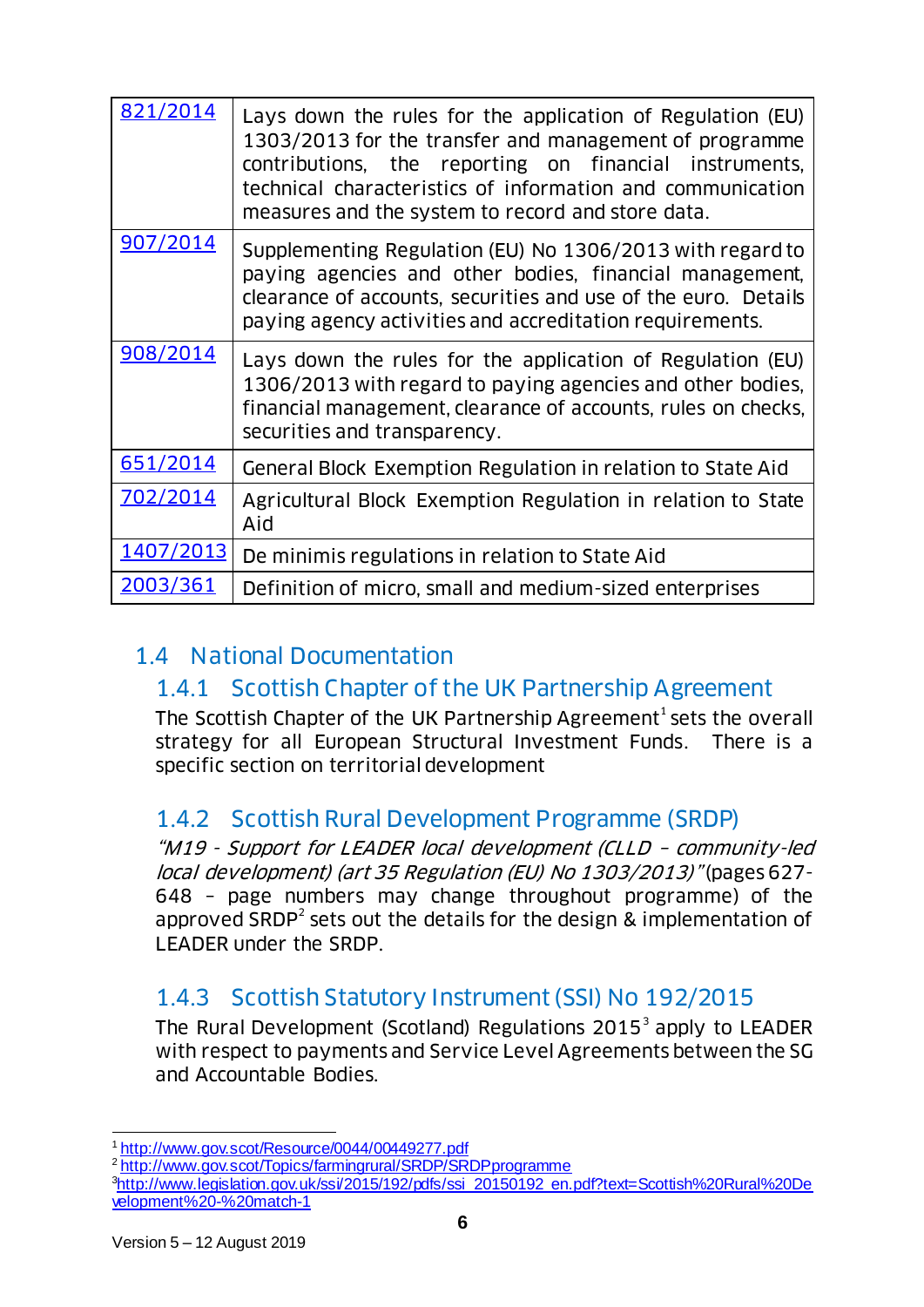| | |
|---|---|
| [821/2014]() | Lays down the rules for the application of Regulation (EU) 1303/2013 for the transfer and management of programme contributions, the reporting on financial instruments, technical characteristics of information and communication measures and the system to record and store data. |
| [907/2014]() | Supplementing Regulation (EU) No 1306/2013 with regard to paying agencies and other bodies, financial management, clearance of accounts, securities and use of the euro. Details paying agency activities and accreditation requirements. |
| [908/2014]() | Lays down the rules for the application of Regulation (EU) 1306/2013 with regard to paying agencies and other bodies, financial management, clearance of accounts, rules on checks, securities and transparency. |
| [651/2014]() | General Block Exemption Regulation in relation to State Aid |
| [702/2014]() | Agricultural Block Exemption Regulation in relation to State Aid |
| [1407/2013]() | De minimis regulations in relation to State Aid |
| [2003/361]() | Definition of micro, small and medium-sized enterprises |

## 1.4 National Documentation

### 1.4.1 Scottish Chapter of the UK Partnership Agreement

The Scottish Chapter of the UK Partnership Agreement[1] sets the overall strategy for all European Structural Investment Funds. There is a specific section on territorial development

### 1.4.2 Scottish Rural Development Programme (SRDP)

*"M19 - Support for LEADER local development (CLLD – community-led local development) (art 35 Regulation (EU) No 1303/2013)"* (pages 627-648 – page numbers may change throughout programme) of the approved SRDP[2] sets out the details for the design & implementation of LEADER under the SRDP.

### 1.4.3 Scottish Statutory Instrument (SSI) No 192/2015

The Rural Development (Scotland) Regulations 2015[3] apply to LEADER with respect to payments and Service Level Agreements between the SG and Accountable Bodies.

---

[1] http://www.gov.scot/Resource/0044/00449277.pdf

[2] http://www.gov.scot/Topics/farmingrural/SRDP/SRDPprogramme

[3] http://www.legislation.gov.uk/ssi/2015/192/pdfs/ssi_20150192_en.pdf?text=Scottish%20Rural%20Development%20-%20match-1

Version 5 – 12 August 2019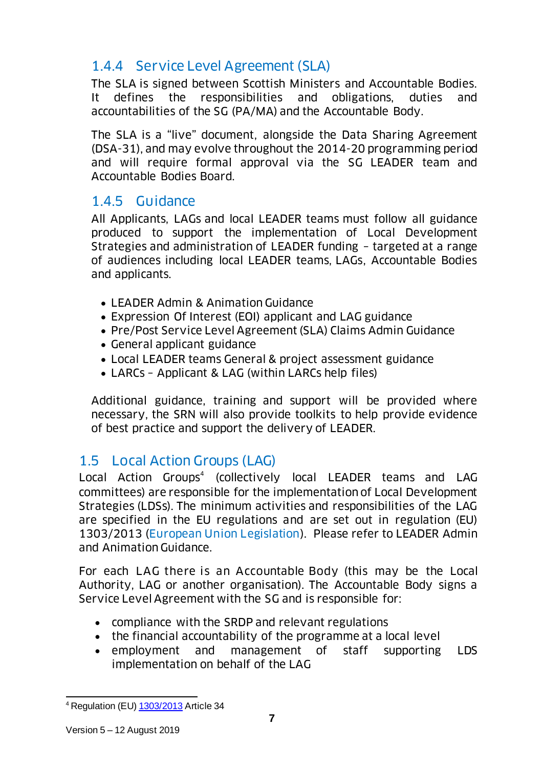### 1.4.4 Service Level Agreement (SLA)

The SLA is signed between Scottish Ministers and Accountable Bodies. It defines the responsibilities and obligations, duties and accountabilities of the SG (PA/MA) and the Accountable Body.

The SLA is a "live" document, alongside the Data Sharing Agreement (DSA-31), and may evolve throughout the 2014-20 programming period and will require formal approval via the SG LEADER team and Accountable Bodies Board.

### 1.4.5 Guidance

All Applicants, LAGs and local LEADER teams must follow all guidance produced to support the implementation of Local Development Strategies and administration of LEADER funding – targeted at a range of audiences including local LEADER teams, LAGs, Accountable Bodies and applicants.

- LEADER Admin & Animation Guidance
- Expression Of Interest (EOI) applicant and LAG guidance
- Pre/Post Service Level Agreement (SLA) Claims Admin Guidance
- General applicant guidance
- Local LEADER teams General & project assessment guidance
- LARCs – Applicant & LAG (within LARCs help files)

Additional guidance, training and support will be provided where necessary, the SRN will also provide toolkits to help provide evidence of best practice and support the delivery of LEADER.

## 1.5 Local Action Groups (LAG)

Local Action Groups[4] (collectively local LEADER teams and LAG committees) are responsible for the implementation of Local Development Strategies (LDSs). The minimum activities and responsibilities of the LAG are specified in the EU regulations and are set out in regulation (EU) 1303/2013 (European Union Legislation). Please refer to LEADER Admin and Animation Guidance.

For each LAG there is an Accountable Body (this may be the Local Authority, LAG or another organisation). The Accountable Body signs a Service Level Agreement with the SG and is responsible for:

- compliance with the SRDP and relevant regulations
- the financial accountability of the programme at a local level
- employment and management of staff supporting LDS implementation on behalf of the LAG

[4] Regulation (EU) 1303/2013 Article 34

Version 5 – 12 August 2019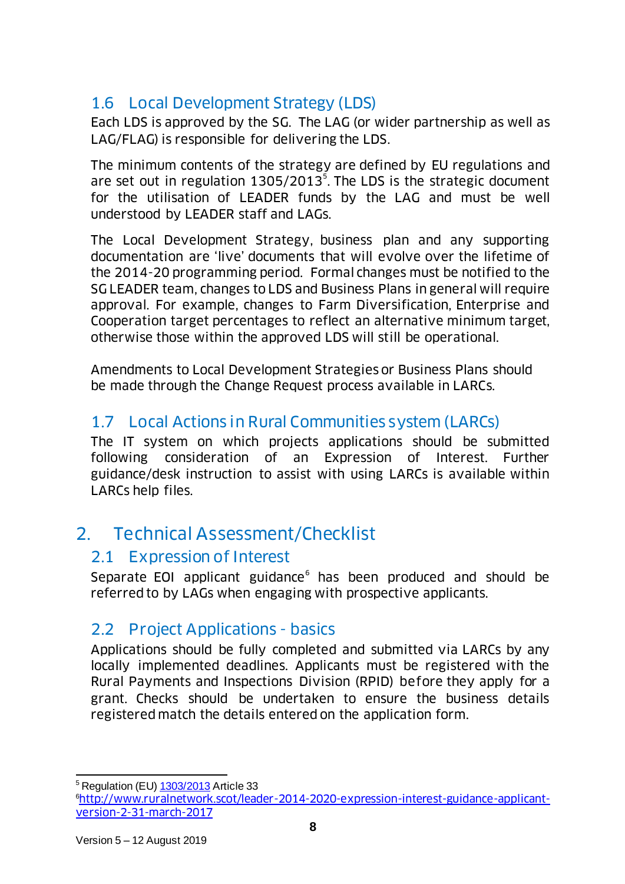### 1.6 Local Development Strategy (LDS)

Each LDS is approved by the SG. The LAG (or wider partnership as well as LAG/FLAG) is responsible for delivering the LDS.

The minimum contents of the strategy are defined by EU regulations and are set out in regulation 1305/2013[5]. The LDS is the strategic document for the utilisation of LEADER funds by the LAG and must be well understood by LEADER staff and LAGs.

The Local Development Strategy, business plan and any supporting documentation are 'live' documents that will evolve over the lifetime of the 2014-20 programming period. Formal changes must be notified to the SG LEADER team, changes to LDS and Business Plans in general will require approval. For example, changes to Farm Diversification, Enterprise and Cooperation target percentages to reflect an alternative minimum target, otherwise those within the approved LDS will still be operational.

Amendments to Local Development Strategies or Business Plans should be made through the Change Request process available in LARCs.

### 1.7 Local Actions in Rural Communities system (LARCs)

The IT system on which projects applications should be submitted following consideration of an Expression of Interest. Further guidance/desk instruction to assist with using LARCs is available within LARCs help files.

## 2. Technical Assessment/Checklist

### 2.1 Expression of Interest

Separate EOI applicant guidance[6] has been produced and should be referred to by LAGs when engaging with prospective applicants.

### 2.2 Project Applications - basics

Applications should be fully completed and submitted via LARCs by any locally implemented deadlines. Applicants must be registered with the Rural Payments and Inspections Division (RPID) before they apply for a grant. Checks should be undertaken to ensure the business details registered match the details entered on the application form.

---

[5] Regulation (EU) 1303/2013 Article 33

[6] http://www.ruralnetwork.scot/leader-2014-2020-expression-interest-guidance-applicant-version-2-31-march-2017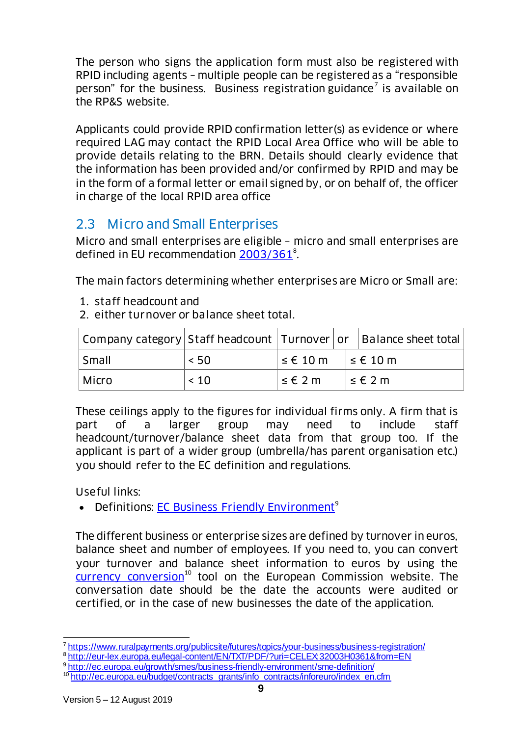The person who signs the application form must also be registered with RPID including agents – multiple people can be registered as a "responsible person" for the business. Business registration guidance[7] is available on the RP&S website.

Applicants could provide RPID confirmation letter(s) as evidence or where required LAG may contact the RPID Local Area Office who will be able to provide details relating to the BRN. Details should clearly evidence that the information has been provided and/or confirmed by RPID and may be in the form of a formal letter or email signed by, or on behalf of, the officer in charge of the local RPID area office

## 2.3 Micro and Small Enterprises

Micro and small enterprises are eligible – micro and small enterprises are defined in EU recommendation 2003/361[8].

The main factors determining whether enterprises are Micro or Small are:

1. staff headcount and
2. either turnover or balance sheet total.

| Company category | Staff headcount | Turnover | or | Balance sheet total |
|---|---|---|---|---|
| Small | < 50 | ≤ € 10 m | | ≤ € 10 m |
| Micro | < 10 | ≤ € 2 m | | ≤ € 2 m |

These ceilings apply to the figures for individual firms only. A firm that is part of a larger group may need to include staff headcount/turnover/balance sheet data from that group too. If the applicant is part of a wider group (umbrella/has parent organisation etc.) you should refer to the EC definition and regulations.

Useful links:

- Definitions: EC Business Friendly Environment[9]

The different business or enterprise sizes are defined by turnover in euros, balance sheet and number of employees. If you need to, you can convert your turnover and balance sheet information to euros by using the currency conversion[10] tool on the European Commission website. The conversation date should be the date the accounts were audited or certified, or in the case of new businesses the date of the application.

---

[7] https://www.ruralpayments.org/publicsite/futures/topics/your-business/business-registration/
[8] http://eur-lex.europa.eu/legal-content/EN/TXT/PDF/?uri=CELEX:32003H0361&from=EN
[9] http://ec.europa.eu/growth/smes/business-friendly-environment/sme-definition/
[10] http://ec.europa.eu/budget/contracts_grants/info_contracts/inforeuro/index_en.cfm

Version 5 – 12 August 2019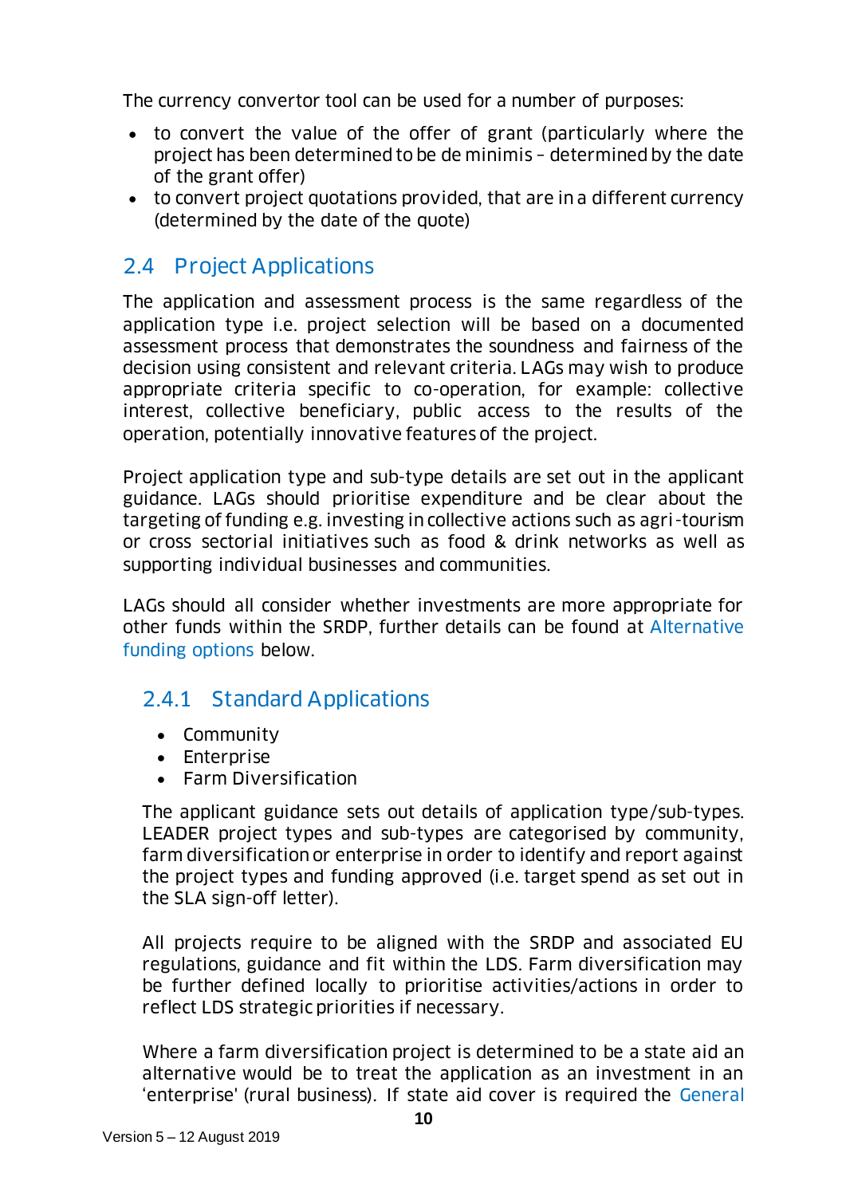The currency convertor tool can be used for a number of purposes:

- to convert the value of the offer of grant (particularly where the project has been determined to be de minimis – determined by the date of the grant offer)
- to convert project quotations provided, that are in a different currency (determined by the date of the quote)

## 2.4 Project Applications

The application and assessment process is the same regardless of the application type i.e. project selection will be based on a documented assessment process that demonstrates the soundness and fairness of the decision using consistent and relevant criteria. LAGs may wish to produce appropriate criteria specific to co-operation, for example: collective interest, collective beneficiary, public access to the results of the operation, potentially innovative features of the project.

Project application type and sub-type details are set out in the applicant guidance. LAGs should prioritise expenditure and be clear about the targeting of funding e.g. investing in collective actions such as agri-tourism or cross sectorial initiatives such as food & drink networks as well as supporting individual businesses and communities.

LAGs should all consider whether investments are more appropriate for other funds within the SRDP, further details can be found at Alternative funding options below.

### 2.4.1 Standard Applications

- Community
- Enterprise
- Farm Diversification

The applicant guidance sets out details of application type/sub-types. LEADER project types and sub-types are categorised by community, farm diversification or enterprise in order to identify and report against the project types and funding approved (i.e. target spend as set out in the SLA sign-off letter).

All projects require to be aligned with the SRDP and associated EU regulations, guidance and fit within the LDS. Farm diversification may be further defined locally to prioritise activities/actions in order to reflect LDS strategic priorities if necessary.

Where a farm diversification project is determined to be a state aid an alternative would be to treat the application as an investment in an 'enterprise' (rural business). If state aid cover is required the General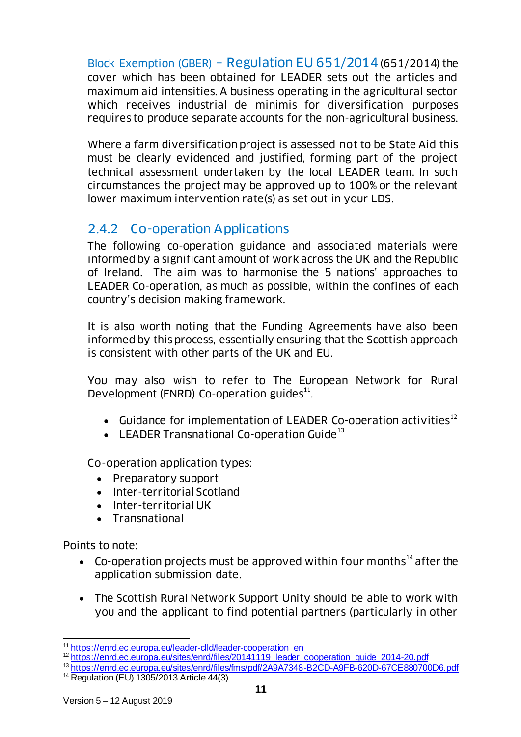Block Exemption (GBER) – Regulation EU 651/2014 (651/2014) the cover which has been obtained for LEADER sets out the articles and maximum aid intensities. A business operating in the agricultural sector which receives industrial de minimis for diversification purposes requires to produce separate accounts for the non-agricultural business.

Where a farm diversification project is assessed not to be State Aid this must be clearly evidenced and justified, forming part of the project technical assessment undertaken by the local LEADER team. In such circumstances the project may be approved up to 100% or the relevant lower maximum intervention rate(s) as set out in your LDS.

### 2.4.2 Co-operation Applications

The following co-operation guidance and associated materials were informed by a significant amount of work across the UK and the Republic of Ireland. The aim was to harmonise the 5 nations' approaches to LEADER Co-operation, as much as possible, within the confines of each country's decision making framework.

It is also worth noting that the Funding Agreements have also been informed by this process, essentially ensuring that the Scottish approach is consistent with other parts of the UK and EU.

You may also wish to refer to The European Network for Rural Development (ENRD) Co-operation guides[11].

- Guidance for implementation of LEADER Co-operation activities[12]
- LEADER Transnational Co-operation Guide[13]

Co-operation application types:

- Preparatory support
- Inter-territorial Scotland
- Inter-territorial UK
- Transnational

Points to note:

- Co-operation projects must be approved within four months[14] after the application submission date.
- The Scottish Rural Network Support Unity should be able to work with you and the applicant to find potential partners (particularly in other

---

[11] https://enrd.ec.europa.eu/leader-clld/leader-cooperation_en
[12] https://enrd.ec.europa.eu/sites/enrd/files/20141119_leader_cooperation_guide_2014-20.pdf
[13] https://enrd.ec.europa.eu/sites/enrd/files/fms/pdf/2A9A7348-B2CD-A9FB-620D-67CE880700D6.pdf
[14] Regulation (EU) 1305/2013 Article 44(3)

Version 5 – 12 August 2019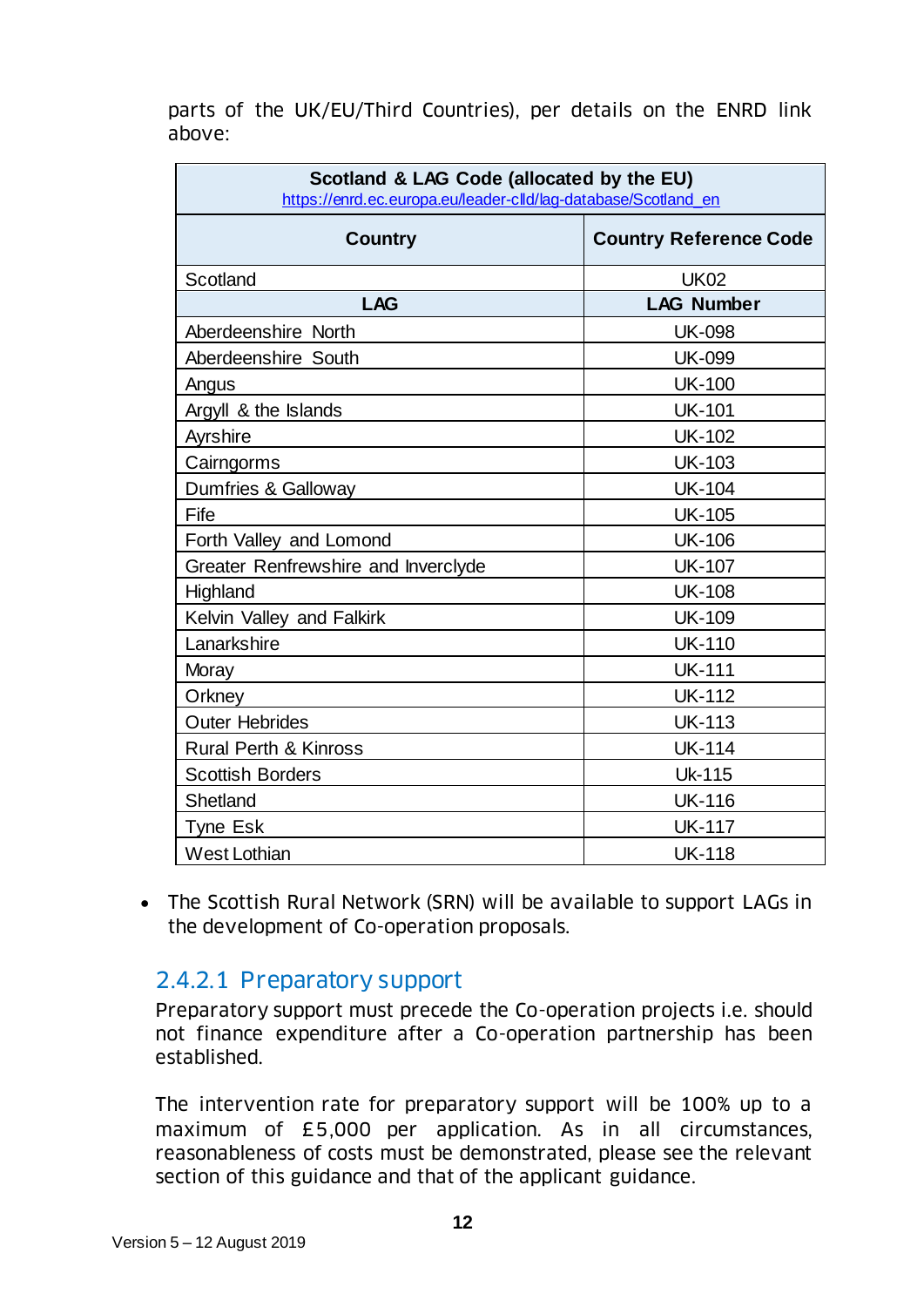parts of the UK/EU/Third Countries), per details on the ENRD link above:

| Scotland & LAG Code (allocated by the EU) https://enrd.ec.europa.eu/leader-clld/lag-database/Scotland_en | |
|---|---|
| **Country** | **Country Reference Code** |
| Scotland | UK02 |
| **LAG** | **LAG Number** |
| Aberdeenshire North | UK-098 |
| Aberdeenshire South | UK-099 |
| Angus | UK-100 |
| Argyll & the Islands | UK-101 |
| Ayrshire | UK-102 |
| Cairngorms | UK-103 |
| Dumfries & Galloway | UK-104 |
| Fife | UK-105 |
| Forth Valley and Lomond | UK-106 |
| Greater Renfrewshire and Inverclyde | UK-107 |
| Highland | UK-108 |
| Kelvin Valley and Falkirk | UK-109 |
| Lanarkshire | UK-110 |
| Moray | UK-111 |
| Orkney | UK-112 |
| Outer Hebrides | UK-113 |
| Rural Perth & Kinross | UK-114 |
| Scottish Borders | Uk-115 |
| Shetland | UK-116 |
| Tyne Esk | UK-117 |
| West Lothian | UK-118 |

- The Scottish Rural Network (SRN) will be available to support LAGs in the development of Co-operation proposals.

### 2.4.2.1 Preparatory support

Preparatory support must precede the Co-operation projects i.e. should not finance expenditure after a Co-operation partnership has been established.

The intervention rate for preparatory support will be 100% up to a maximum of £5,000 per application. As in all circumstances, reasonableness of costs must be demonstrated, please see the relevant section of this guidance and that of the applicant guidance.

Version 5 – 12 August 2019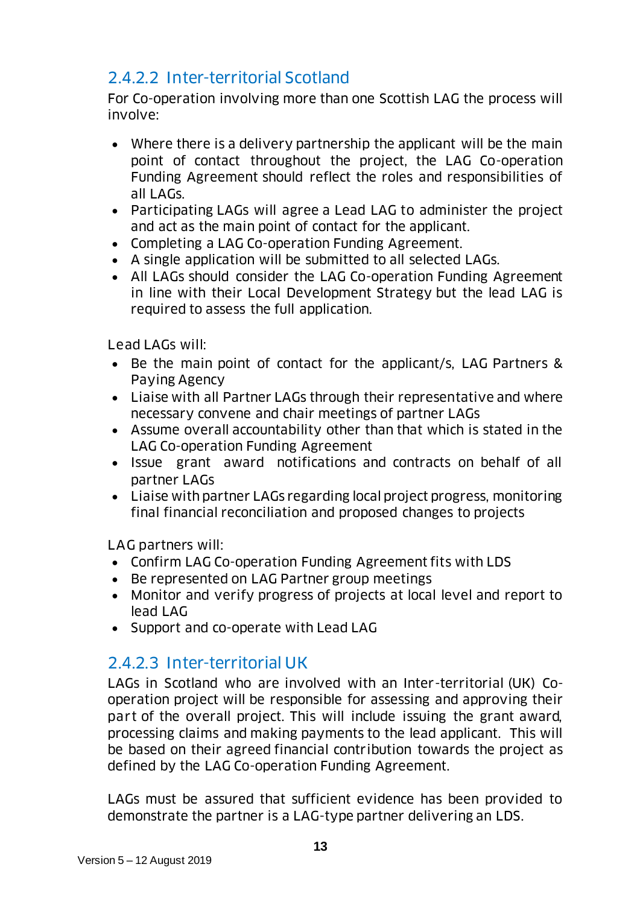#### 2.4.2.2 Inter-territorial Scotland

For Co-operation involving more than one Scottish LAG the process will involve:

- Where there is a delivery partnership the applicant will be the main point of contact throughout the project, the LAG Co-operation Funding Agreement should reflect the roles and responsibilities of all LAGs.
- Participating LAGs will agree a Lead LAG to administer the project and act as the main point of contact for the applicant.
- Completing a LAG Co-operation Funding Agreement.
- A single application will be submitted to all selected LAGs.
- All LAGs should consider the LAG Co-operation Funding Agreement in line with their Local Development Strategy but the lead LAG is required to assess the full application.

Lead LAGs will:

- Be the main point of contact for the applicant/s, LAG Partners & Paying Agency
- Liaise with all Partner LAGs through their representative and where necessary convene and chair meetings of partner LAGs
- Assume overall accountability other than that which is stated in the LAG Co-operation Funding Agreement
- Issue grant award notifications and contracts on behalf of all partner LAGs
- Liaise with partner LAGs regarding local project progress, monitoring final financial reconciliation and proposed changes to projects

LAG partners will:

- Confirm LAG Co-operation Funding Agreement fits with LDS
- Be represented on LAG Partner group meetings
- Monitor and verify progress of projects at local level and report to lead LAG
- Support and co-operate with Lead LAG

#### 2.4.2.3 Inter-territorial UK

LAGs in Scotland who are involved with an Inter-territorial (UK) Co-operation project will be responsible for assessing and approving their part of the overall project. This will include issuing the grant award, processing claims and making payments to the lead applicant. This will be based on their agreed financial contribution towards the project as defined by the LAG Co-operation Funding Agreement.

LAGs must be assured that sufficient evidence has been provided to demonstrate the partner is a LAG-type partner delivering an LDS.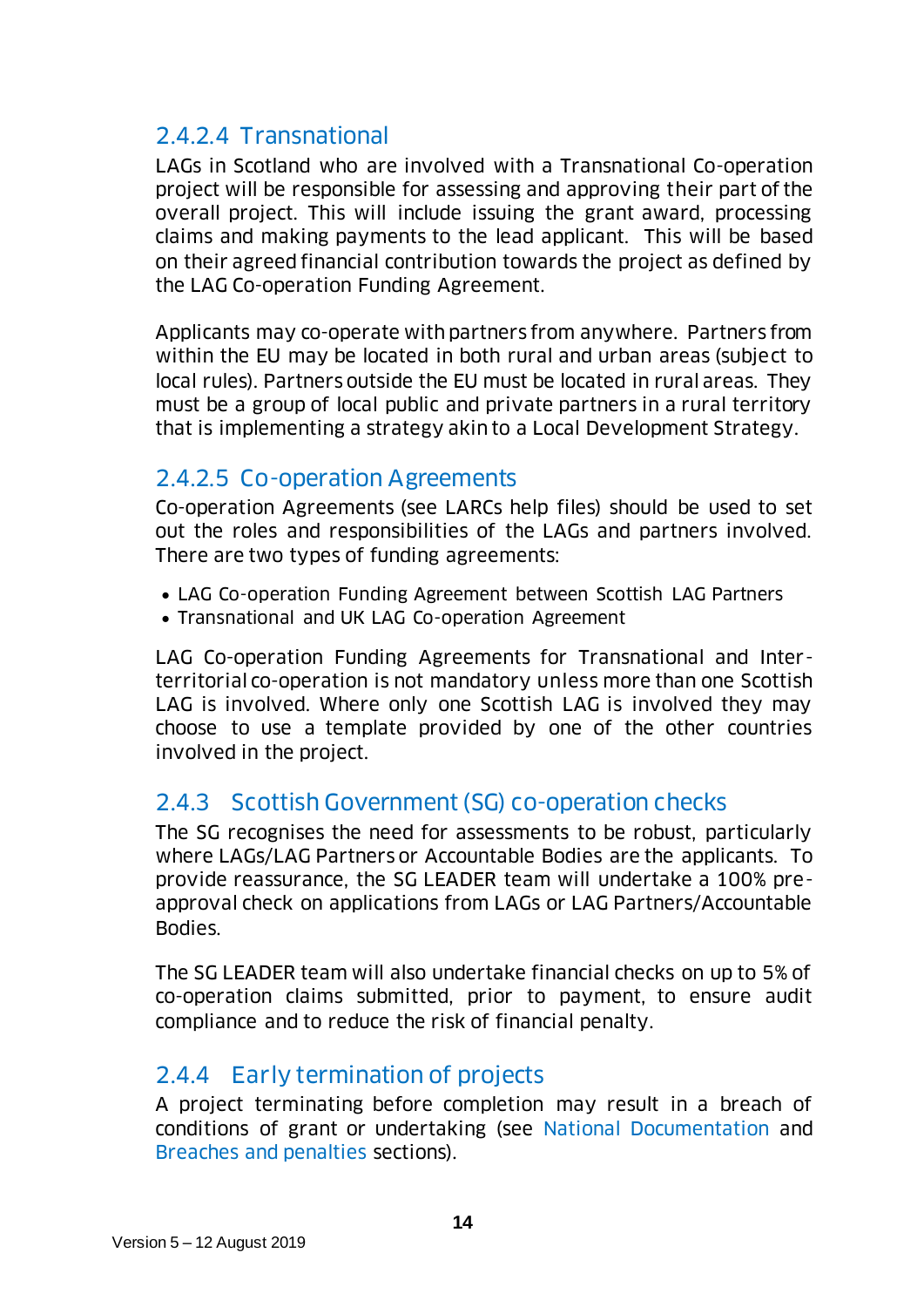#### 2.4.2.4 Transnational

LAGs in Scotland who are involved with a Transnational Co-operation project will be responsible for assessing and approving their part of the overall project. This will include issuing the grant award, processing claims and making payments to the lead applicant. This will be based on their agreed financial contribution towards the project as defined by the LAG Co-operation Funding Agreement.

Applicants may co-operate with partners from anywhere. Partners from within the EU may be located in both rural and urban areas (subject to local rules). Partners outside the EU must be located in rural areas. They must be a group of local public and private partners in a rural territory that is implementing a strategy akin to a Local Development Strategy.

#### 2.4.2.5 Co-operation Agreements

Co-operation Agreements (see LARCs help files) should be used to set out the roles and responsibilities of the LAGs and partners involved. There are two types of funding agreements:

- LAG Co-operation Funding Agreement between Scottish LAG Partners
- Transnational and UK LAG Co-operation Agreement

LAG Co-operation Funding Agreements for Transnational and Inter-territorial co-operation is not mandatory unless more than one Scottish LAG is involved. Where only one Scottish LAG is involved they may choose to use a template provided by one of the other countries involved in the project.

### 2.4.3 Scottish Government (SG) co-operation checks

The SG recognises the need for assessments to be robust, particularly where LAGs/LAG Partners or Accountable Bodies are the applicants. To provide reassurance, the SG LEADER team will undertake a 100% pre-approval check on applications from LAGs or LAG Partners/Accountable Bodies.

The SG LEADER team will also undertake financial checks on up to 5% of co-operation claims submitted, prior to payment, to ensure audit compliance and to reduce the risk of financial penalty.

### 2.4.4 Early termination of projects

A project terminating before completion may result in a breach of conditions of grant or undertaking (see National Documentation and Breaches and penalties sections).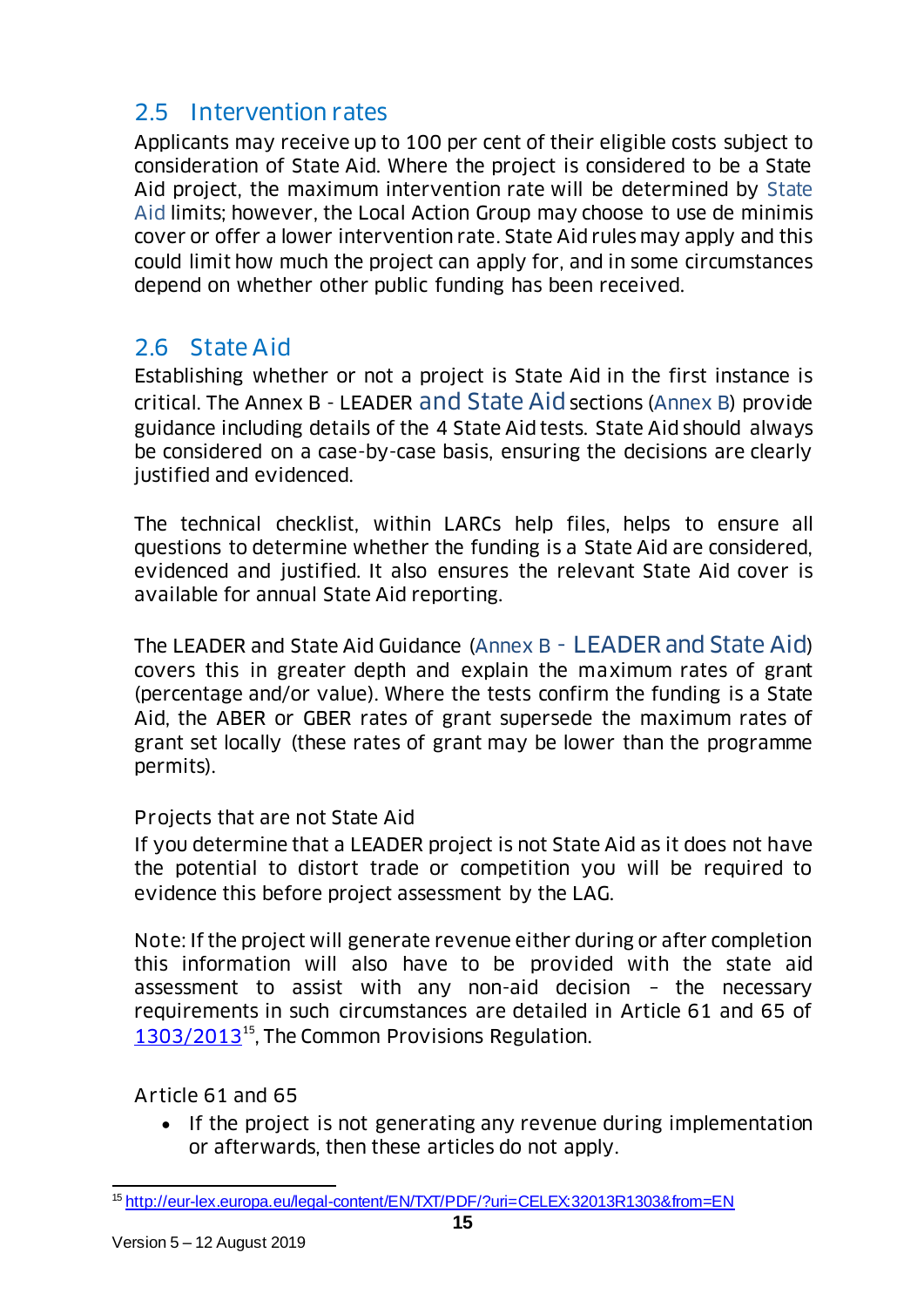## 2.5 Intervention rates

Applicants may receive up to 100 per cent of their eligible costs subject to consideration of State Aid. Where the project is considered to be a State Aid project, the maximum intervention rate will be determined by State Aid limits; however, the Local Action Group may choose to use de minimis cover or offer a lower intervention rate. State Aid rules may apply and this could limit how much the project can apply for, and in some circumstances depend on whether other public funding has been received.

## 2.6 State Aid

Establishing whether or not a project is State Aid in the first instance is critical. The Annex B - LEADER and State Aid sections (Annex B) provide guidance including details of the 4 State Aid tests. State Aid should always be considered on a case-by-case basis, ensuring the decisions are clearly justified and evidenced.

The technical checklist, within LARCs help files, helps to ensure all questions to determine whether the funding is a State Aid are considered, evidenced and justified. It also ensures the relevant State Aid cover is available for annual State Aid reporting.

The LEADER and State Aid Guidance (Annex B - LEADER and State Aid) covers this in greater depth and explain the maximum rates of grant (percentage and/or value). Where the tests confirm the funding is a State Aid, the ABER or GBER rates of grant supersede the maximum rates of grant set locally (these rates of grant may be lower than the programme permits).

### Projects that are not State Aid

If you determine that a LEADER project is not State Aid as it does not have the potential to distort trade or competition you will be required to evidence this before project assessment by the LAG.

Note: If the project will generate revenue either during or after completion this information will also have to be provided with the state aid assessment to assist with any non-aid decision – the necessary requirements in such circumstances are detailed in Article 61 and 65 of 1303/2013[15], The Common Provisions Regulation.

### Article 61 and 65

- If the project is not generating any revenue during implementation or afterwards, then these articles do not apply.

[15] http://eur-lex.europa.eu/legal-content/EN/TXT/PDF/?uri=CELEX:32013R1303&from=EN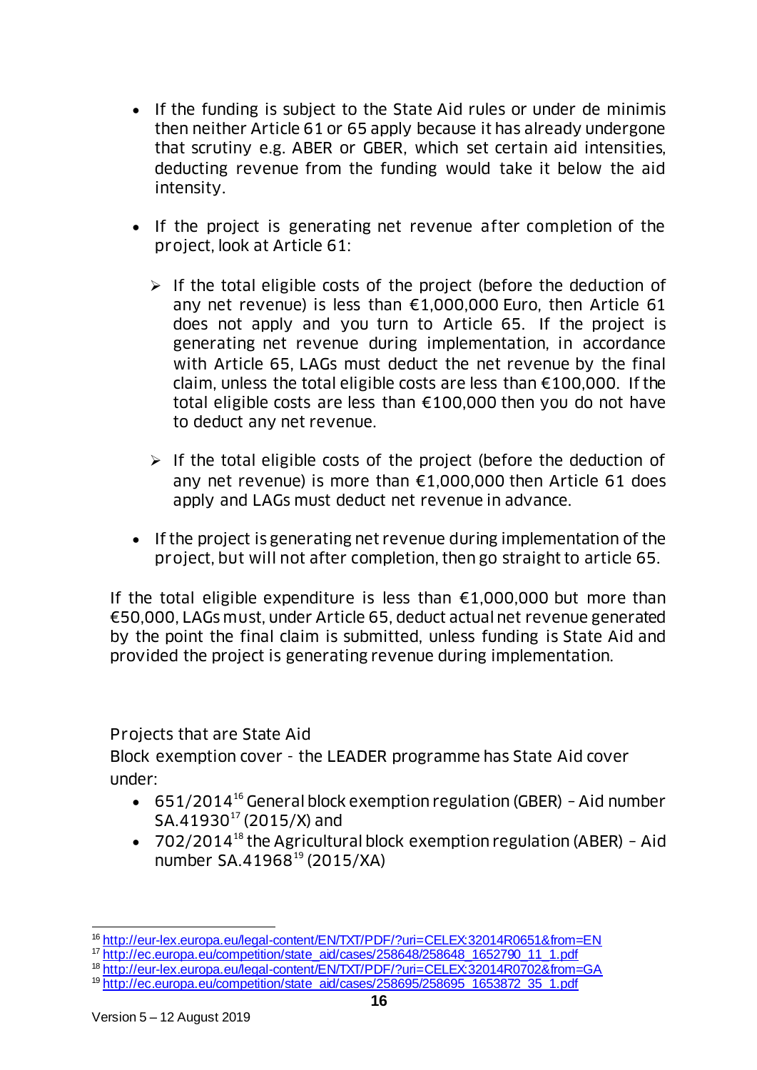- If the funding is subject to the State Aid rules or under de minimis then neither Article 61 or 65 apply because it has already undergone that scrutiny e.g. ABER or GBER, which set certain aid intensities, deducting revenue from the funding would take it below the aid intensity.

- If the project is generating net revenue after completion of the project, look at Article 61:

  - If the total eligible costs of the project (before the deduction of any net revenue) is less than €1,000,000 Euro, then Article 61 does not apply and you turn to Article 65. If the project is generating net revenue during implementation, in accordance with Article 65, LAGs must deduct the net revenue by the final claim, unless the total eligible costs are less than €100,000. If the total eligible costs are less than €100,000 then you do not have to deduct any net revenue.

  - If the total eligible costs of the project (before the deduction of any net revenue) is more than €1,000,000 then Article 61 does apply and LAGs must deduct net revenue in advance.

- If the project is generating net revenue during implementation of the project, but will not after completion, then go straight to article 65.

If the total eligible expenditure is less than €1,000,000 but more than €50,000, LAGs must, under Article 65, deduct actual net revenue generated by the point the final claim is submitted, unless funding is State Aid and provided the project is generating revenue during implementation.

Projects that are State Aid

Block exemption cover - the LEADER programme has State Aid cover under:

- 651/2014[16] General block exemption regulation (GBER) – Aid number SA.41930[17] (2015/X) and
- 702/2014[18] the Agricultural block exemption regulation (ABER) – Aid number SA.41968[19] (2015/XA)

---

[16] http://eur-lex.europa.eu/legal-content/EN/TXT/PDF/?uri=CELEX:32014R0651&from=EN
[17] http://ec.europa.eu/competition/state_aid/cases/258648/258648_1652790_11_1.pdf
[18] http://eur-lex.europa.eu/legal-content/EN/TXT/PDF/?uri=CELEX:32014R0702&from=GA
[19] http://ec.europa.eu/competition/state_aid/cases/258695/258695_1653872_35_1.pdf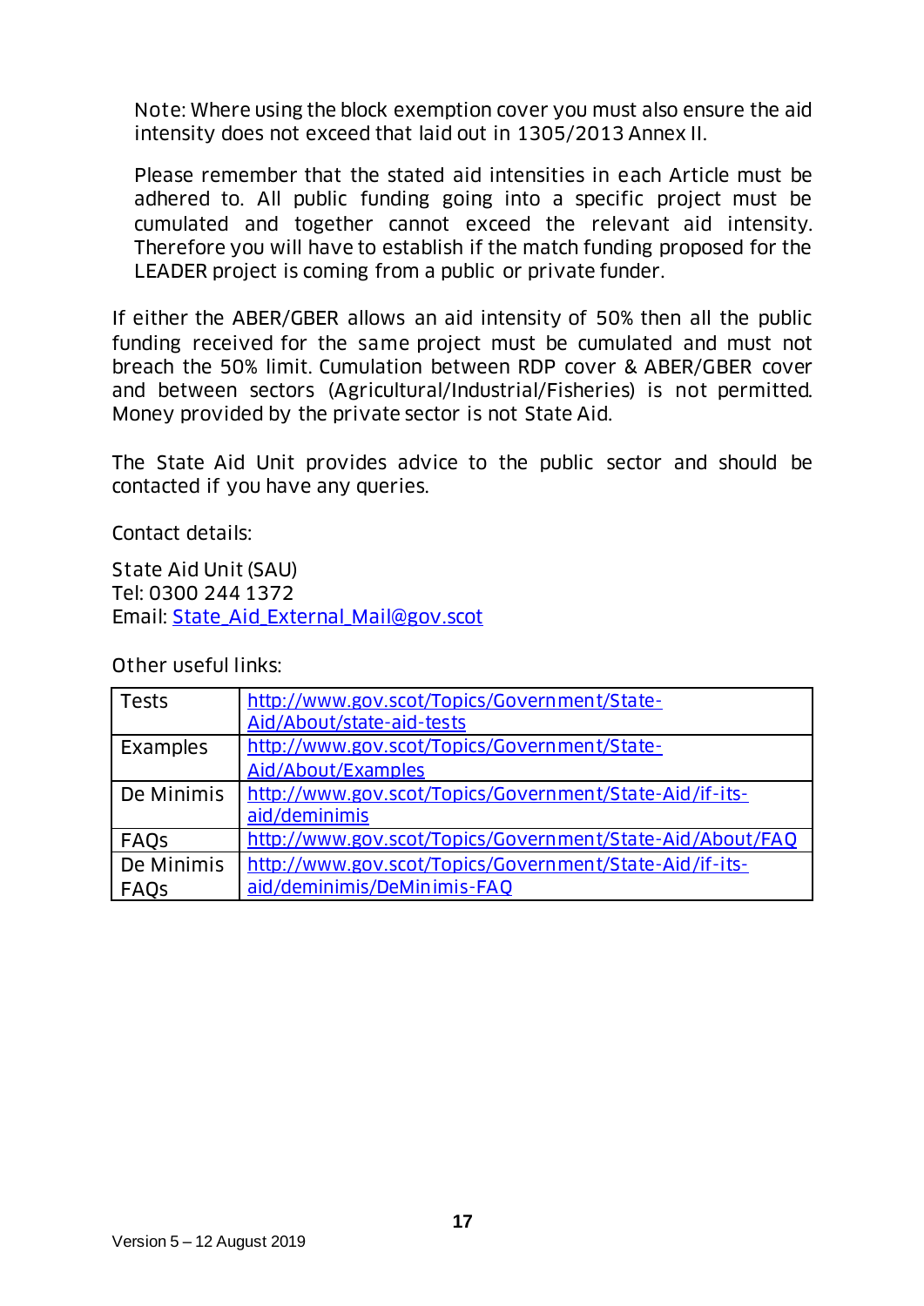Note: Where using the block exemption cover you must also ensure the aid intensity does not exceed that laid out in 1305/2013 Annex II.

Please remember that the stated aid intensities in each Article must be adhered to. All public funding going into a specific project must be cumulated and together cannot exceed the relevant aid intensity. Therefore you will have to establish if the match funding proposed for the LEADER project is coming from a public or private funder.

If either the ABER/GBER allows an aid intensity of 50% then all the public funding received for the same project must be cumulated and must not breach the 50% limit. Cumulation between RDP cover & ABER/GBER cover and between sectors (Agricultural/Industrial/Fisheries) is not permitted. Money provided by the private sector is not State Aid.

The State Aid Unit provides advice to the public sector and should be contacted if you have any queries.

Contact details:

State Aid Unit (SAU)  
Tel: 0300 244 1372  
Email: State_Aid_External_Mail@gov.scot

Other useful links:

| | |
|---|---|
| Tests | http://www.gov.scot/Topics/Government/State-Aid/About/state-aid-tests |
| Examples | http://www.gov.scot/Topics/Government/State-Aid/About/Examples |
| De Minimis | http://www.gov.scot/Topics/Government/State-Aid/if-its-aid/deminimis |
| FAQs | http://www.gov.scot/Topics/Government/State-Aid/About/FAQ |
| De Minimis FAQs | http://www.gov.scot/Topics/Government/State-Aid/if-its-aid/deminimis/DeMinimis-FAQ |

Version 5 – 12 August 2019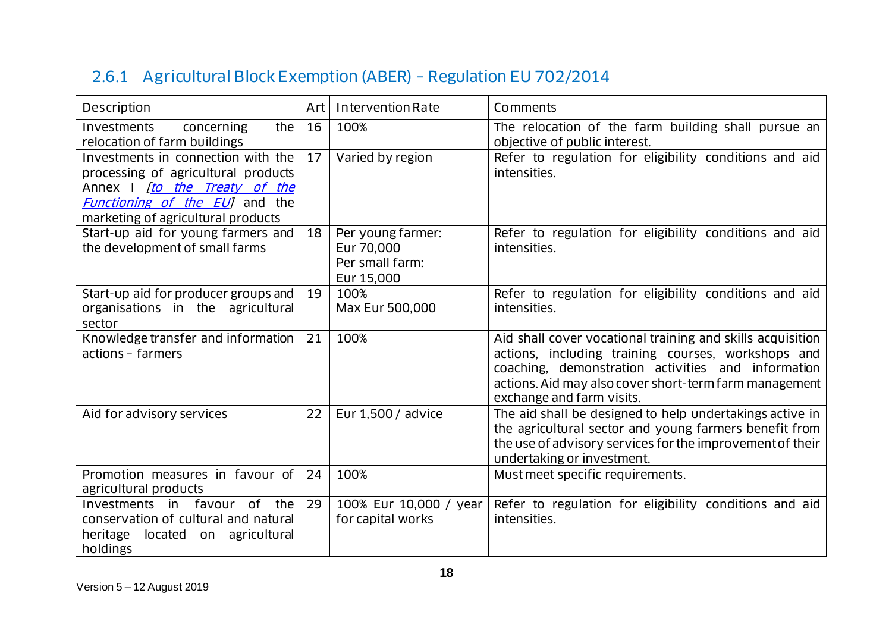### 2.6.1 Agricultural Block Exemption (ABER) – Regulation EU 702/2014

| Description | Art | Intervention Rate | Comments |
|---|---|---|---|
| Investments concerning the relocation of farm buildings | 16 | 100% | The relocation of the farm building shall pursue an objective of public interest. |
| Investments in connection with the processing of agricultural products Annex I *[to the Treaty of the Functioning of the EU]* and the marketing of agricultural products | 17 | Varied by region | Refer to regulation for eligibility conditions and aid intensities. |
| Start-up aid for young farmers and the development of small farms | 18 | Per young farmer: Eur 70,000 Per small farm: Eur 15,000 | Refer to regulation for eligibility conditions and aid intensities. |
| Start-up aid for producer groups and organisations in the agricultural sector | 19 | 100% Max Eur 500,000 | Refer to regulation for eligibility conditions and aid intensities. |
| Knowledge transfer and information actions – farmers | 21 | 100% | Aid shall cover vocational training and skills acquisition actions, including training courses, workshops and coaching, demonstration activities and information actions. Aid may also cover short-term farm management exchange and farm visits. |
| Aid for advisory services | 22 | Eur 1,500 / advice | The aid shall be designed to help undertakings active in the agricultural sector and young farmers benefit from the use of advisory services for the improvement of their undertaking or investment. |
| Promotion measures in favour of agricultural products | 24 | 100% | Must meet specific requirements. |
| Investments in favour of the conservation of cultural and natural heritage located on agricultural holdings | 29 | 100% Eur 10,000 / year for capital works | Refer to regulation for eligibility conditions and aid intensities. |

Version 5 – 12 August 2019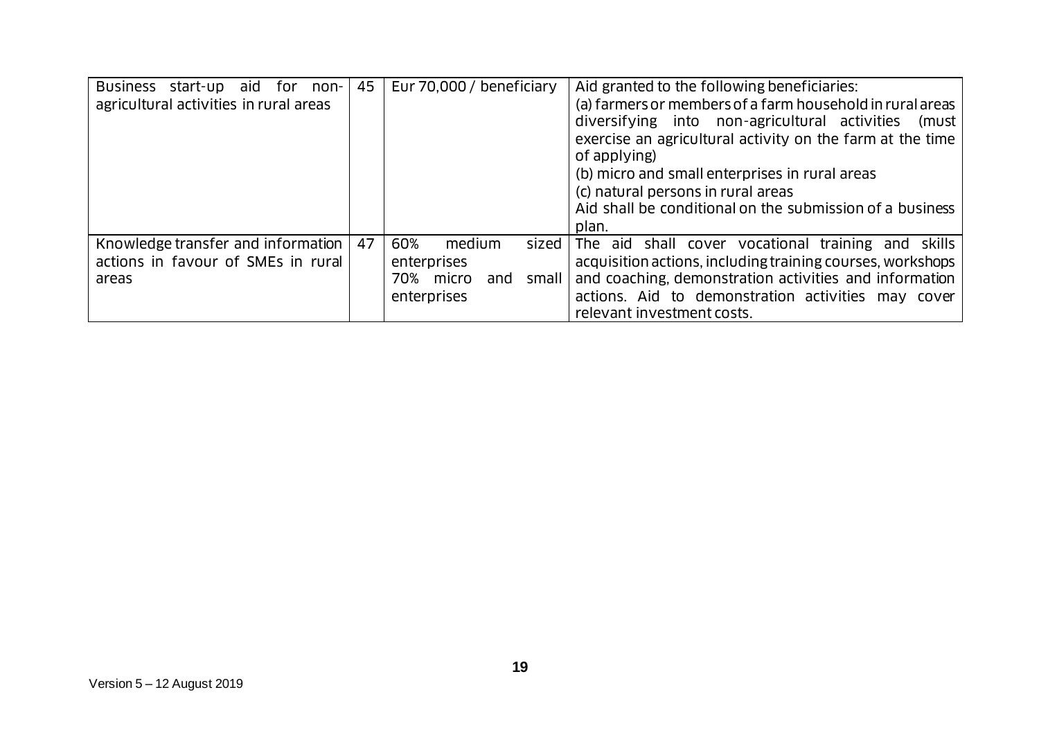| | | | |
|---|---|---|---|
| Business start-up aid for non-agricultural activities in rural areas | 45 | Eur 70,000 / beneficiary | Aid granted to the following beneficiaries:<br>(a) farmers or members of a farm household in rural areas diversifying into non-agricultural activities (must exercise an agricultural activity on the farm at the time of applying)<br>(b) micro and small enterprises in rural areas<br>(c) natural persons in rural areas<br>Aid shall be conditional on the submission of a business plan. |
| Knowledge transfer and information actions in favour of SMEs in rural areas | 47 | 60% medium sized enterprises<br>70% micro and small enterprises | The aid shall cover vocational training and skills acquisition actions, including training courses, workshops and coaching, demonstration activities and information actions. Aid to demonstration activities may cover relevant investment costs. |

Version 5 – 12 August 2019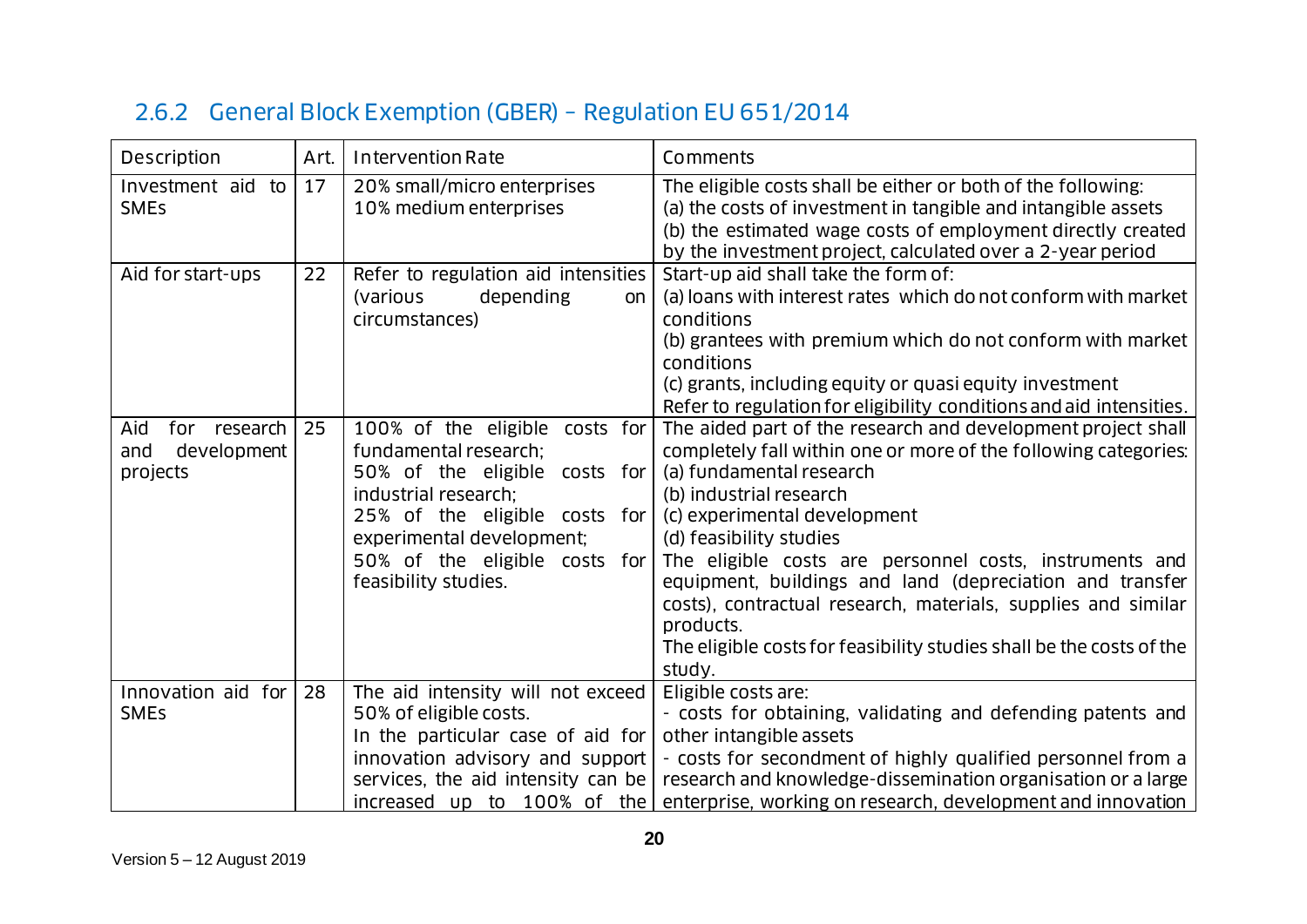### 2.6.2 General Block Exemption (GBER) – Regulation EU 651/2014

| Description | Art. | Intervention Rate | Comments |
|---|---|---|---|
| Investment aid to SMEs | 17 | 20% small/micro enterprises<br>10% medium enterprises | The eligible costs shall be either or both of the following:<br>(a) the costs of investment in tangible and intangible assets<br>(b) the estimated wage costs of employment directly created by the investment project, calculated over a 2-year period |
| Aid for start-ups | 22 | Refer to regulation aid intensities (various depending on circumstances) | Start-up aid shall take the form of:<br>(a) loans with interest rates which do not conform with market conditions<br>(b) grantees with premium which do not conform with market conditions<br>(c) grants, including equity or quasi equity investment<br>Refer to regulation for eligibility conditions and aid intensities. |
| Aid for research and development projects | 25 | 100% of the eligible costs for fundamental research;<br>50% of the eligible costs for industrial research;<br>25% of the eligible costs for experimental development;<br>50% of the eligible costs for feasibility studies. | The aided part of the research and development project shall completely fall within one or more of the following categories:<br>(a) fundamental research<br>(b) industrial research<br>(c) experimental development<br>(d) feasibility studies<br>The eligible costs are personnel costs, instruments and equipment, buildings and land (depreciation and transfer costs), contractual research, materials, supplies and similar products.<br>The eligible costs for feasibility studies shall be the costs of the study. |
| Innovation aid for SMEs | 28 | The aid intensity will not exceed 50% of eligible costs.<br>In the particular case of aid for innovation advisory and support services, the aid intensity can be increased up to 100% of the | Eligible costs are:<br>- costs for obtaining, validating and defending patents and other intangible assets<br>- costs for secondment of highly qualified personnel from a research and knowledge-dissemination organisation or a large enterprise, working on research, development and innovation |

Version 5 – 12 August 2019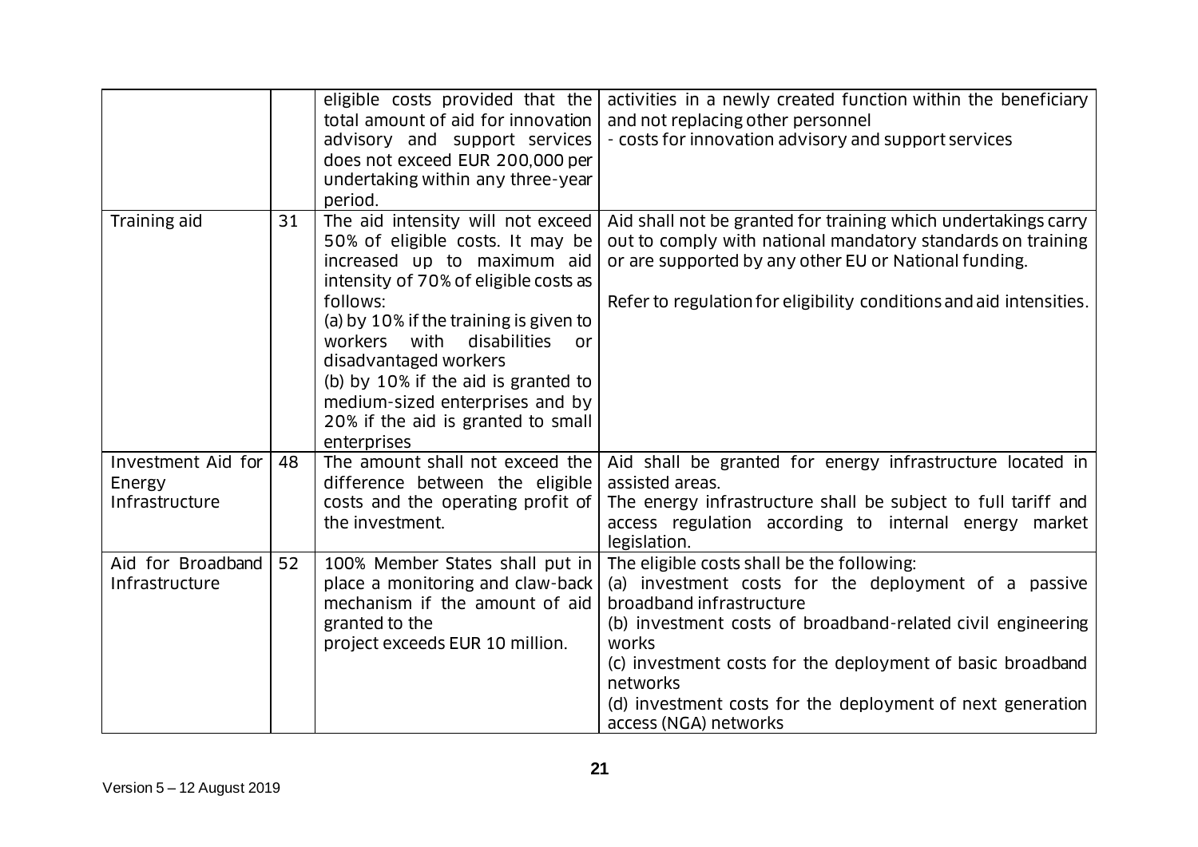| | | | |
|---|---|---|---|
| | | eligible costs provided that the total amount of aid for innovation advisory and support services does not exceed EUR 200,000 per undertaking within any three-year period. | activities in a newly created function within the beneficiary and not replacing other personnel<br>- costs for innovation advisory and support services |
| Training aid | 31 | The aid intensity will not exceed 50% of eligible costs. It may be increased up to maximum aid intensity of 70% of eligible costs as follows:<br>(a) by 10% if the training is given to workers with disabilities or disadvantaged workers<br>(b) by 10% if the aid is granted to medium-sized enterprises and by 20% if the aid is granted to small enterprises | Aid shall not be granted for training which undertakings carry out to comply with national mandatory standards on training or are supported by any other EU or National funding.<br><br>Refer to regulation for eligibility conditions and aid intensities. |
| Investment Aid for Energy Infrastructure | 48 | The amount shall not exceed the difference between the eligible costs and the operating profit of the investment. | Aid shall be granted for energy infrastructure located in assisted areas.<br>The energy infrastructure shall be subject to full tariff and access regulation according to internal energy market legislation. |
| Aid for Broadband Infrastructure | 52 | 100% Member States shall put in place a monitoring and claw-back mechanism if the amount of aid granted to the project exceeds EUR 10 million. | The eligible costs shall be the following:<br>(a) investment costs for the deployment of a passive broadband infrastructure<br>(b) investment costs of broadband-related civil engineering works<br>(c) investment costs for the deployment of basic broadband networks<br>(d) investment costs for the deployment of next generation access (NGA) networks |

Version 5 – 12 August 2019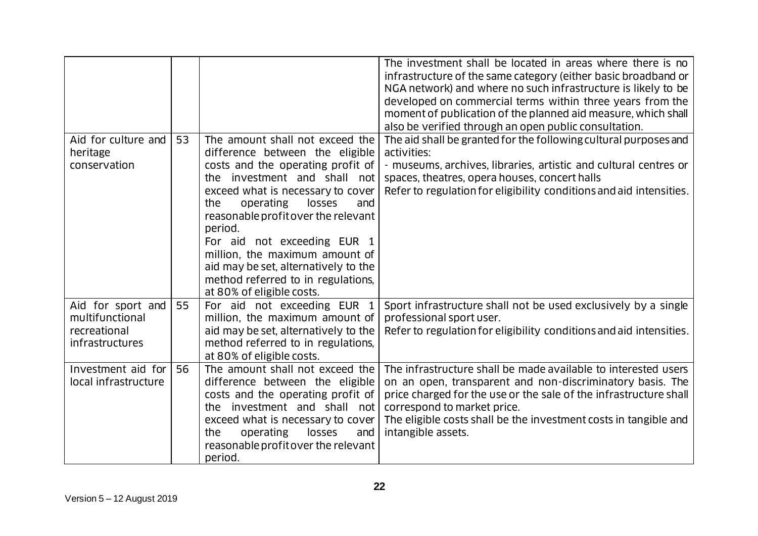| | | | |
|---|---|---|---|
| | | | The investment shall be located in areas where there is no infrastructure of the same category (either basic broadband or NGA network) and where no such infrastructure is likely to be developed on commercial terms within three years from the moment of publication of the planned aid measure, which shall also be verified through an open public consultation. |
| Aid for culture and heritage conservation | 53 | The amount shall not exceed the difference between the eligible costs and the operating profit of the investment and shall not exceed what is necessary to cover the operating losses and reasonable profit over the relevant period.<br>For aid not exceeding EUR 1 million, the maximum amount of aid may be set, alternatively to the method referred to in regulations, at 80% of eligible costs. | The aid shall be granted for the following cultural purposes and activities:<br>- museums, archives, libraries, artistic and cultural centres or spaces, theatres, opera houses, concert halls<br>Refer to regulation for eligibility conditions and aid intensities. |
| Aid for sport and multifunctional recreational infrastructures | 55 | For aid not exceeding EUR 1 million, the maximum amount of aid may be set, alternatively to the method referred to in regulations, at 80% of eligible costs. | Sport infrastructure shall not be used exclusively by a single professional sport user.<br>Refer to regulation for eligibility conditions and aid intensities. |
| Investment aid for local infrastructure | 56 | The amount shall not exceed the difference between the eligible costs and the operating profit of the investment and shall not exceed what is necessary to cover the operating losses and reasonable profit over the relevant period. | The infrastructure shall be made available to interested users on an open, transparent and non-discriminatory basis. The price charged for the use or the sale of the infrastructure shall correspond to market price.<br>The eligible costs shall be the investment costs in tangible and intangible assets. |

Version 5 – 12 August 2019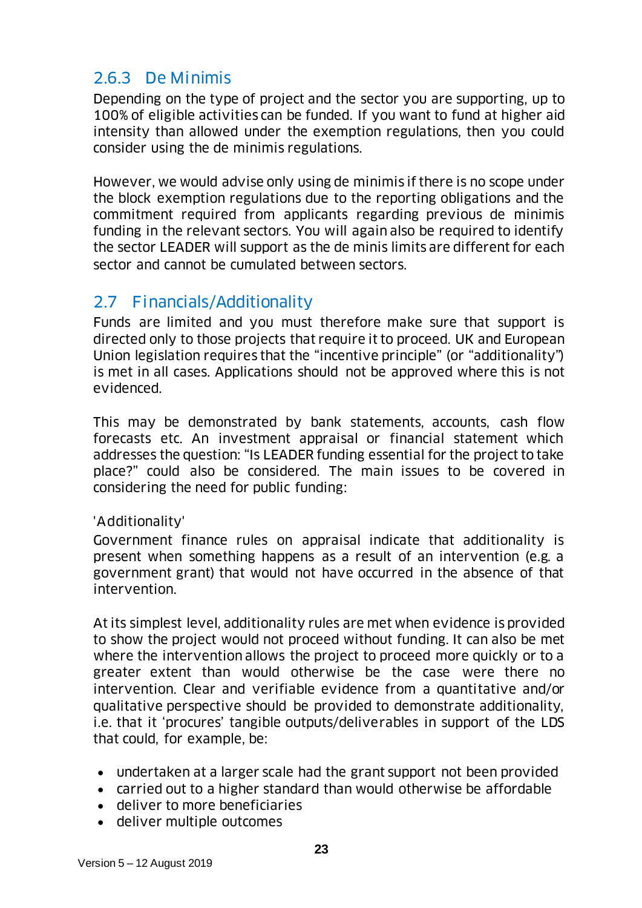### 2.6.3 De Minimis

Depending on the type of project and the sector you are supporting, up to 100% of eligible activities can be funded. If you want to fund at higher aid intensity than allowed under the exemption regulations, then you could consider using the de minimis regulations.

However, we would advise only using de minimis if there is no scope under the block exemption regulations due to the reporting obligations and the commitment required from applicants regarding previous de minimis funding in the relevant sectors. You will again also be required to identify the sector LEADER will support as the de minis limits are different for each sector and cannot be cumulated between sectors.

## 2.7 Financials/Additionality

Funds are limited and you must therefore make sure that support is directed only to those projects that require it to proceed. UK and European Union legislation requires that the "incentive principle" (or "additionality") is met in all cases. Applications should not be approved where this is not evidenced.

This may be demonstrated by bank statements, accounts, cash flow forecasts etc. An investment appraisal or financial statement which addresses the question: "Is LEADER funding essential for the project to take place?" could also be considered. The main issues to be covered in considering the need for public funding:

'Additionality'

Government finance rules on appraisal indicate that additionality is present when something happens as a result of an intervention (e.g. a government grant) that would not have occurred in the absence of that intervention.

At its simplest level, additionality rules are met when evidence is provided to show the project would not proceed without funding. It can also be met where the intervention allows the project to proceed more quickly or to a greater extent than would otherwise be the case were there no intervention. Clear and verifiable evidence from a quantitative and/or qualitative perspective should be provided to demonstrate additionality, i.e. that it 'procures' tangible outputs/deliverables in support of the LDS that could, for example, be:

- undertaken at a larger scale had the grant support not been provided
- carried out to a higher standard than would otherwise be affordable
- deliver to more beneficiaries
- deliver multiple outcomes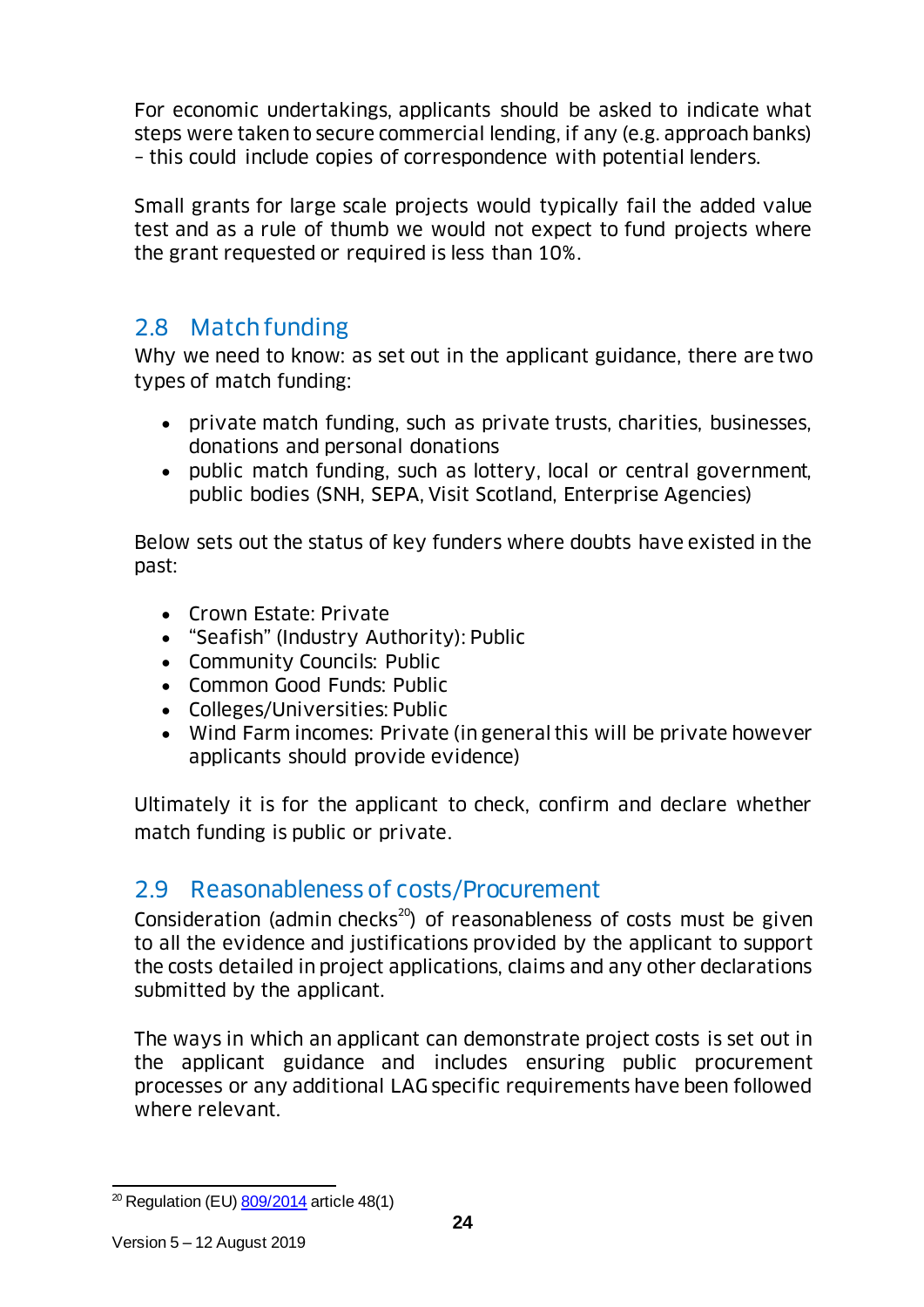For economic undertakings, applicants should be asked to indicate what steps were taken to secure commercial lending, if any (e.g. approach banks) – this could include copies of correspondence with potential lenders.

Small grants for large scale projects would typically fail the added value test and as a rule of thumb we would not expect to fund projects where the grant requested or required is less than 10%.

## 2.8 Match funding

Why we need to know: as set out in the applicant guidance, there are two types of match funding:

- private match funding, such as private trusts, charities, businesses, donations and personal donations
- public match funding, such as lottery, local or central government, public bodies (SNH, SEPA, Visit Scotland, Enterprise Agencies)

Below sets out the status of key funders where doubts have existed in the past:

- Crown Estate: Private
- “Seafish” (Industry Authority): Public
- Community Councils: Public
- Common Good Funds: Public
- Colleges/Universities: Public
- Wind Farm incomes: Private (in general this will be private however applicants should provide evidence)

Ultimately it is for the applicant to check, confirm and declare whether match funding is public or private.

## 2.9 Reasonableness of costs/Procurement

Consideration (admin checks[20]) of reasonableness of costs must be given to all the evidence and justifications provided by the applicant to support the costs detailed in project applications, claims and any other declarations submitted by the applicant.

The ways in which an applicant can demonstrate project costs is set out in the applicant guidance and includes ensuring public procurement processes or any additional LAG specific requirements have been followed where relevant.

[20] Regulation (EU) 809/2014 article 48(1)

Version 5 – 12 August 2019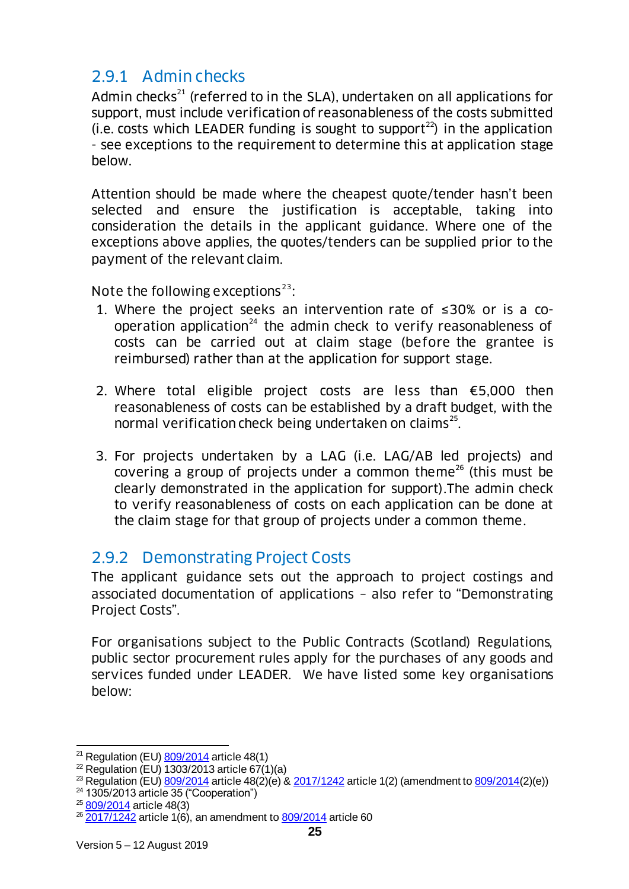### 2.9.1 Admin checks

Admin checks[21] (referred to in the SLA), undertaken on all applications for support, must include verification of reasonableness of the costs submitted (i.e. costs which LEADER funding is sought to support[22]) in the application - see exceptions to the requirement to determine this at application stage below.

Attention should be made where the cheapest quote/tender hasn't been selected and ensure the justification is acceptable, taking into consideration the details in the applicant guidance. Where one of the exceptions above applies, the quotes/tenders can be supplied prior to the payment of the relevant claim.

Note the following exceptions[23]:

1. Where the project seeks an intervention rate of ≤30% or is a co-operation application[24] the admin check to verify reasonableness of costs can be carried out at claim stage (before the grantee is reimbursed) rather than at the application for support stage.

2. Where total eligible project costs are less than €5,000 then reasonableness of costs can be established by a draft budget, with the normal verification check being undertaken on claims[25].

3. For projects undertaken by a LAG (i.e. LAG/AB led projects) and covering a group of projects under a common theme[26] (this must be clearly demonstrated in the application for support).The admin check to verify reasonableness of costs on each application can be done at the claim stage for that group of projects under a common theme.

### 2.9.2 Demonstrating Project Costs

The applicant guidance sets out the approach to project costings and associated documentation of applications – also refer to "Demonstrating Project Costs".

For organisations subject to the Public Contracts (Scotland) Regulations, public sector procurement rules apply for the purchases of any goods and services funded under LEADER. We have listed some key organisations below:

---

[21] Regulation (EU) 809/2014 article 48(1)
[22] Regulation (EU) 1303/2013 article 67(1)(a)
[23] Regulation (EU) 809/2014 article 48(2)(e) & 2017/1242 article 1(2) (amendment to 809/2014(2)(e))
[24] 1305/2013 article 35 ("Cooperation")
[25] 809/2014 article 48(3)
[26] 2017/1242 article 1(6), an amendment to 809/2014 article 60

Version 5 – 12 August 2019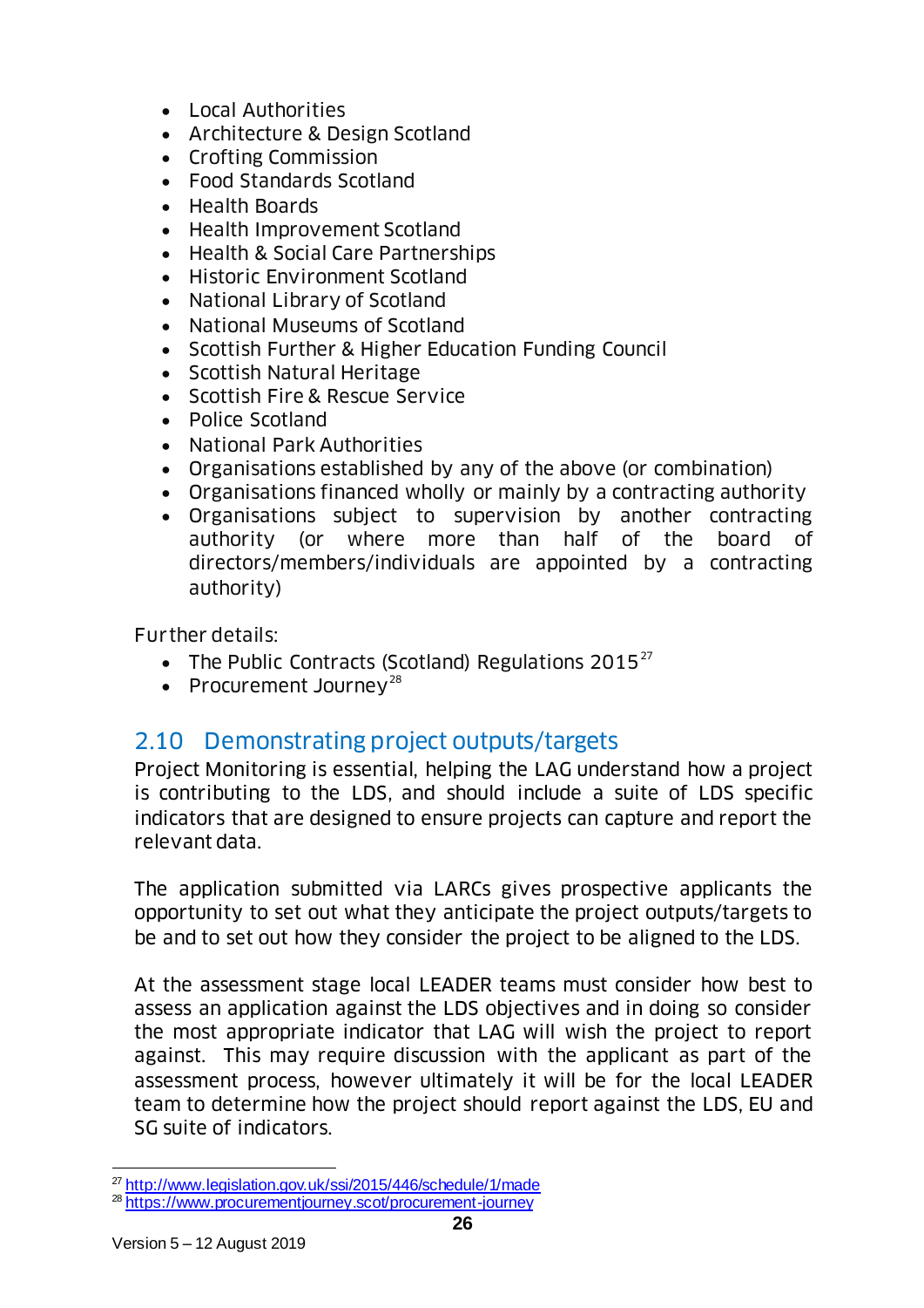- Local Authorities
- Architecture & Design Scotland
- Crofting Commission
- Food Standards Scotland
- Health Boards
- Health Improvement Scotland
- Health & Social Care Partnerships
- Historic Environment Scotland
- National Library of Scotland
- National Museums of Scotland
- Scottish Further & Higher Education Funding Council
- Scottish Natural Heritage
- Scottish Fire & Rescue Service
- Police Scotland
- National Park Authorities
- Organisations established by any of the above (or combination)
- Organisations financed wholly or mainly by a contracting authority
- Organisations subject to supervision by another contracting authority (or where more than half of the board of directors/members/individuals are appointed by a contracting authority)

Further details:

- The Public Contracts (Scotland) Regulations 2015[27]
- Procurement Journey[28]

## 2.10 Demonstrating project outputs/targets

Project Monitoring is essential, helping the LAG understand how a project is contributing to the LDS, and should include a suite of LDS specific indicators that are designed to ensure projects can capture and report the relevant data.

The application submitted via LARCs gives prospective applicants the opportunity to set out what they anticipate the project outputs/targets to be and to set out how they consider the project to be aligned to the LDS.

At the assessment stage local LEADER teams must consider how best to assess an application against the LDS objectives and in doing so consider the most appropriate indicator that LAG will wish the project to report against. This may require discussion with the applicant as part of the assessment process, however ultimately it will be for the local LEADER team to determine how the project should report against the LDS, EU and SG suite of indicators.

[27] http://www.legislation.gov.uk/ssi/2015/446/schedule/1/made
[28] https://www.procurementjourney.scot/procurement-journey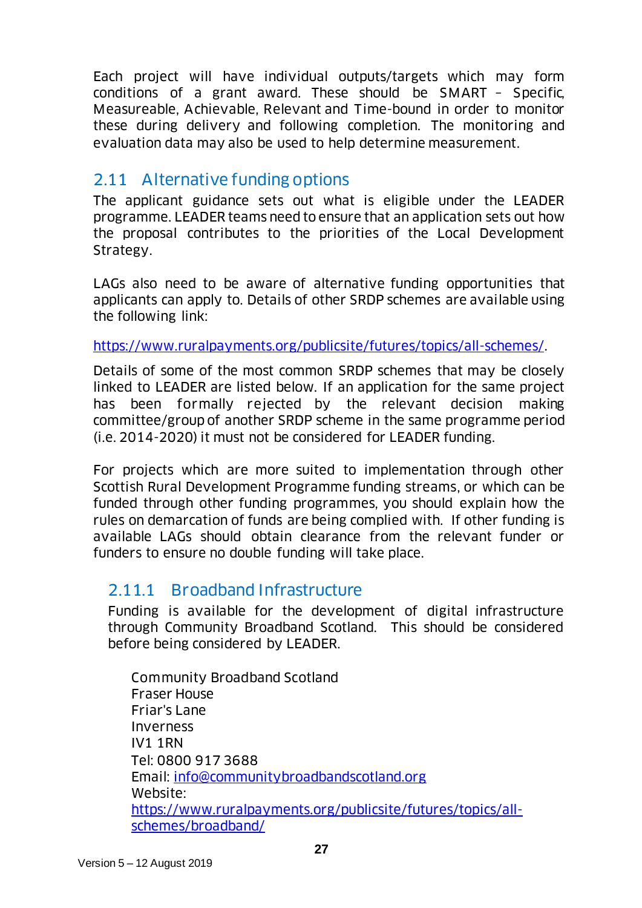Each project will have individual outputs/targets which may form conditions of a grant award. These should be SMART – Specific, Measureable, Achievable, Relevant and Time-bound in order to monitor these during delivery and following completion. The monitoring and evaluation data may also be used to help determine measurement.

## 2.11 Alternative funding options

The applicant guidance sets out what is eligible under the LEADER programme. LEADER teams need to ensure that an application sets out how the proposal contributes to the priorities of the Local Development Strategy.

LAGs also need to be aware of alternative funding opportunities that applicants can apply to. Details of other SRDP schemes are available using the following link:

https://www.ruralpayments.org/publicsite/futures/topics/all-schemes/.

Details of some of the most common SRDP schemes that may be closely linked to LEADER are listed below. If an application for the same project has been formally rejected by the relevant decision making committee/group of another SRDP scheme in the same programme period (i.e. 2014-2020) it must not be considered for LEADER funding.

For projects which are more suited to implementation through other Scottish Rural Development Programme funding streams, or which can be funded through other funding programmes, you should explain how the rules on demarcation of funds are being complied with. If other funding is available LAGs should obtain clearance from the relevant funder or funders to ensure no double funding will take place.

### 2.11.1 Broadband Infrastructure

Funding is available for the development of digital infrastructure through Community Broadband Scotland. This should be considered before being considered by LEADER.

Community Broadband Scotland
Fraser House
Friar's Lane
Inverness
IV1 1RN
Tel: 0800 917 3688
Email: info@communitybroadbandscotland.org
Website:
https://www.ruralpayments.org/publicsite/futures/topics/all-schemes/broadband/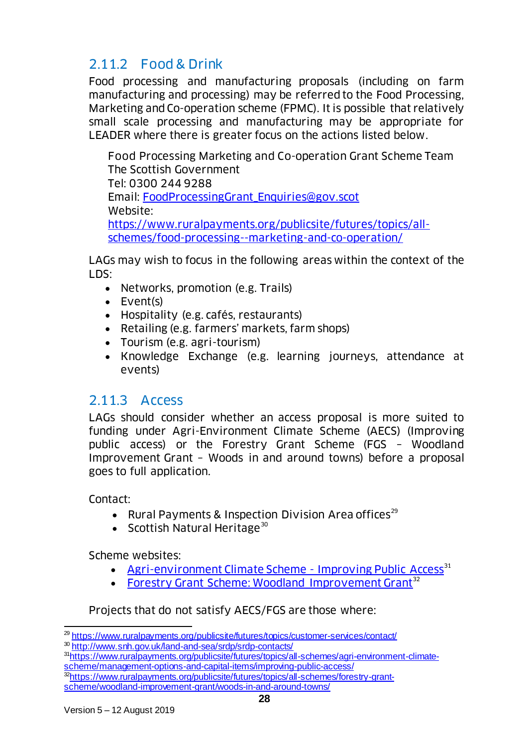### 2.11.2 Food & Drink

Food processing and manufacturing proposals (including on farm manufacturing and processing) may be referred to the Food Processing, Marketing and Co-operation scheme (FPMC). It is possible that relatively small scale processing and manufacturing may be appropriate for LEADER where there is greater focus on the actions listed below.

> Food Processing Marketing and Co-operation Grant Scheme Team
> The Scottish Government
> Tel: 0300 244 9288
> Email: [FoodProcessingGrant_Enquiries@gov.scot](mailto:FoodProcessingGrant_Enquiries@gov.scot)
> Website:
> [https://www.ruralpayments.org/publicsite/futures/topics/all-schemes/food-processing--marketing-and-co-operation/](https://www.ruralpayments.org/publicsite/futures/topics/all-schemes/food-processing--marketing-and-co-operation/)

LAGs may wish to focus in the following areas within the context of the LDS:

- Networks, promotion (e.g. Trails)
- Event(s)
- Hospitality (e.g. cafés, restaurants)
- Retailing (e.g. farmers' markets, farm shops)
- Tourism (e.g. agri-tourism)
- Knowledge Exchange (e.g. learning journeys, attendance at events)

### 2.11.3 Access

LAGs should consider whether an access proposal is more suited to funding under Agri-Environment Climate Scheme (AECS) (Improving public access) or the Forestry Grant Scheme (FGS – Woodland Improvement Grant – Woods in and around towns) before a proposal goes to full application.

Contact:

- Rural Payments & Inspection Division Area offices[29]
- Scottish Natural Heritage[30]

Scheme websites:

- [Agri-environment Climate Scheme - Improving Public Access](https://www.ruralpayments.org/publicsite/futures/topics/all-schemes/agri-environment-climate-scheme/management-options-and-capital-items/improving-public-access/)[31]
- [Forestry Grant Scheme: Woodland Improvement Grant](https://www.ruralpayments.org/publicsite/futures/topics/all-schemes/forestry-grant-scheme/woodland-improvement-grant/woods-in-and-around-towns/)[32]

Projects that do not satisfy AECS/FGS are those where:

---

[29] https://www.ruralpayments.org/publicsite/futures/topics/customer-services/contact/

[30] http://www.snh.gov.uk/land-and-sea/srdp/srdp-contacts/

[31] https://www.ruralpayments.org/publicsite/futures/topics/all-schemes/agri-environment-climate-scheme/management-options-and-capital-items/improving-public-access/

[32] https://www.ruralpayments.org/publicsite/futures/topics/all-schemes/forestry-grant-scheme/woodland-improvement-grant/woods-in-and-around-towns/

Version 5 – 12 August 2019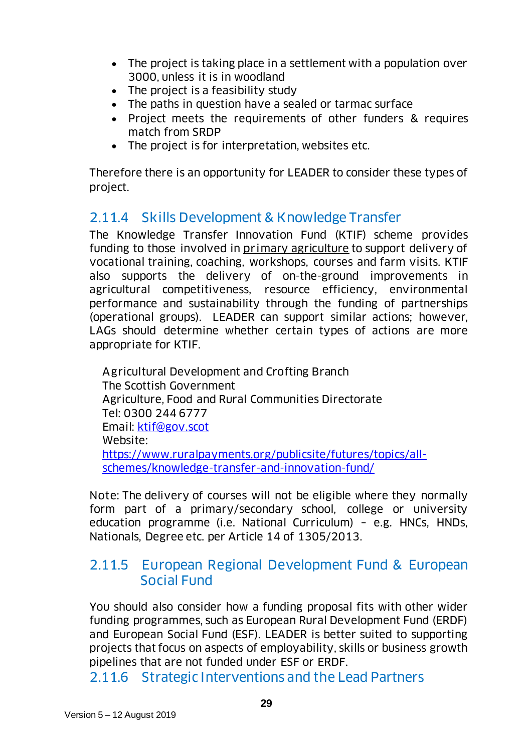- The project is taking place in a settlement with a population over 3000, unless it is in woodland
- The project is a feasibility study
- The paths in question have a sealed or tarmac surface
- Project meets the requirements of other funders & requires match from SRDP
- The project is for interpretation, websites etc.

Therefore there is an opportunity for LEADER to consider these types of project.

### 2.11.4 Skills Development & Knowledge Transfer

The Knowledge Transfer Innovation Fund (KTIF) scheme provides funding to those involved in primary agriculture to support delivery of vocational training, coaching, workshops, courses and farm visits. KTIF also supports the delivery of on-the-ground improvements in agricultural competitiveness, resource efficiency, environmental performance and sustainability through the funding of partnerships (operational groups). LEADER can support similar actions; however, LAGs should determine whether certain types of actions are more appropriate for KTIF.

Agricultural Development and Crofting Branch
The Scottish Government
Agriculture, Food and Rural Communities Directorate
Tel: 0300 244 6777
Email: ktif@gov.scot
Website:
https://www.ruralpayments.org/publicsite/futures/topics/all-schemes/knowledge-transfer-and-innovation-fund/

Note: The delivery of courses will not be eligible where they normally form part of a primary/secondary school, college or university education programme (i.e. National Curriculum) – e.g. HNCs, HNDs, Nationals, Degree etc. per Article 14 of 1305/2013.

### 2.11.5 European Regional Development Fund & European Social Fund

You should also consider how a funding proposal fits with other wider funding programmes, such as European Rural Development Fund (ERDF) and European Social Fund (ESF). LEADER is better suited to supporting projects that focus on aspects of employability, skills or business growth pipelines that are not funded under ESF or ERDF.

### 2.11.6 Strategic Interventions and the Lead Partners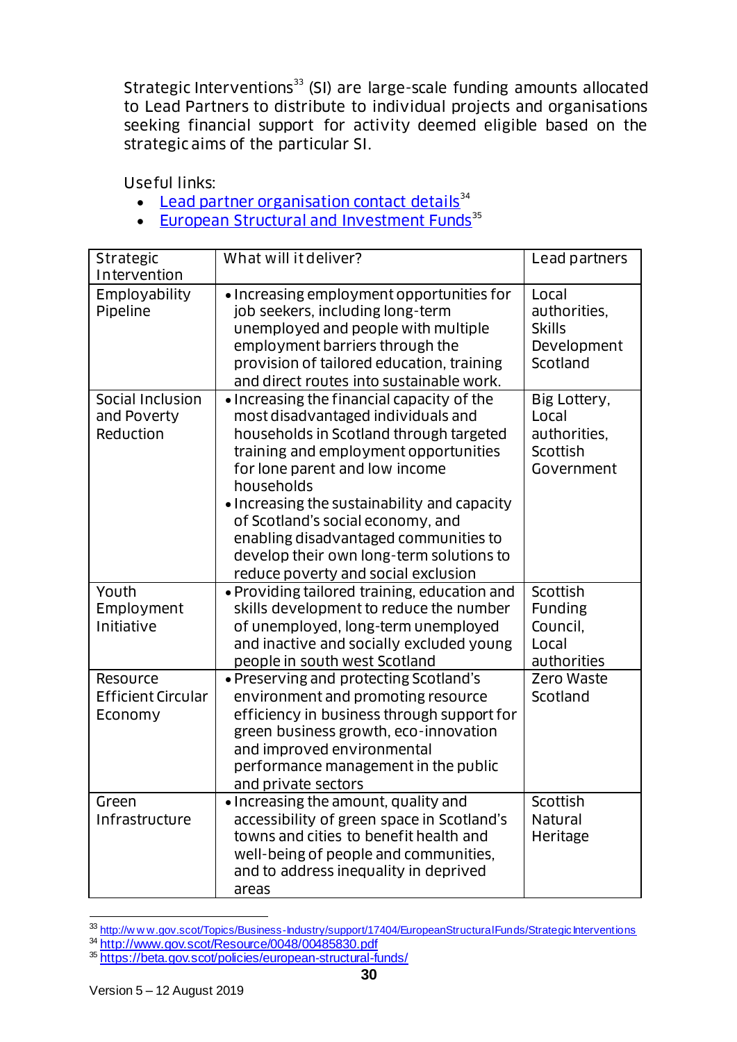Strategic Interventions[33] (SI) are large-scale funding amounts allocated to Lead Partners to distribute to individual projects and organisations seeking financial support for activity deemed eligible based on the strategic aims of the particular SI.

Useful links:

- [Lead partner organisation contact details][34]
- [European Structural and Investment Funds][35]

| Strategic Intervention | What will it deliver? | Lead partners |
|---|---|---|
| Employability Pipeline | • Increasing employment opportunities for job seekers, including long-term unemployed and people with multiple employment barriers through the provision of tailored education, training and direct routes into sustainable work. | Local authorities, Skills Development Scotland |
| Social Inclusion and Poverty Reduction | • Increasing the financial capacity of the most disadvantaged individuals and households in Scotland through targeted training and employment opportunities for lone parent and low income households<br>• Increasing the sustainability and capacity of Scotland's social economy, and enabling disadvantaged communities to develop their own long-term solutions to reduce poverty and social exclusion | Big Lottery, Local authorities, Scottish Government |
| Youth Employment Initiative | • Providing tailored training, education and skills development to reduce the number of unemployed, long-term unemployed and inactive and socially excluded young people in south west Scotland | Scottish Funding Council, Local authorities |
| Resource Efficient Circular Economy | • Preserving and protecting Scotland's environment and promoting resource efficiency in business through support for green business growth, eco-innovation and improved environmental performance management in the public and private sectors | Zero Waste Scotland |
| Green Infrastructure | • Increasing the amount, quality and accessibility of green space in Scotland's towns and cities to benefit health and well-being of people and communities, and to address inequality in deprived areas | Scottish Natural Heritage |

[33] http://www.gov.scot/Topics/Business-Industry/support/17404/EuropeanStructuralFunds/StrategicInterventions
[34] http://www.gov.scot/Resource/0048/00485830.pdf
[35] https://beta.gov.scot/policies/european-structural-funds/

Version 5 – 12 August 2019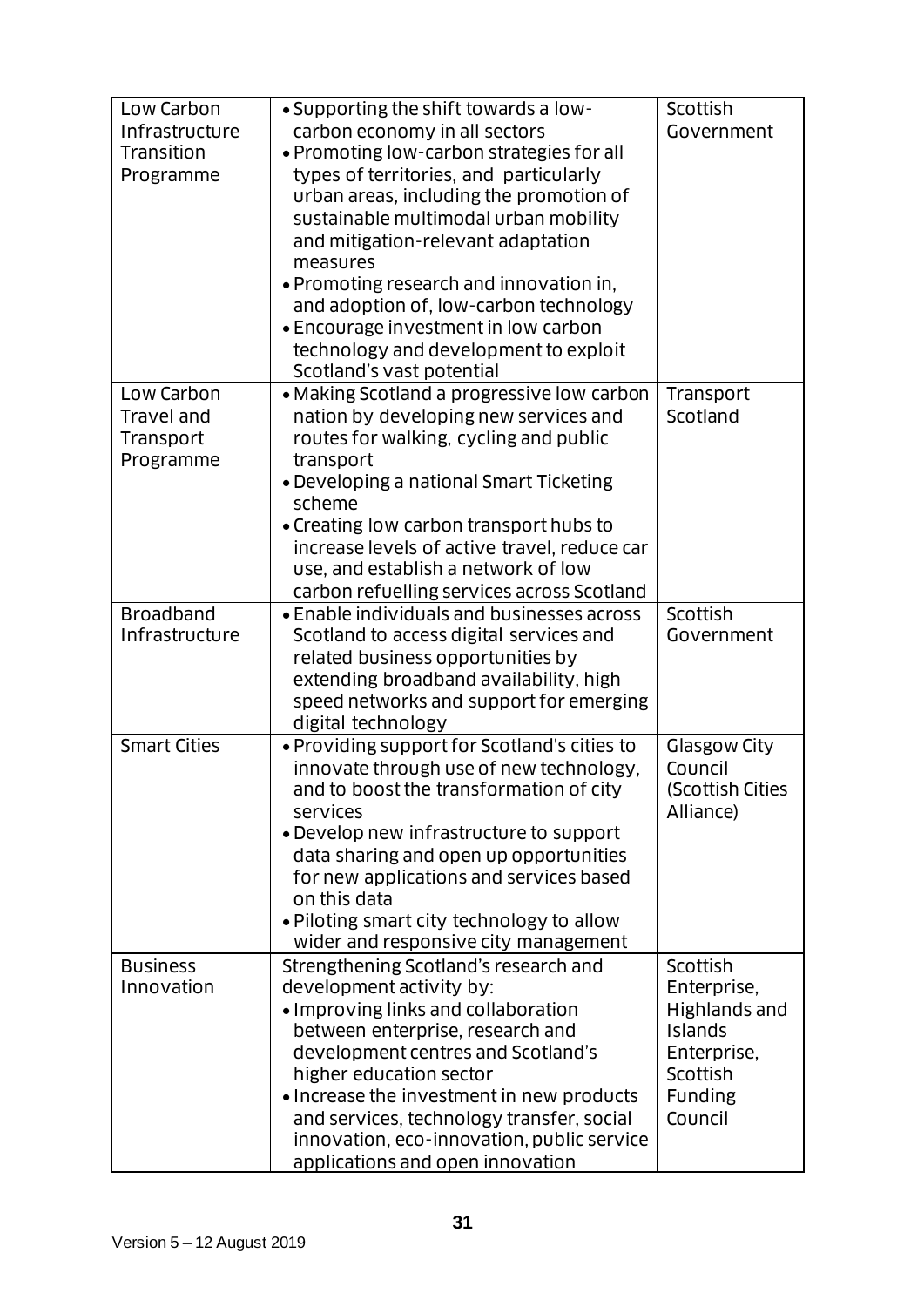| | | |
|---|---|---|
| Low Carbon Infrastructure Transition Programme | • Supporting the shift towards a low-carbon economy in all sectors<br>• Promoting low-carbon strategies for all types of territories, and particularly urban areas, including the promotion of sustainable multimodal urban mobility and mitigation-relevant adaptation measures<br>• Promoting research and innovation in, and adoption of, low-carbon technology<br>• Encourage investment in low carbon technology and development to exploit Scotland's vast potential | Scottish Government |
| Low Carbon Travel and Transport Programme | • Making Scotland a progressive low carbon nation by developing new services and routes for walking, cycling and public transport<br>• Developing a national Smart Ticketing scheme<br>• Creating low carbon transport hubs to increase levels of active travel, reduce car use, and establish a network of low carbon refuelling services across Scotland | Transport Scotland |
| Broadband Infrastructure | • Enable individuals and businesses across Scotland to access digital services and related business opportunities by extending broadband availability, high speed networks and support for emerging digital technology | Scottish Government |
| Smart Cities | • Providing support for Scotland's cities to innovate through use of new technology, and to boost the transformation of city services<br>• Develop new infrastructure to support data sharing and open up opportunities for new applications and services based on this data<br>• Piloting smart city technology to allow wider and responsive city management | Glasgow City Council (Scottish Cities Alliance) |
| Business Innovation | Strengthening Scotland's research and development activity by:<br>• Improving links and collaboration between enterprise, research and development centres and Scotland's higher education sector<br>• Increase the investment in new products and services, technology transfer, social innovation, eco-innovation, public service applications and open innovation | Scottish Enterprise, Highlands and Islands Enterprise, Scottish Funding Council |

Version 5 – 12 August 2019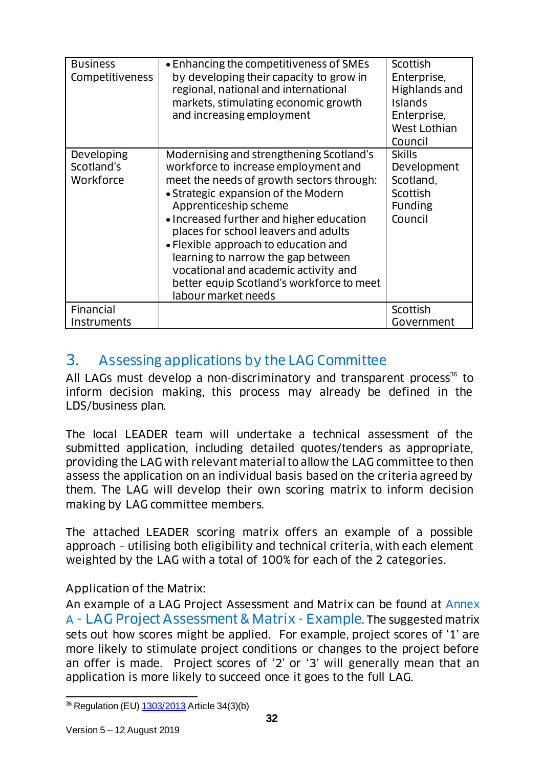| Business Competitiveness | • Enhancing the competitiveness of SMEs by developing their capacity to grow in regional, national and international markets, stimulating economic growth and increasing employment | Scottish Enterprise, Highlands and Islands Enterprise, West Lothian Council |
|---|---|---|
| Developing Scotland's Workforce | Modernising and strengthening Scotland's workforce to increase employment and meet the needs of growth sectors through:<br>• Strategic expansion of the Modern Apprenticeship scheme<br>• Increased further and higher education places for school leavers and adults<br>• Flexible approach to education and learning to narrow the gap between vocational and academic activity and better equip Scotland's workforce to meet labour market needs | Skills Development Scotland, Scottish Funding Council |
| Financial Instruments | | Scottish Government |

## 3. Assessing applications by the LAG Committee

All LAGs must develop a non-discriminatory and transparent process[36] to inform decision making, this process may already be defined in the LDS/business plan.

The local LEADER team will undertake a technical assessment of the submitted application, including detailed quotes/tenders as appropriate, providing the LAG with relevant material to allow the LAG committee to then assess the application on an individual basis based on the criteria agreed by them. The LAG will develop their own scoring matrix to inform decision making by LAG committee members.

The attached LEADER scoring matrix offers an example of a possible approach – utilising both eligibility and technical criteria, with each element weighted by the LAG with a total of 100% for each of the 2 categories.

Application of the Matrix:

An example of a LAG Project Assessment and Matrix can be found at Annex A - LAG Project Assessment & Matrix - Example. The suggested matrix sets out how scores might be applied. For example, project scores of '1' are more likely to stimulate project conditions or changes to the project before an offer is made. Project scores of '2' or '3' will generally mean that an application is more likely to succeed once it goes to the full LAG.

[36] Regulation (EU) 1303/2013 Article 34(3)(b)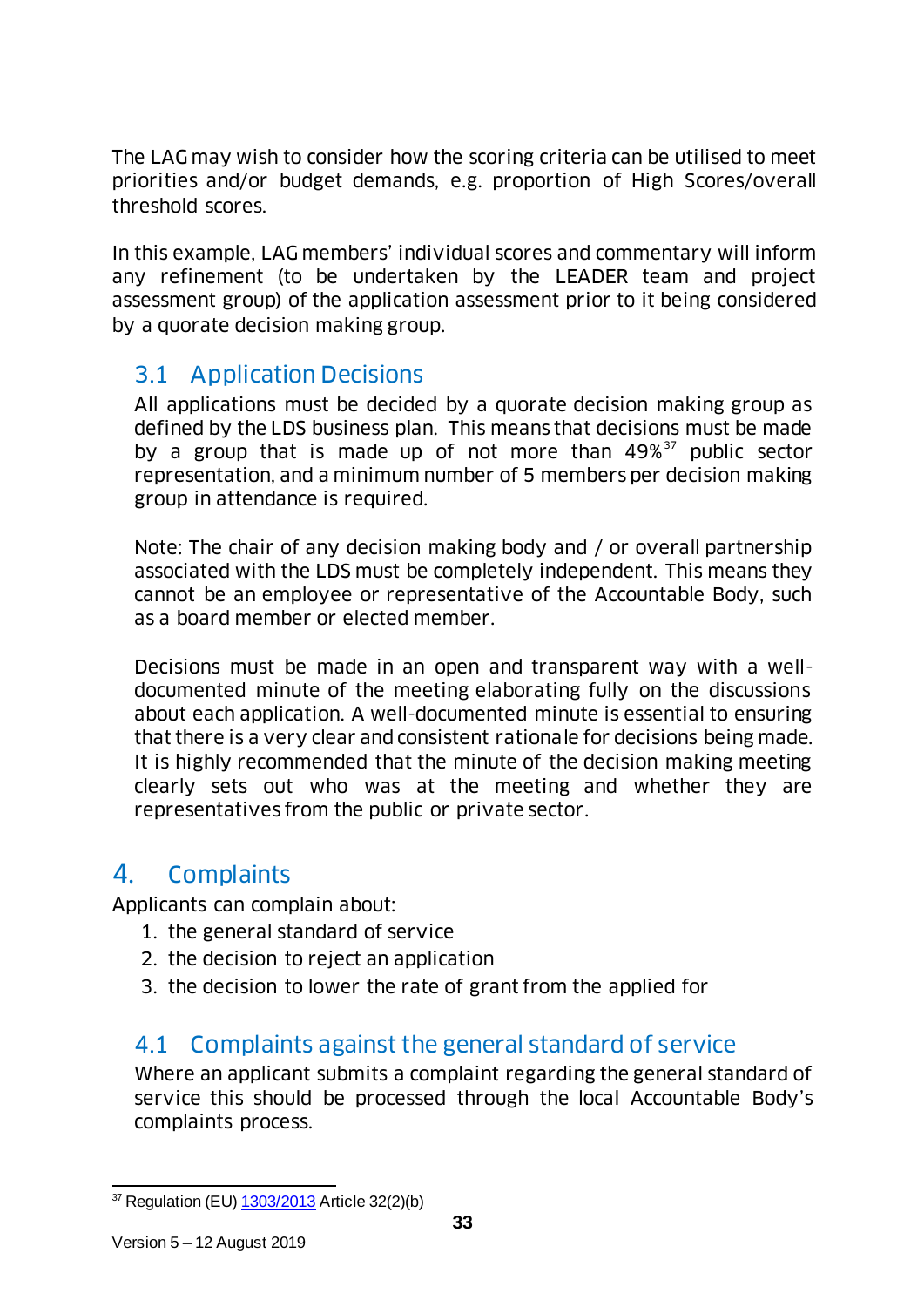The LAG may wish to consider how the scoring criteria can be utilised to meet priorities and/or budget demands, e.g. proportion of High Scores/overall threshold scores.

In this example, LAG members' individual scores and commentary will inform any refinement (to be undertaken by the LEADER team and project assessment group) of the application assessment prior to it being considered by a quorate decision making group.

## 3.1 Application Decisions

All applications must be decided by a quorate decision making group as defined by the LDS business plan. This means that decisions must be made by a group that is made up of not more than 49%[37] public sector representation, and a minimum number of 5 members per decision making group in attendance is required.

Note: The chair of any decision making body and / or overall partnership associated with the LDS must be completely independent. This means they cannot be an employee or representative of the Accountable Body, such as a board member or elected member.

Decisions must be made in an open and transparent way with a well-documented minute of the meeting elaborating fully on the discussions about each application. A well-documented minute is essential to ensuring that there is a very clear and consistent rationale for decisions being made. It is highly recommended that the minute of the decision making meeting clearly sets out who was at the meeting and whether they are representatives from the public or private sector.

# 4. Complaints

Applicants can complain about:

1. the general standard of service
2. the decision to reject an application
3. the decision to lower the rate of grant from the applied for

## 4.1 Complaints against the general standard of service

Where an applicant submits a complaint regarding the general standard of service this should be processed through the local Accountable Body's complaints process.

---

[37] Regulation (EU) 1303/2013 Article 32(2)(b)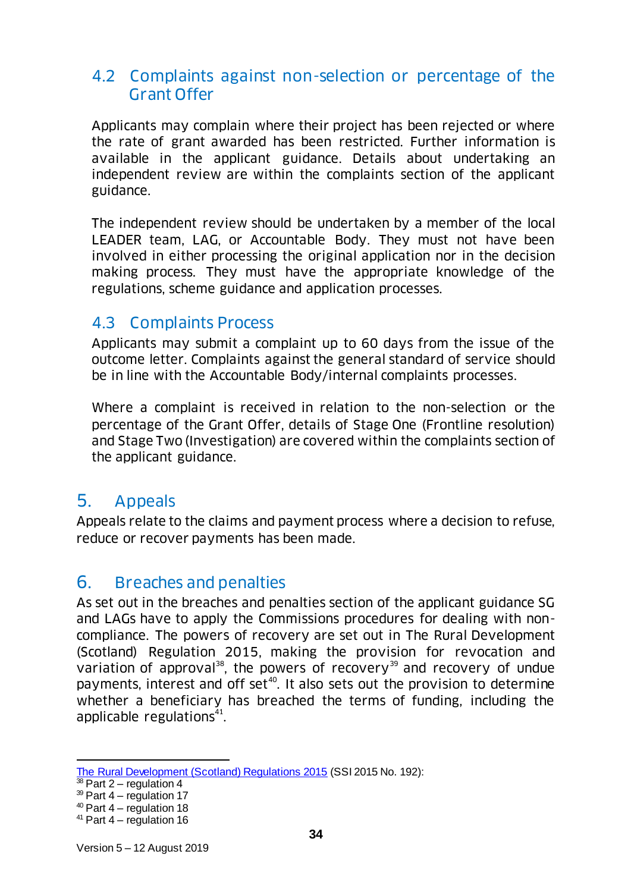### 4.2 Complaints against non-selection or percentage of the Grant Offer

Applicants may complain where their project has been rejected or where the rate of grant awarded has been restricted. Further information is available in the applicant guidance. Details about undertaking an independent review are within the complaints section of the applicant guidance.

The independent review should be undertaken by a member of the local LEADER team, LAG, or Accountable Body. They must not have been involved in either processing the original application nor in the decision making process. They must have the appropriate knowledge of the regulations, scheme guidance and application processes.

### 4.3 Complaints Process

Applicants may submit a complaint up to 60 days from the issue of the outcome letter. Complaints against the general standard of service should be in line with the Accountable Body/internal complaints processes.

Where a complaint is received in relation to the non-selection or the percentage of the Grant Offer, details of Stage One (Frontline resolution) and Stage Two (Investigation) are covered within the complaints section of the applicant guidance.

## 5. Appeals

Appeals relate to the claims and payment process where a decision to refuse, reduce or recover payments has been made.

## 6. Breaches and penalties

As set out in the breaches and penalties section of the applicant guidance SG and LAGs have to apply the Commissions procedures for dealing with non-compliance. The powers of recovery are set out in The Rural Development (Scotland) Regulation 2015, making the provision for revocation and variation of approval[38], the powers of recovery[39] and recovery of undue payments, interest and off set[40]. It also sets out the provision to determine whether a beneficiary has breached the terms of funding, including the applicable regulations[41].

---

The Rural Development (Scotland) Regulations 2015 (SSI 2015 No. 192):
[38] Part 2 – regulation 4
[39] Part 4 – regulation 17
[40] Part 4 – regulation 18
[41] Part 4 – regulation 16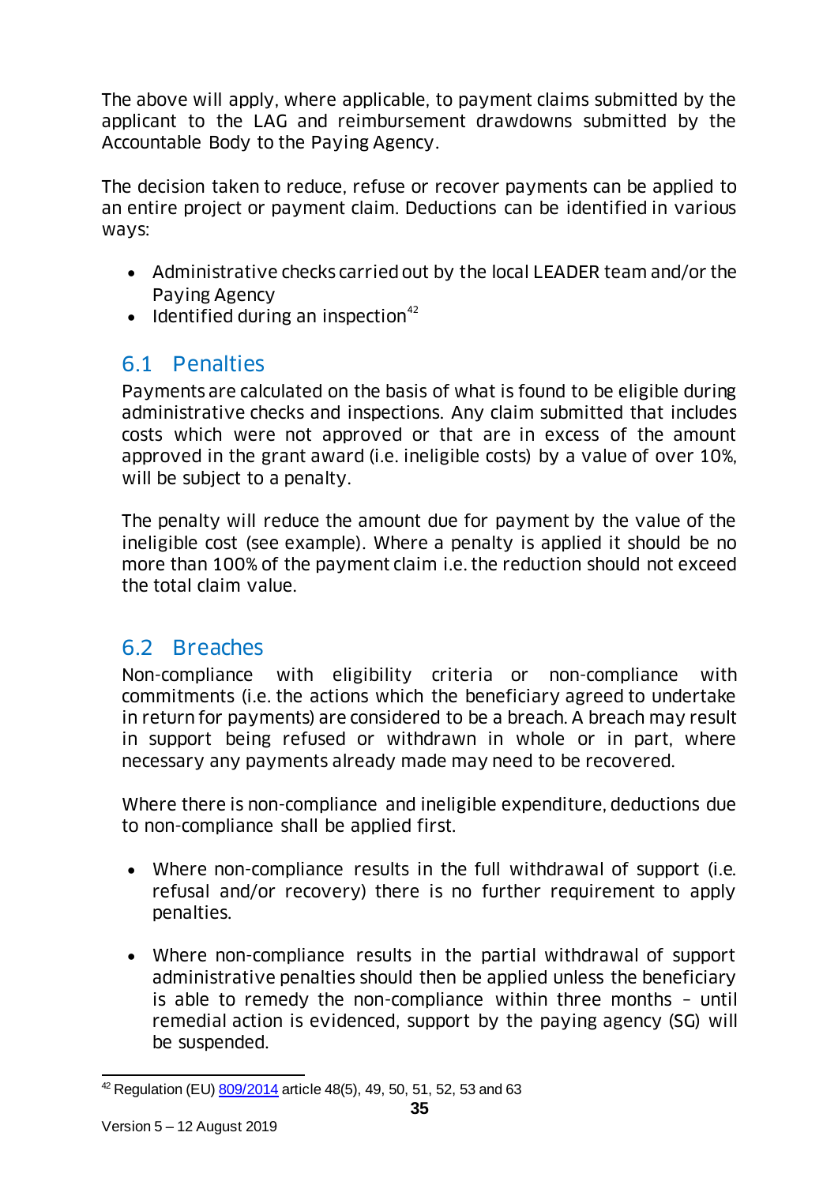The above will apply, where applicable, to payment claims submitted by the applicant to the LAG and reimbursement drawdowns submitted by the Accountable Body to the Paying Agency.

The decision taken to reduce, refuse or recover payments can be applied to an entire project or payment claim. Deductions can be identified in various ways:

- Administrative checks carried out by the local LEADER team and/or the Paying Agency
- Identified during an inspection[42]

## 6.1 Penalties

Payments are calculated on the basis of what is found to be eligible during administrative checks and inspections. Any claim submitted that includes costs which were not approved or that are in excess of the amount approved in the grant award (i.e. ineligible costs) by a value of over 10%, will be subject to a penalty.

The penalty will reduce the amount due for payment by the value of the ineligible cost (see example). Where a penalty is applied it should be no more than 100% of the payment claim i.e. the reduction should not exceed the total claim value.

## 6.2 Breaches

Non-compliance with eligibility criteria or non-compliance with commitments (i.e. the actions which the beneficiary agreed to undertake in return for payments) are considered to be a breach. A breach may result in support being refused or withdrawn in whole or in part, where necessary any payments already made may need to be recovered.

Where there is non-compliance and ineligible expenditure, deductions due to non-compliance shall be applied first.

- Where non-compliance results in the full withdrawal of support (i.e. refusal and/or recovery) there is no further requirement to apply penalties.

- Where non-compliance results in the partial withdrawal of support administrative penalties should then be applied unless the beneficiary is able to remedy the non-compliance within three months – until remedial action is evidenced, support by the paying agency (SG) will be suspended.

[42] Regulation (EU) 809/2014 article 48(5), 49, 50, 51, 52, 53 and 63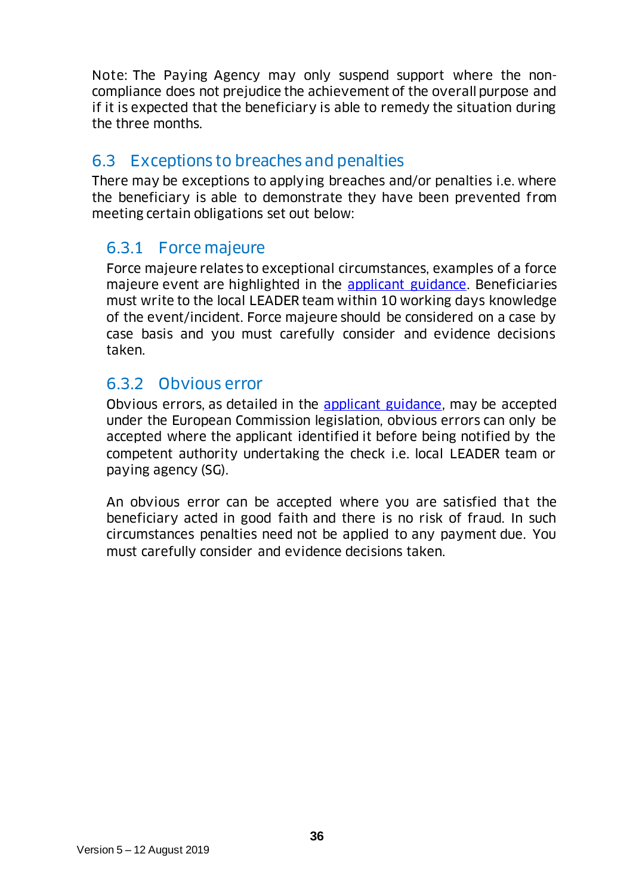Note: The Paying Agency may only suspend support where the non-compliance does not prejudice the achievement of the overall purpose and if it is expected that the beneficiary is able to remedy the situation during the three months.

## 6.3 Exceptions to breaches and penalties

There may be exceptions to applying breaches and/or penalties i.e. where the beneficiary is able to demonstrate they have been prevented from meeting certain obligations set out below:

### 6.3.1 Force majeure

Force majeure relates to exceptional circumstances, examples of a force majeure event are highlighted in the [applicant guidance](). Beneficiaries must write to the local LEADER team within 10 working days knowledge of the event/incident. Force majeure should be considered on a case by case basis and you must carefully consider and evidence decisions taken.

### 6.3.2 Obvious error

Obvious errors, as detailed in the [applicant guidance](), may be accepted under the European Commission legislation, obvious errors can only be accepted where the applicant identified it before being notified by the competent authority undertaking the check i.e. local LEADER team or paying agency (SG).

An obvious error can be accepted where you are satisfied that the beneficiary acted in good faith and there is no risk of fraud. In such circumstances penalties need not be applied to any payment due. You must carefully consider and evidence decisions taken.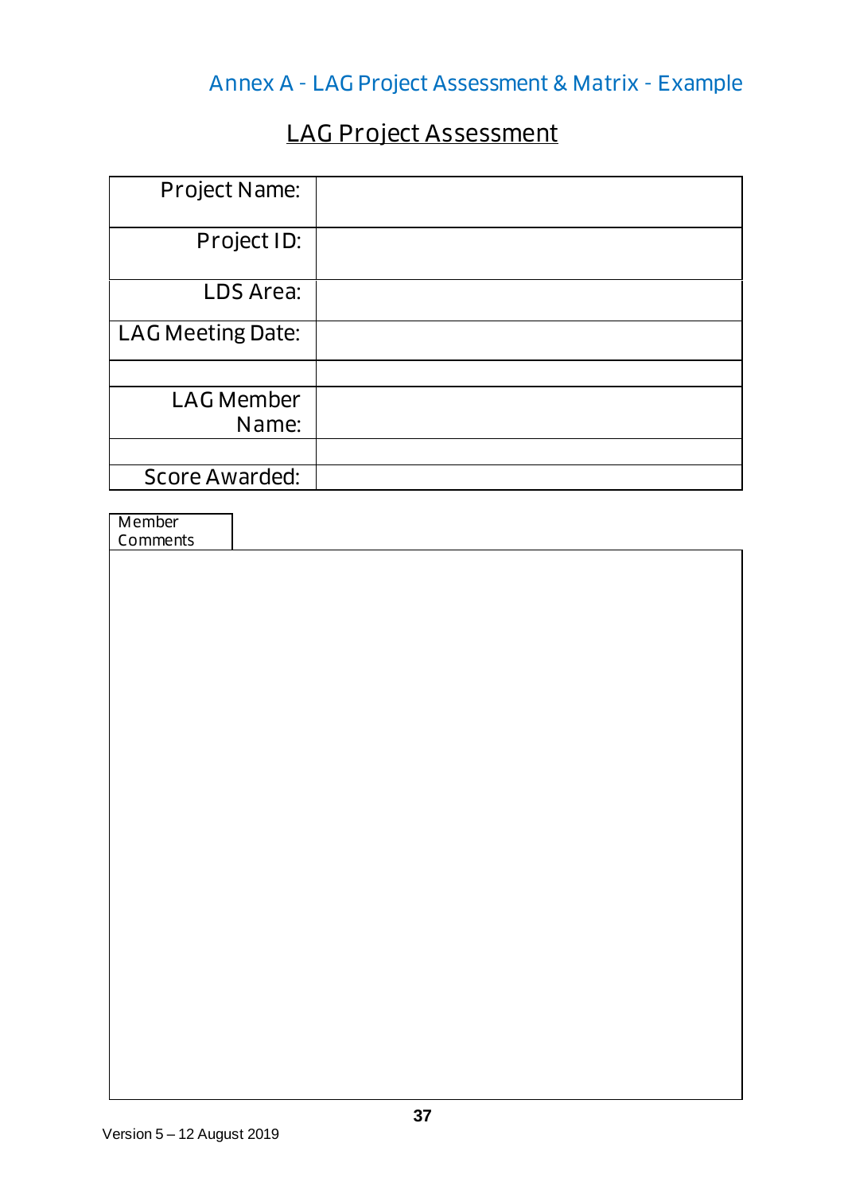## Annex A - LAG Project Assessment & Matrix - Example

### LAG Project Assessment

| | |
|---|---|
| Project Name: | |
| Project ID: | |
| LDS Area: | |
| LAG Meeting Date: | |
| | |
| LAG Member Name: | |
| | |
| Score Awarded: | |

| Member Comments |
|---|
| |

Version 5 – 12 August 2019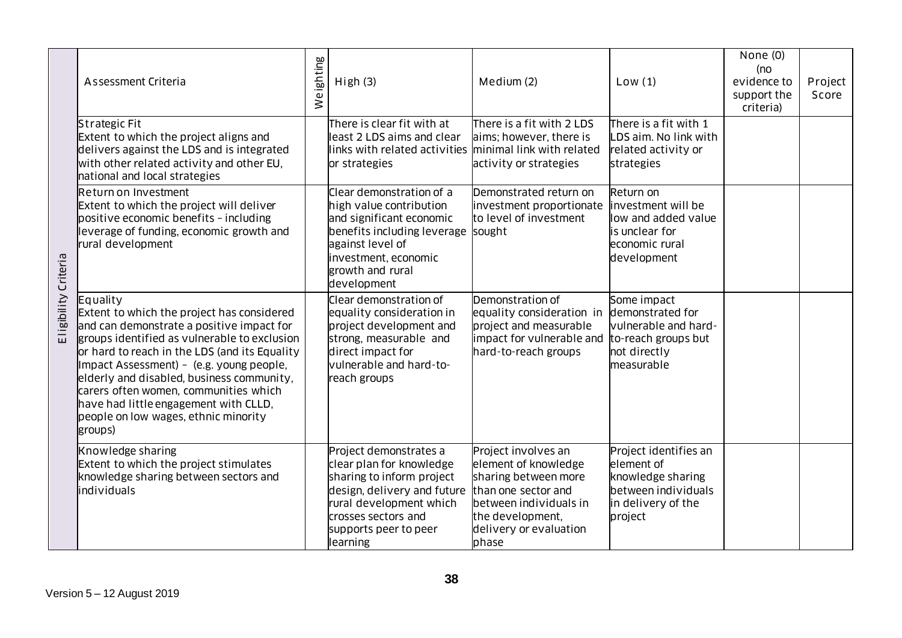| | Assessment Criteria | Weighting | High (3) | Medium (2) | Low (1) | None (0) (no evidence to support the criteria) | Project Score |
|---|---|---|---|---|---|---|---|
| Eligibility Criteria | Strategic Fit<br>Extent to which the project aligns and delivers against the LDS and is integrated with other related activity and other EU, national and local strategies | | There is clear fit with at least 2 LDS aims and clear links with related activities or strategies | There is a fit with 2 LDS aims; however, there is minimal link with related activity or strategies | There is a fit with 1 LDS aim. No link with related activity or strategies | | |
| | Return on Investment<br>Extent to which the project will deliver positive economic benefits – including leverage of funding, economic growth and rural development | | Clear demonstration of a high value contribution and significant economic benefits including leverage against level of investment, economic growth and rural development | Demonstrated return on investment proportionate to level of investment sought | Return on investment will be low and added value is unclear for economic rural development | | |
| | Equality<br>Extent to which the project has considered and can demonstrate a positive impact for groups identified as vulnerable to exclusion or hard to reach in the LDS (and its Equality Impact Assessment) – (e.g. young people, elderly and disabled, business community, carers often women, communities which have had little engagement with CLLD, people on low wages, ethnic minority groups) | | Clear demonstration of equality consideration in project development and strong, measurable and direct impact for vulnerable and hard-to-reach groups | Demonstration of equality consideration in project and measurable impact for vulnerable and hard-to-reach groups | Some impact demonstrated for vulnerable and hard-to-reach groups but not directly measurable | | |
| | Knowledge sharing<br>Extent to which the project stimulates knowledge sharing between sectors and individuals | | Project demonstrates a clear plan for knowledge sharing to inform project design, delivery and future rural development which crosses sectors and supports peer to peer learning | Project involves an element of knowledge sharing between more than one sector and between individuals in the development, delivery or evaluation phase | Project identifies an element of knowledge sharing between individuals in delivery of the project | | |

Version 5 – 12 August 2019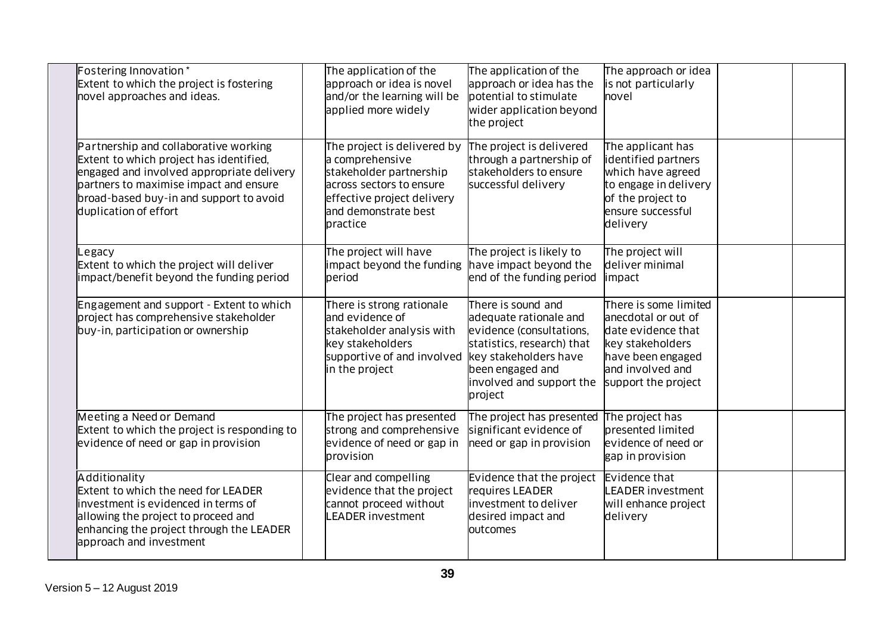| | | | | | | | |
|---|---|---|---|---|---|---|---|
| | Fostering Innovation*<br>Extent to which the project is fostering novel approaches and ideas. | | The application of the approach or idea is novel and/or the learning will be applied more widely | The application of the approach or idea has the potential to stimulate wider application beyond the project | The approach or idea is not particularly novel | | |
| | Partnership and collaborative working<br>Extent to which project has identified, engaged and involved appropriate delivery partners to maximise impact and ensure broad-based buy-in and support to avoid duplication of effort | | The project is delivered by a comprehensive stakeholder partnership across sectors to ensure effective project delivery and demonstrate best practice | The project is delivered through a partnership of stakeholders to ensure successful delivery | The applicant has identified partners which have agreed to engage in delivery of the project to ensure successful delivery | | |
| | Legacy<br>Extent to which the project will deliver impact/benefit beyond the funding period | | The project will have impact beyond the funding period | The project is likely to have impact beyond the end of the funding period | The project will deliver minimal impact | | |
| | Engagement and support - Extent to which project has comprehensive stakeholder buy-in, participation or ownership | | There is strong rationale and evidence of stakeholder analysis with key stakeholders supportive of and involved in the project | There is sound and adequate rationale and evidence (consultations, statistics, research) that key stakeholders have been engaged and involved and support the project | There is some limited anecdotal or out of date evidence that key stakeholders have been engaged and involved and support the project | | |
| | Meeting a Need or Demand<br>Extent to which the project is responding to evidence of need or gap in provision | | The project has presented strong and comprehensive evidence of need or gap in provision | The project has presented significant evidence of need or gap in provision | The project has presented limited evidence of need or gap in provision | | |
| | Additionality<br>Extent to which the need for LEADER investment is evidenced in terms of allowing the project to proceed and enhancing the project through the LEADER approach and investment | | Clear and compelling evidence that the project cannot proceed without LEADER investment | Evidence that the project requires LEADER investment to deliver desired impact and outcomes | Evidence that LEADER investment will enhance project delivery | | |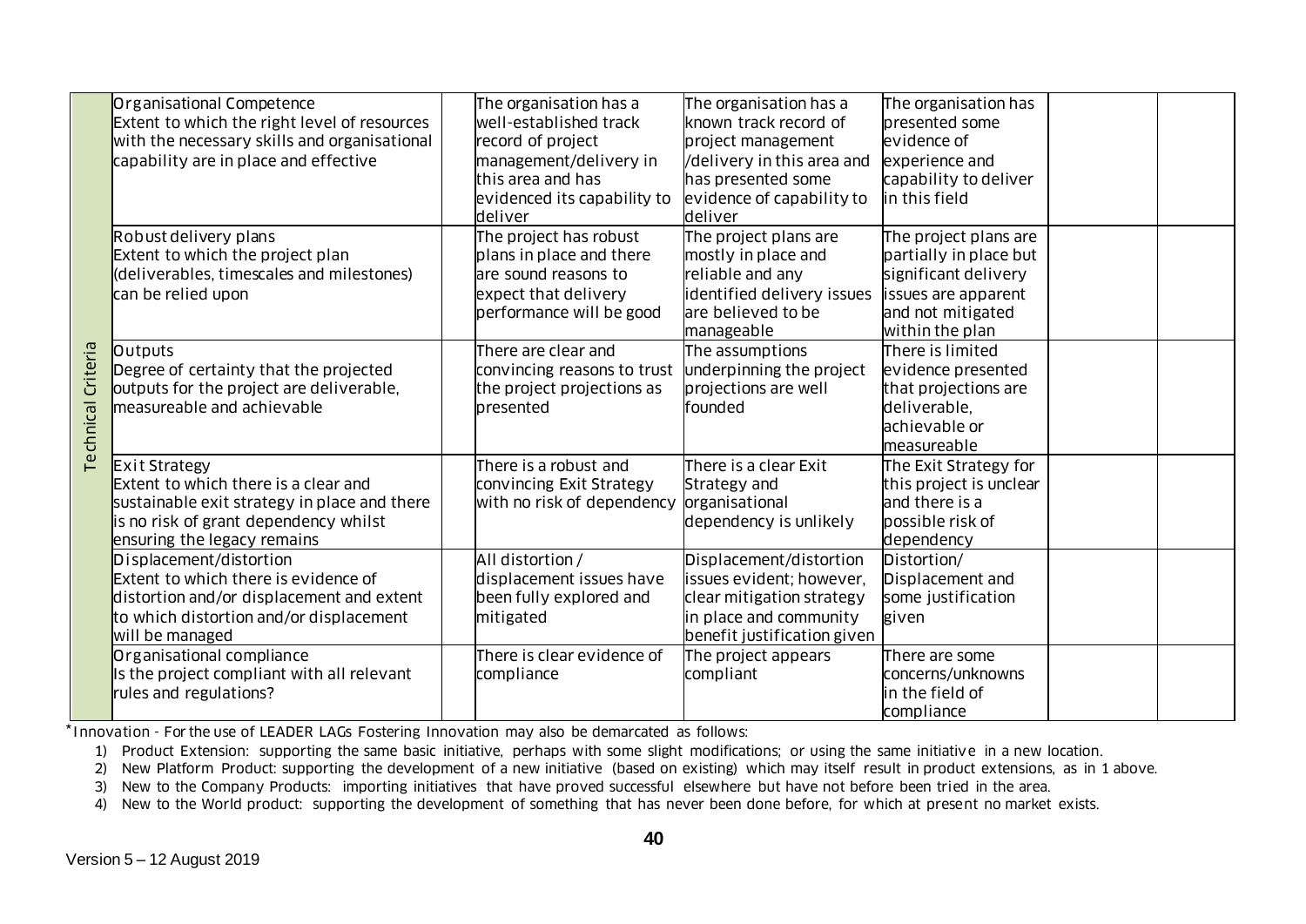| | | | | | | | |
|---|---|---|---|---|---|---|---|
| Technical Criteria | Organisational Competence<br>Extent to which the right level of resources with the necessary skills and organisational capability are in place and effective | | The organisation has a well-established track record of project management/delivery in this area and has evidenced its capability to deliver | The organisation has a known track record of project management /delivery in this area and has presented some evidence of capability to deliver | The organisation has presented some evidence of experience and capability to deliver in this field | | |
| | Robust delivery plans<br>Extent to which the project plan (deliverables, timescales and milestones) can be relied upon | | The project has robust plans in place and there are sound reasons to expect that delivery performance will be good | The project plans are mostly in place and reliable and any identified delivery issues are believed to be manageable | The project plans are partially in place but significant delivery issues are apparent and not mitigated within the plan | | |
| | Outputs<br>Degree of certainty that the projected outputs for the project are deliverable, measureable and achievable | | There are clear and convincing reasons to trust the project projections as presented | The assumptions underpinning the project projections are well founded | There is limited evidence presented that projections are deliverable, achievable or measureable | | |
| | Exit Strategy<br>Extent to which there is a clear and sustainable exit strategy in place and there is no risk of grant dependency whilst ensuring the legacy remains | | There is a robust and convincing Exit Strategy with no risk of dependency | There is a clear Exit Strategy and organisational dependency is unlikely | The Exit Strategy for this project is unclear and there is a possible risk of dependency | | |
| | Displacement/distortion<br>Extent to which there is evidence of distortion and/or displacement and extent to which distortion and/or displacement will be managed | | All distortion / displacement issues have been fully explored and mitigated | Displacement/distortion issues evident; however, clear mitigation strategy in place and community benefit justification given | Distortion/ Displacement and some justification given | | |
| | Organisational compliance<br>Is the project compliant with all relevant rules and regulations? | | There is clear evidence of compliance | The project appears compliant | There are some concerns/unknowns in the field of compliance | | |

*Innovation - For the use of LEADER LAGs Fostering Innovation may also be demarcated as follows:

1) Product Extension: supporting the same basic initiative, perhaps with some slight modifications; or using the same initiative in a new location.
2) New Platform Product: supporting the development of a new initiative (based on existing) which may itself result in product extensions, as in 1 above.
3) New to the Company Products: importing initiatives that have proved successful elsewhere but have not before been tried in the area.
4) New to the World product: supporting the development of something that has never been done before, for which at present no market exists.

Version 5 – 12 August 2019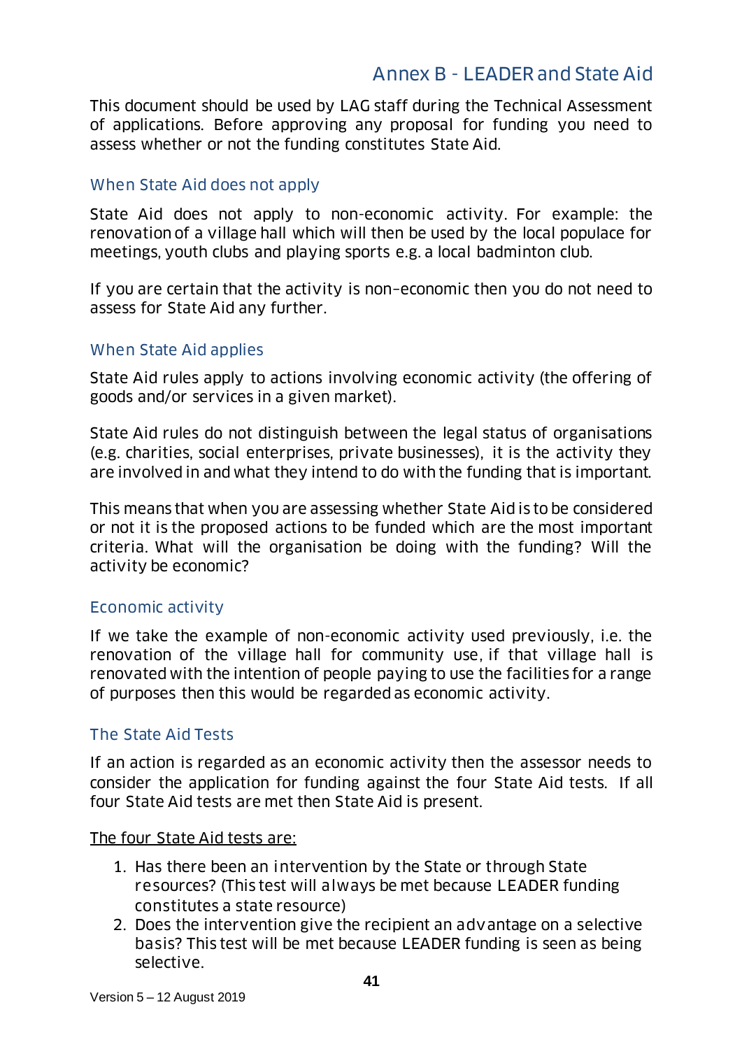# Annex B - LEADER and State Aid

This document should be used by LAG staff during the Technical Assessment of applications. Before approving any proposal for funding you need to assess whether or not the funding constitutes State Aid.

## When State Aid does not apply

State Aid does not apply to non-economic activity. For example: the renovation of a village hall which will then be used by the local populace for meetings, youth clubs and playing sports e.g. a local badminton club.

If you are certain that the activity is non–economic then you do not need to assess for State Aid any further.

## When State Aid applies

State Aid rules apply to actions involving economic activity (the offering of goods and/or services in a given market).

State Aid rules do not distinguish between the legal status of organisations (e.g. charities, social enterprises, private businesses), it is the activity they are involved in and what they intend to do with the funding that is important.

This means that when you are assessing whether State Aid is to be considered or not it is the proposed actions to be funded which are the most important criteria. What will the organisation be doing with the funding? Will the activity be economic?

## Economic activity

If we take the example of non-economic activity used previously, i.e. the renovation of the village hall for community use, if that village hall is renovated with the intention of people paying to use the facilities for a range of purposes then this would be regarded as economic activity.

## The State Aid Tests

If an action is regarded as an economic activity then the assessor needs to consider the application for funding against the four State Aid tests. If all four State Aid tests are met then State Aid is present.

<u>The four State Aid tests are:</u>

1. Has there been an intervention by the State or through State resources? (This test will always be met because LEADER funding constitutes a state resource)
2. Does the intervention give the recipient an advantage on a selective basis? This test will be met because LEADER funding is seen as being selective.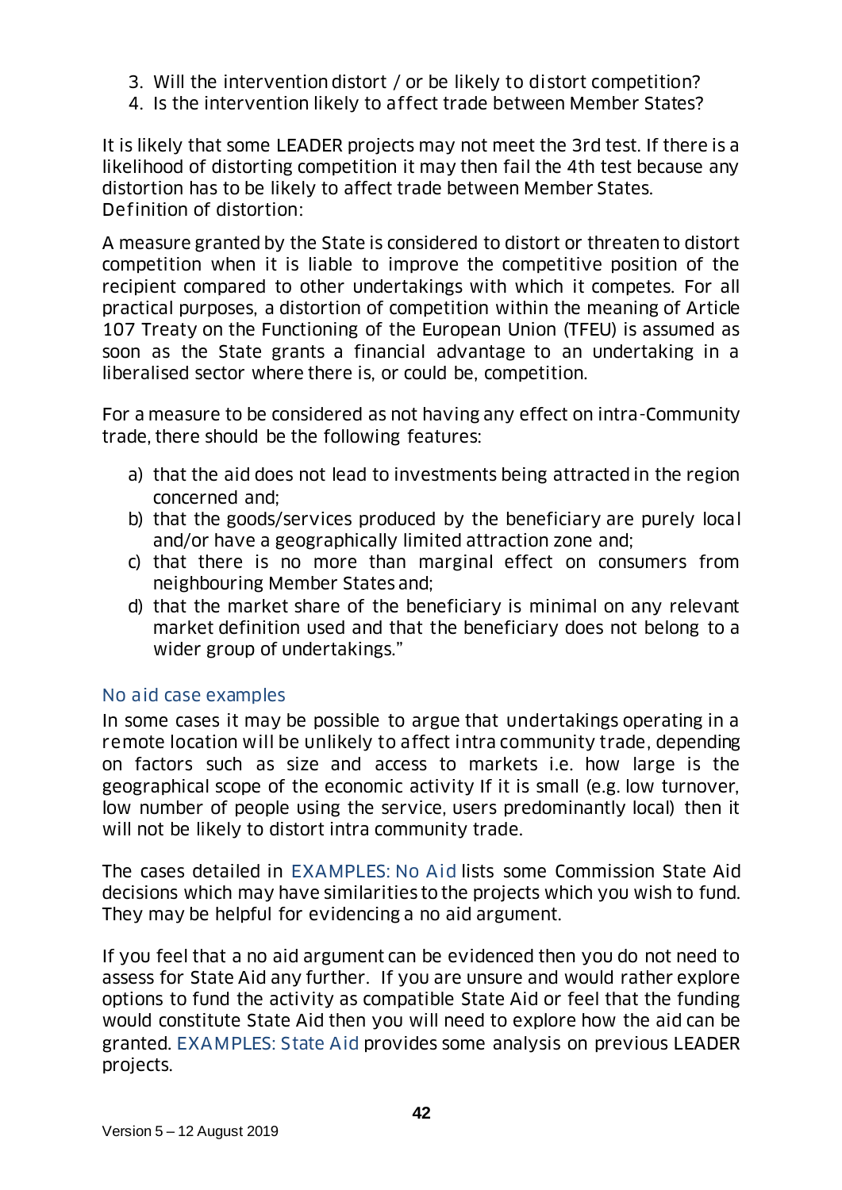3. Will the intervention distort / or be likely to distort competition?
4. Is the intervention likely to affect trade between Member States?

It is likely that some LEADER projects may not meet the 3rd test. If there is a likelihood of distorting competition it may then fail the 4th test because any distortion has to be likely to affect trade between Member States.
Definition of distortion:

A measure granted by the State is considered to distort or threaten to distort competition when it is liable to improve the competitive position of the recipient compared to other undertakings with which it competes. For all practical purposes, a distortion of competition within the meaning of Article 107 Treaty on the Functioning of the European Union (TFEU) is assumed as soon as the State grants a financial advantage to an undertaking in a liberalised sector where there is, or could be, competition.

For a measure to be considered as not having any effect on intra-Community trade, there should be the following features:

a) that the aid does not lead to investments being attracted in the region concerned and;
b) that the goods/services produced by the beneficiary are purely local and/or have a geographically limited attraction zone and;
c) that there is no more than marginal effect on consumers from neighbouring Member States and;
d) that the market share of the beneficiary is minimal on any relevant market definition used and that the beneficiary does not belong to a wider group of undertakings."

### No aid case examples

In some cases it may be possible to argue that undertakings operating in a remote location will be unlikely to affect intra community trade, depending on factors such as size and access to markets i.e. how large is the geographical scope of the economic activity If it is small (e.g. low turnover, low number of people using the service, users predominantly local) then it will not be likely to distort intra community trade.

The cases detailed in EXAMPLES: No Aid lists some Commission State Aid decisions which may have similarities to the projects which you wish to fund. They may be helpful for evidencing a no aid argument.

If you feel that a no aid argument can be evidenced then you do not need to assess for State Aid any further. If you are unsure and would rather explore options to fund the activity as compatible State Aid or feel that the funding would constitute State Aid then you will need to explore how the aid can be granted. EXAMPLES: State Aid provides some analysis on previous LEADER projects.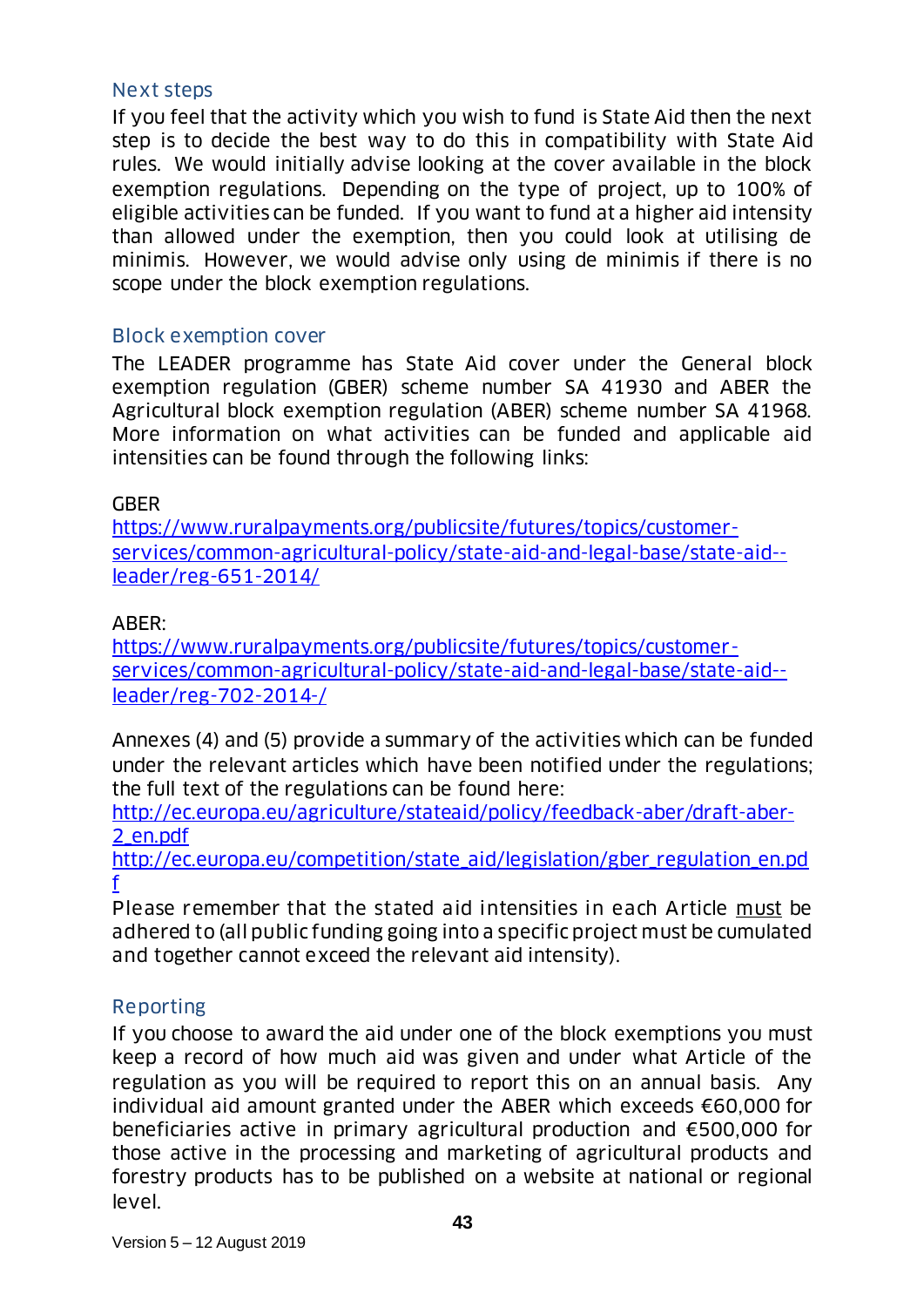## Next steps

If you feel that the activity which you wish to fund is State Aid then the next step is to decide the best way to do this in compatibility with State Aid rules. We would initially advise looking at the cover available in the block exemption regulations. Depending on the type of project, up to 100% of eligible activities can be funded. If you want to fund at a higher aid intensity than allowed under the exemption, then you could look at utilising de minimis. However, we would advise only using de minimis if there is no scope under the block exemption regulations.

## Block exemption cover

The LEADER programme has State Aid cover under the General block exemption regulation (GBER) scheme number SA 41930 and ABER the Agricultural block exemption regulation (ABER) scheme number SA 41968. More information on what activities can be funded and applicable aid intensities can be found through the following links:

GBER
https://www.ruralpayments.org/publicsite/futures/topics/customer-services/common-agricultural-policy/state-aid-and-legal-base/state-aid--leader/reg-651-2014/

ABER:
https://www.ruralpayments.org/publicsite/futures/topics/customer-services/common-agricultural-policy/state-aid-and-legal-base/state-aid--leader/reg-702-2014-/

Annexes (4) and (5) provide a summary of the activities which can be funded under the relevant articles which have been notified under the regulations; the full text of the regulations can be found here:
http://ec.europa.eu/agriculture/stateaid/policy/feedback-aber/draft-aber-2_en.pdf
http://ec.europa.eu/competition/state_aid/legislation/gber_regulation_en.pdf

Please remember that the stated aid intensities in each Article must be adhered to (all public funding going into a specific project must be cumulated and together cannot exceed the relevant aid intensity).

## Reporting

If you choose to award the aid under one of the block exemptions you must keep a record of how much aid was given and under what Article of the regulation as you will be required to report this on an annual basis. Any individual aid amount granted under the ABER which exceeds €60,000 for beneficiaries active in primary agricultural production and €500,000 for those active in the processing and marketing of agricultural products and forestry products has to be published on a website at national or regional level.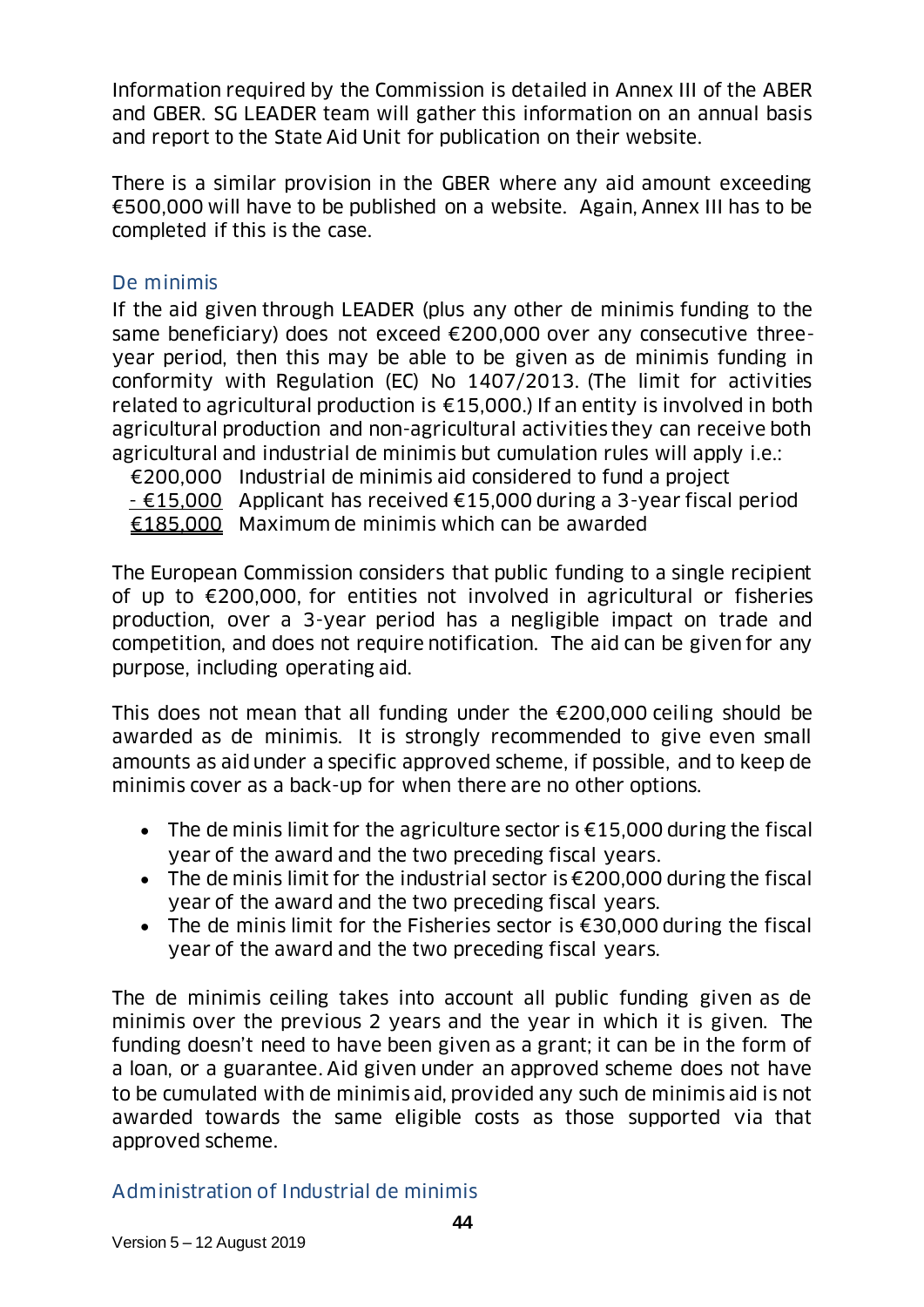Information required by the Commission is detailed in Annex III of the ABER and GBER. SG LEADER team will gather this information on an annual basis and report to the State Aid Unit for publication on their website.

There is a similar provision in the GBER where any aid amount exceeding €500,000 will have to be published on a website. Again, Annex III has to be completed if this is the case.

## De minimis

If the aid given through LEADER (plus any other de minimis funding to the same beneficiary) does not exceed €200,000 over any consecutive three-year period, then this may be able to be given as de minimis funding in conformity with Regulation (EC) No 1407/2013. (The limit for activities related to agricultural production is €15,000.) If an entity is involved in both agricultural production and non-agricultural activities they can receive both agricultural and industrial de minimis but cumulation rules will apply i.e.:

| | |
|---|---|
| €200,000 | Industrial de minimis aid considered to fund a project |
| - €15,000 | Applicant has received €15,000 during a 3-year fiscal period |
| €185,000 | Maximum de minimis which can be awarded |

The European Commission considers that public funding to a single recipient of up to €200,000, for entities not involved in agricultural or fisheries production, over a 3-year period has a negligible impact on trade and competition, and does not require notification. The aid can be given for any purpose, including operating aid.

This does not mean that all funding under the €200,000 ceiling should be awarded as de minimis. It is strongly recommended to give even small amounts as aid under a specific approved scheme, if possible, and to keep de minimis cover as a back-up for when there are no other options.

- The de minis limit for the agriculture sector is €15,000 during the fiscal year of the award and the two preceding fiscal years.
- The de minis limit for the industrial sector is €200,000 during the fiscal year of the award and the two preceding fiscal years.
- The de minis limit for the Fisheries sector is €30,000 during the fiscal year of the award and the two preceding fiscal years.

The de minimis ceiling takes into account all public funding given as de minimis over the previous 2 years and the year in which it is given. The funding doesn't need to have been given as a grant; it can be in the form of a loan, or a guarantee. Aid given under an approved scheme does not have to be cumulated with de minimis aid, provided any such de minimis aid is not awarded towards the same eligible costs as those supported via that approved scheme.

## Administration of Industrial de minimis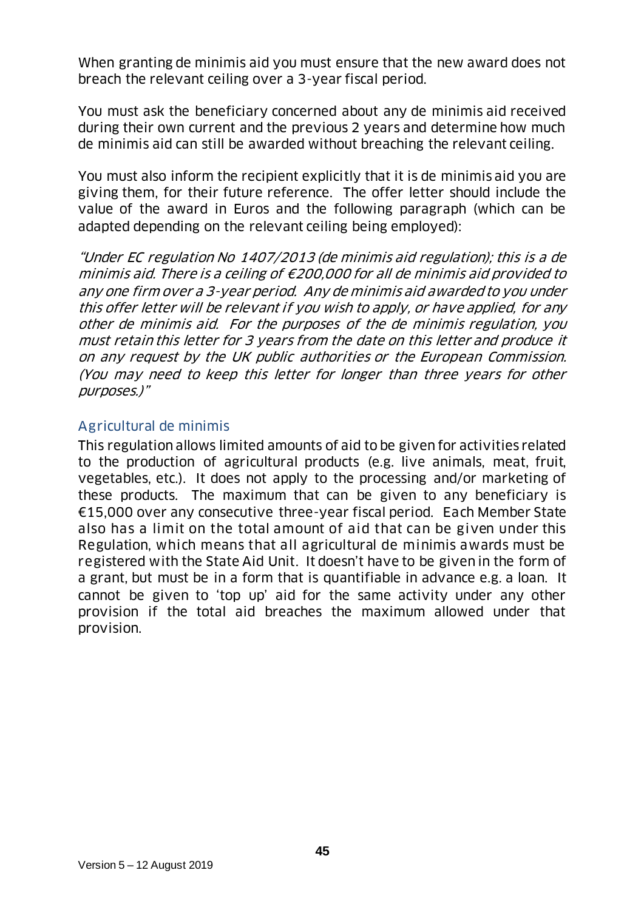When granting de minimis aid you must ensure that the new award does not breach the relevant ceiling over a 3-year fiscal period.

You must ask the beneficiary concerned about any de minimis aid received during their own current and the previous 2 years and determine how much de minimis aid can still be awarded without breaching the relevant ceiling.

You must also inform the recipient explicitly that it is de minimis aid you are giving them, for their future reference. The offer letter should include the value of the award in Euros and the following paragraph (which can be adapted depending on the relevant ceiling being employed):

*"Under EC regulation No 1407/2013 (de minimis aid regulation); this is a de minimis aid. There is a ceiling of €200,000 for all de minimis aid provided to any one firm over a 3-year period. Any de minimis aid awarded to you under this offer letter will be relevant if you wish to apply, or have applied, for any other de minimis aid. For the purposes of the de minimis regulation, you must retain this letter for 3 years from the date on this letter and produce it on any request by the UK public authorities or the European Commission. (You may need to keep this letter for longer than three years for other purposes.)"*

## Agricultural de minimis

This regulation allows limited amounts of aid to be given for activities related to the production of agricultural products (e.g. live animals, meat, fruit, vegetables, etc.). It does not apply to the processing and/or marketing of these products. The maximum that can be given to any beneficiary is €15,000 over any consecutive three-year fiscal period. Each Member State also has a limit on the total amount of aid that can be given under this Regulation, which means that all agricultural de minimis awards must be registered with the State Aid Unit. It doesn't have to be given in the form of a grant, but must be in a form that is quantifiable in advance e.g. a loan. It cannot be given to 'top up' aid for the same activity under any other provision if the total aid breaches the maximum allowed under that provision.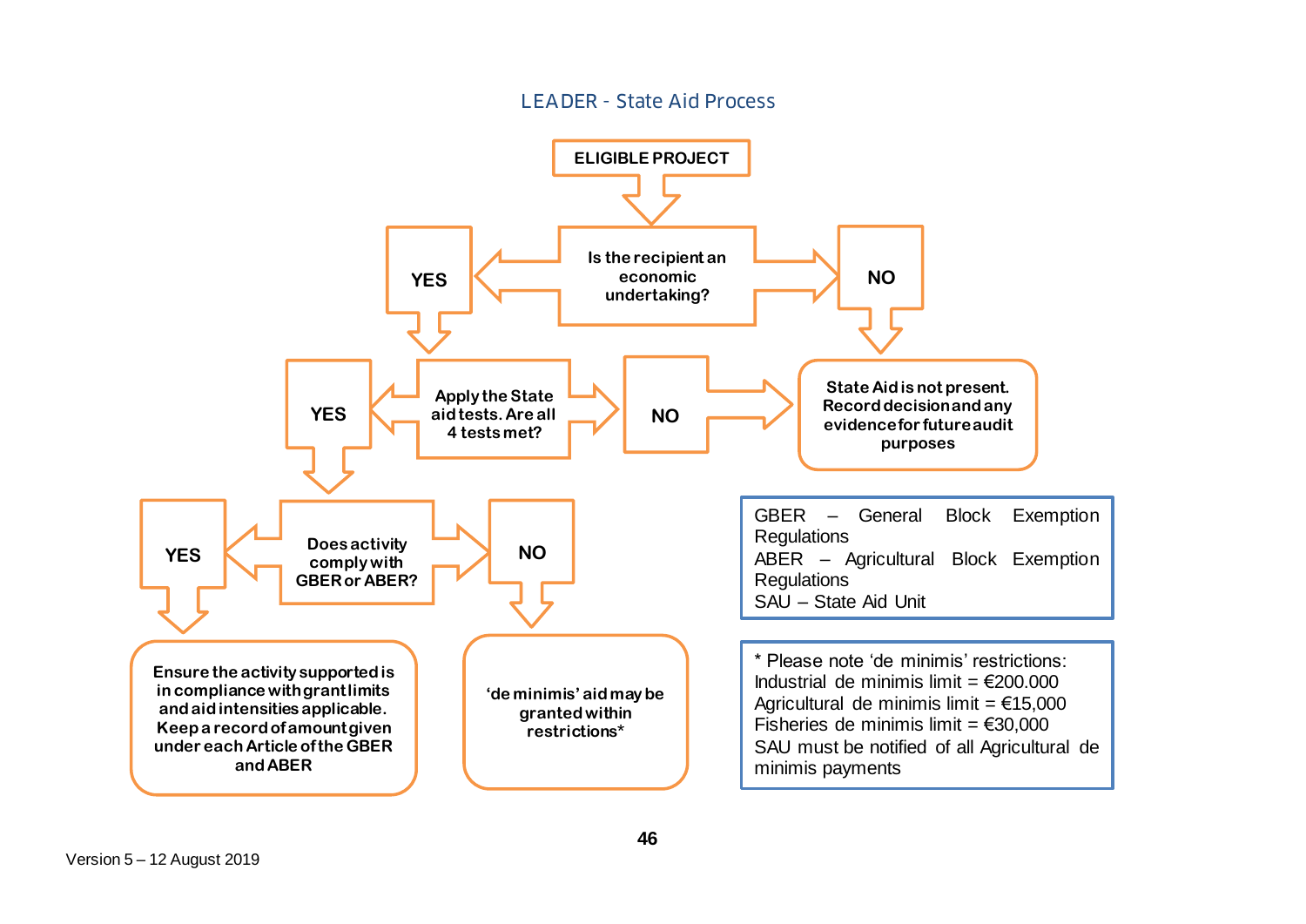## LEADER - State Aid Process

**ELIGIBLE PROJECT**

**Is the recipient an economic undertaking?**

- **NO** → **State Aid is not present. Record decision and any evidence for future audit purposes**
- **YES** → **Apply the State aid tests. Are all 4 tests met?**
  - **NO** → **State Aid is not present. Record decision and any evidence for future audit purposes**
  - **YES** → **Does activity comply with GBER or ABER?**
    - **YES** → **Ensure the activity supported is in compliance with grant limits and aid intensities applicable. Keep a record of amount given under each Article of the GBER and ABER**
    - **NO** → **'de minimis' aid may be granted within restrictions***

GBER – General Block Exemption Regulations
ABER – Agricultural Block Exemption Regulations
SAU – State Aid Unit

* Please note 'de minimis' restrictions:
Industrial de minimis limit = €200.000
Agricultural de minimis limit = €15,000
Fisheries de minimis limit = €30,000
SAU must be notified of all Agricultural de minimis payments

Version 5 – 12 August 2019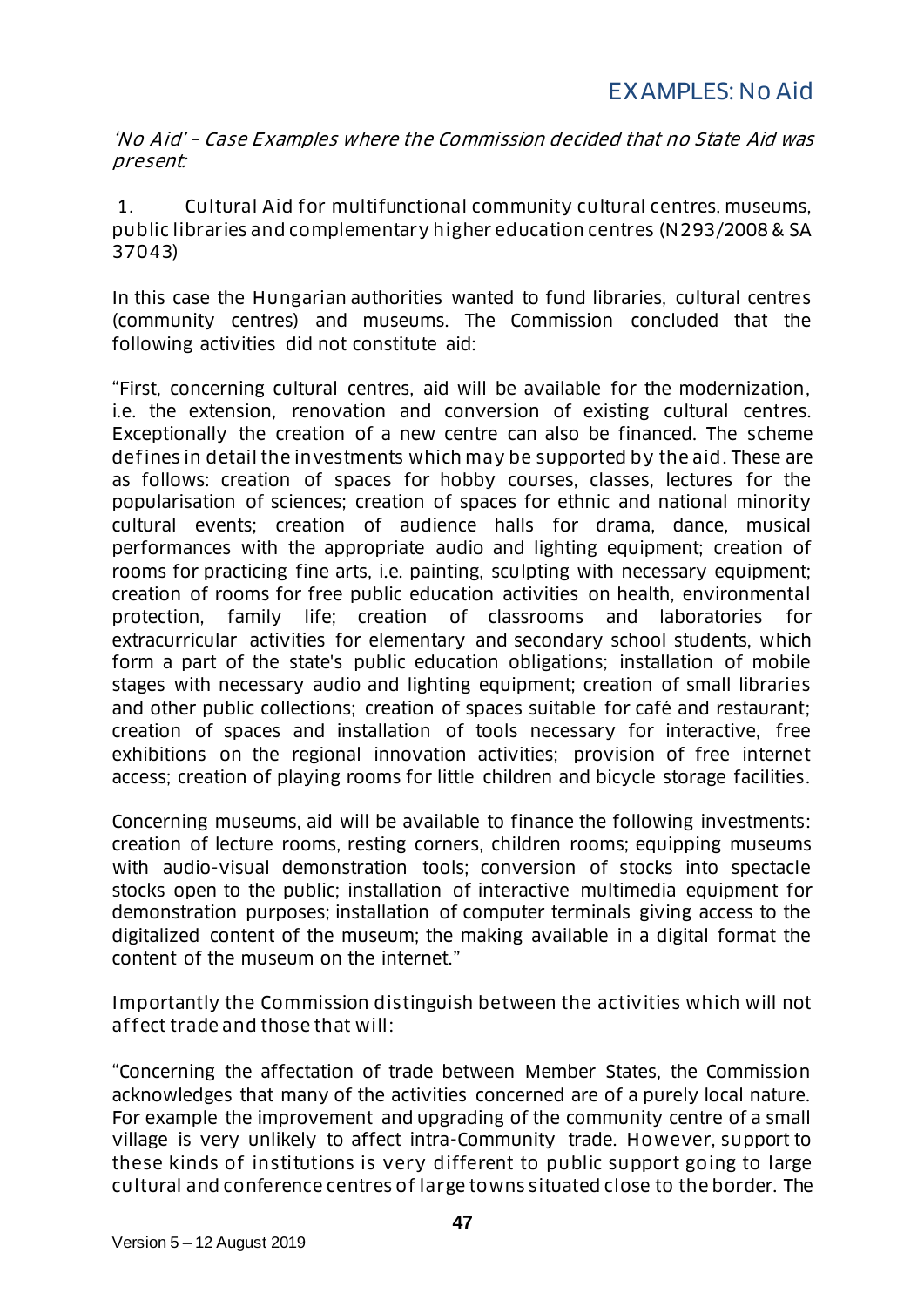## EXAMPLES: No Aid

*'No Aid' – Case Examples where the Commission decided that no State Aid was present:*

1. Cultural Aid for multifunctional community cultural centres, museums, public libraries and complementary higher education centres (N293/2008 & SA 37043)

In this case the Hungarian authorities wanted to fund libraries, cultural centres (community centres) and museums. The Commission concluded that the following activities did not constitute aid:

"First, concerning cultural centres, aid will be available for the modernization, i.e. the extension, renovation and conversion of existing cultural centres. Exceptionally the creation of a new centre can also be financed. The scheme defines in detail the investments which may be supported by the aid. These are as follows: creation of spaces for hobby courses, classes, lectures for the popularisation of sciences; creation of spaces for ethnic and national minority cultural events; creation of audience halls for drama, dance, musical performances with the appropriate audio and lighting equipment; creation of rooms for practicing fine arts, i.e. painting, sculpting with necessary equipment; creation of rooms for free public education activities on health, environmental protection, family life; creation of classrooms and laboratories for extracurricular activities for elementary and secondary school students, which form a part of the state's public education obligations; installation of mobile stages with necessary audio and lighting equipment; creation of small libraries and other public collections; creation of spaces suitable for café and restaurant; creation of spaces and installation of tools necessary for interactive, free exhibitions on the regional innovation activities; provision of free internet access; creation of playing rooms for little children and bicycle storage facilities.

Concerning museums, aid will be available to finance the following investments: creation of lecture rooms, resting corners, children rooms; equipping museums with audio-visual demonstration tools; conversion of stocks into spectacle stocks open to the public; installation of interactive multimedia equipment for demonstration purposes; installation of computer terminals giving access to the digitalized content of the museum; the making available in a digital format the content of the museum on the internet."

Importantly the Commission distinguish between the activities which will not affect trade and those that will:

"Concerning the affectation of trade between Member States, the Commission acknowledges that many of the activities concerned are of a purely local nature. For example the improvement and upgrading of the community centre of a small village is very unlikely to affect intra-Community trade. However, support to these kinds of institutions is very different to public support going to large cultural and conference centres of large towns situated close to the border. The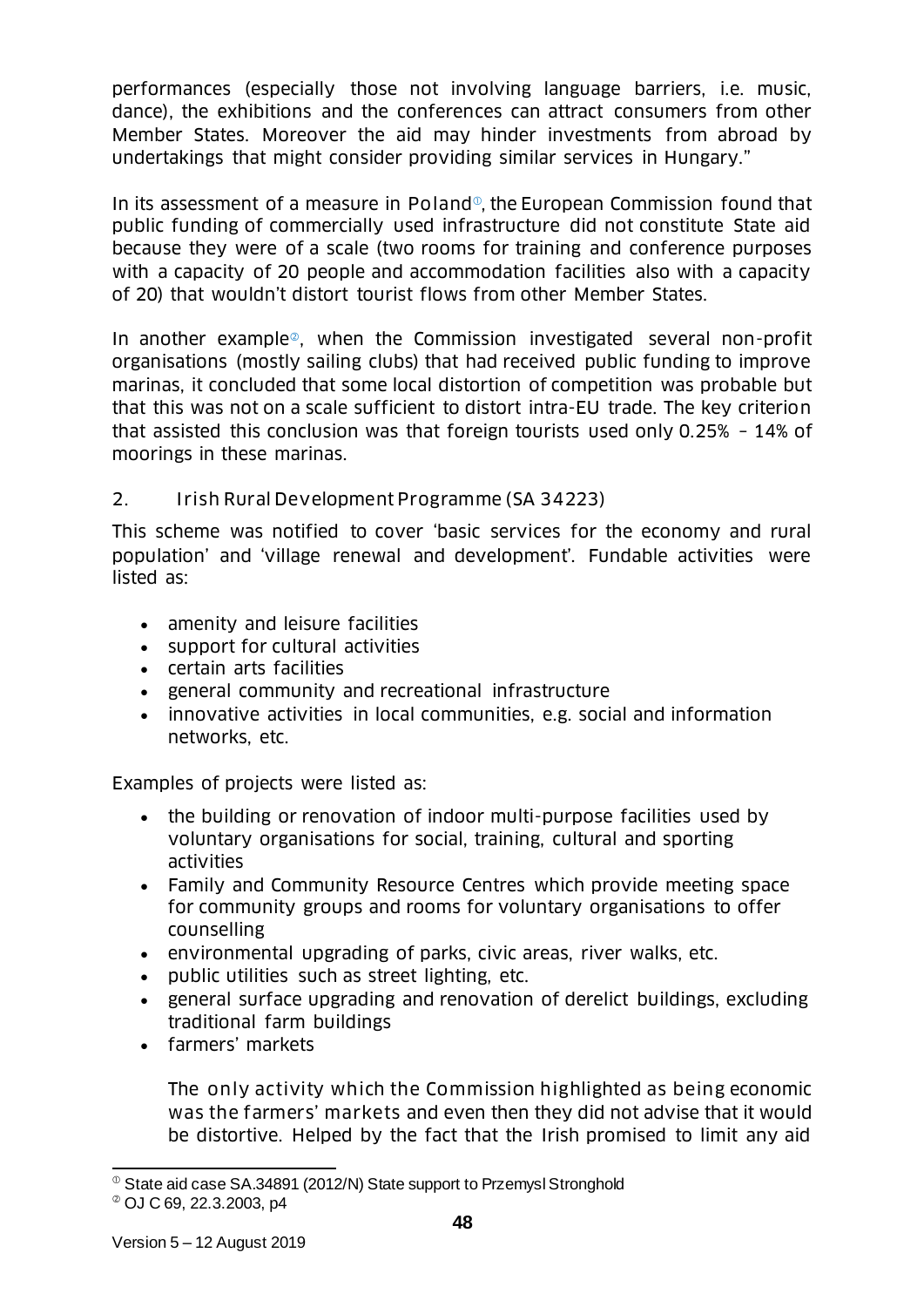performances (especially those not involving language barriers, i.e. music, dance), the exhibitions and the conferences can attract consumers from other Member States. Moreover the aid may hinder investments from abroad by undertakings that might consider providing similar services in Hungary."

In its assessment of a measure in Poland[1], the European Commission found that public funding of commercially used infrastructure did not constitute State aid because they were of a scale (two rooms for training and conference purposes with a capacity of 20 people and accommodation facilities also with a capacity of 20) that wouldn't distort tourist flows from other Member States.

In another example[2], when the Commission investigated several non-profit organisations (mostly sailing clubs) that had received public funding to improve marinas, it concluded that some local distortion of competition was probable but that this was not on a scale sufficient to distort intra-EU trade. The key criterion that assisted this conclusion was that foreign tourists used only 0.25% – 14% of moorings in these marinas.

## 2. Irish Rural Development Programme (SA 34223)

This scheme was notified to cover 'basic services for the economy and rural population' and 'village renewal and development'. Fundable activities were listed as:

- amenity and leisure facilities
- support for cultural activities
- certain arts facilities
- general community and recreational infrastructure
- innovative activities in local communities, e.g. social and information networks, etc.

Examples of projects were listed as:

- the building or renovation of indoor multi-purpose facilities used by voluntary organisations for social, training, cultural and sporting activities
- Family and Community Resource Centres which provide meeting space for community groups and rooms for voluntary organisations to offer counselling
- environmental upgrading of parks, civic areas, river walks, etc.
- public utilities such as street lighting, etc.
- general surface upgrading and renovation of derelict buildings, excluding traditional farm buildings
- farmers' markets

The only activity which the Commission highlighted as being economic was the farmers' markets and even then they did not advise that it would be distortive. Helped by the fact that the Irish promised to limit any aid

[1] State aid case SA.34891 (2012/N) State support to Przemysl Stronghold

[2] OJ C 69, 22.3.2003, p4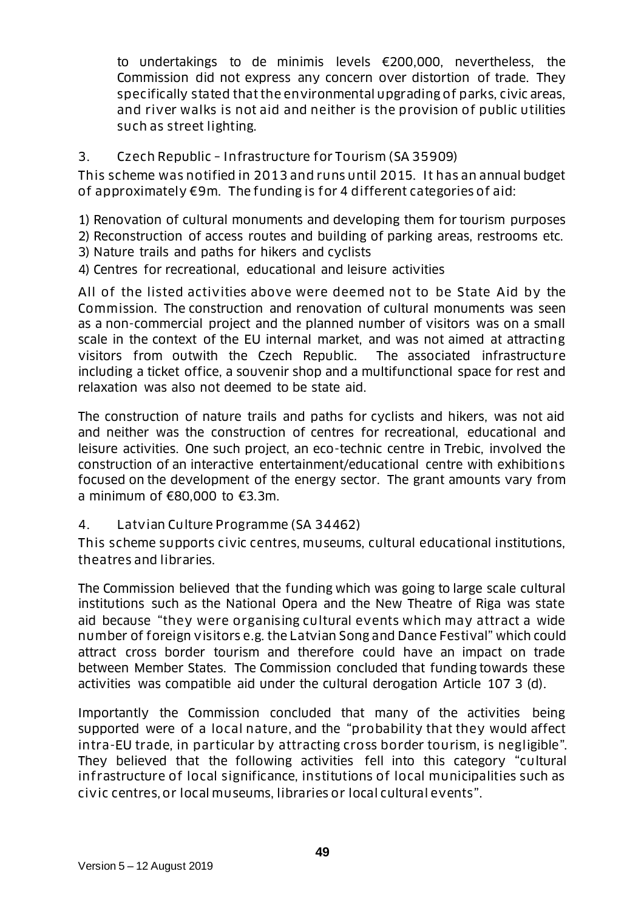to undertakings to de minimis levels €200,000, nevertheless, the Commission did not express any concern over distortion of trade. They specifically stated that the environmental upgrading of parks, civic areas, and river walks is not aid and neither is the provision of public utilities such as street lighting.

3. Czech Republic – Infrastructure for Tourism (SA 35909)

This scheme was notified in 2013 and runs until 2015. It has an annual budget of approximately €9m. The funding is for 4 different categories of aid:

1) Renovation of cultural monuments and developing them for tourism purposes
2) Reconstruction of access routes and building of parking areas, restrooms etc.
3) Nature trails and paths for hikers and cyclists
4) Centres for recreational, educational and leisure activities

All of the listed activities above were deemed not to be State Aid by the Commission. The construction and renovation of cultural monuments was seen as a non-commercial project and the planned number of visitors was on a small scale in the context of the EU internal market, and was not aimed at attracting visitors from outwith the Czech Republic. The associated infrastructure including a ticket office, a souvenir shop and a multifunctional space for rest and relaxation was also not deemed to be state aid.

The construction of nature trails and paths for cyclists and hikers, was not aid and neither was the construction of centres for recreational, educational and leisure activities. One such project, an eco-technic centre in Trebic, involved the construction of an interactive entertainment/educational centre with exhibitions focused on the development of the energy sector. The grant amounts vary from a minimum of €80,000 to €3.3m.

4. Latvian Culture Programme (SA 34462)

This scheme supports civic centres, museums, cultural educational institutions, theatres and libraries.

The Commission believed that the funding which was going to large scale cultural institutions such as the National Opera and the New Theatre of Riga was state aid because "they were organising cultural events which may attract a wide number of foreign visitors e.g. the Latvian Song and Dance Festival" which could attract cross border tourism and therefore could have an impact on trade between Member States. The Commission concluded that funding towards these activities was compatible aid under the cultural derogation Article 107 3 (d).

Importantly the Commission concluded that many of the activities being supported were of a local nature, and the "probability that they would affect intra-EU trade, in particular by attracting cross border tourism, is negligible". They believed that the following activities fell into this category "cultural infrastructure of local significance, institutions of local municipalities such as civic centres, or local museums, libraries or local cultural events".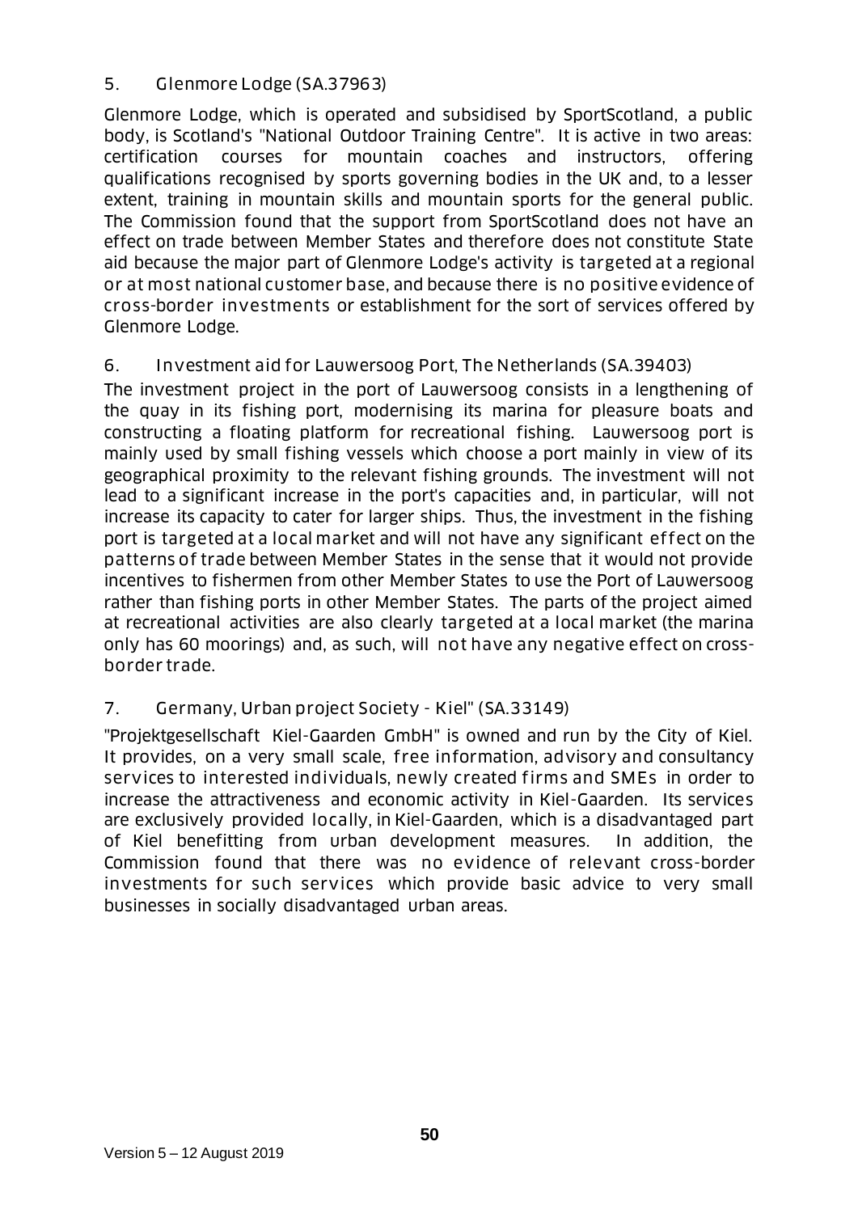### 5. Glenmore Lodge (SA.37963)

Glenmore Lodge, which is operated and subsidised by SportScotland, a public body, is Scotland's "National Outdoor Training Centre". It is active in two areas: certification courses for mountain coaches and instructors, offering qualifications recognised by sports governing bodies in the UK and, to a lesser extent, training in mountain skills and mountain sports for the general public. The Commission found that the support from SportScotland does not have an effect on trade between Member States and therefore does not constitute State aid because the major part of Glenmore Lodge's activity is targeted at a regional or at most national customer base, and because there is no positive evidence of cross-border investments or establishment for the sort of services offered by Glenmore Lodge.

### 6. Investment aid for Lauwersoog Port, The Netherlands (SA.39403)

The investment project in the port of Lauwersoog consists in a lengthening of the quay in its fishing port, modernising its marina for pleasure boats and constructing a floating platform for recreational fishing. Lauwersoog port is mainly used by small fishing vessels which choose a port mainly in view of its geographical proximity to the relevant fishing grounds. The investment will not lead to a significant increase in the port's capacities and, in particular, will not increase its capacity to cater for larger ships. Thus, the investment in the fishing port is targeted at a local market and will not have any significant effect on the patterns of trade between Member States in the sense that it would not provide incentives to fishermen from other Member States to use the Port of Lauwersoog rather than fishing ports in other Member States. The parts of the project aimed at recreational activities are also clearly targeted at a local market (the marina only has 60 moorings) and, as such, will not have any negative effect on cross-border trade.

### 7. Germany, Urban project Society - Kiel" (SA.33149)

"Projektgesellschaft Kiel-Gaarden GmbH" is owned and run by the City of Kiel. It provides, on a very small scale, free information, advisory and consultancy services to interested individuals, newly created firms and SMEs in order to increase the attractiveness and economic activity in Kiel-Gaarden. Its services are exclusively provided locally, in Kiel-Gaarden, which is a disadvantaged part of Kiel benefitting from urban development measures. In addition, the Commission found that there was no evidence of relevant cross-border investments for such services which provide basic advice to very small businesses in socially disadvantaged urban areas.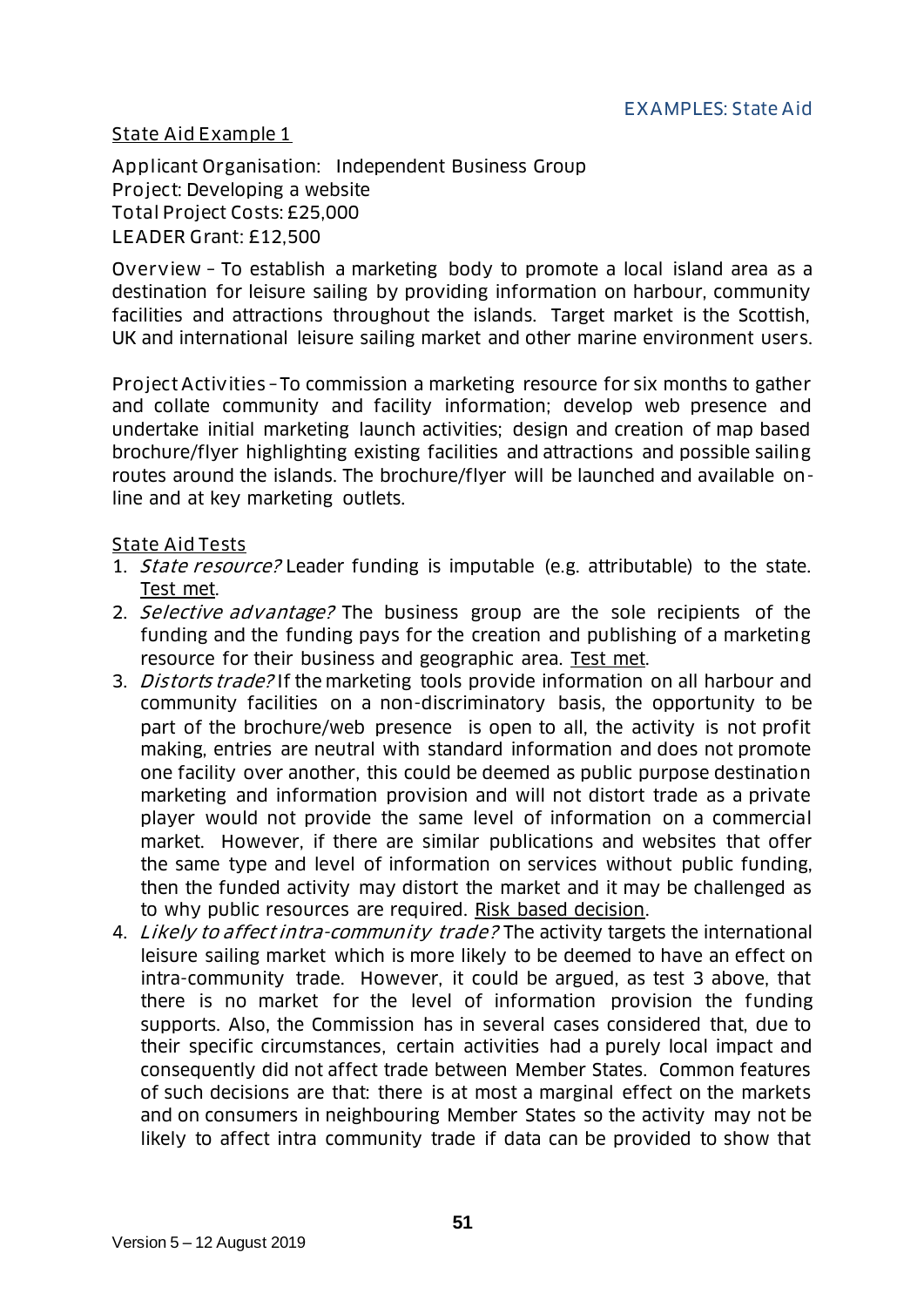## EXAMPLES: State Aid

### State Aid Example 1

Applicant Organisation: Independent Business Group
Project: Developing a website
Total Project Costs: £25,000
LEADER Grant: £12,500

Overview – To establish a marketing body to promote a local island area as a destination for leisure sailing by providing information on harbour, community facilities and attractions throughout the islands. Target market is the Scottish, UK and international leisure sailing market and other marine environment users.

Project Activities – To commission a marketing resource for six months to gather and collate community and facility information; develop web presence and undertake initial marketing launch activities; design and creation of map based brochure/flyer highlighting existing facilities and attractions and possible sailing routes around the islands. The brochure/flyer will be launched and available on-line and at key marketing outlets.

State Aid Tests

1. *State resource?* Leader funding is imputable (e.g. attributable) to the state. Test met.
2. *Selective advantage?* The business group are the sole recipients of the funding and the funding pays for the creation and publishing of a marketing resource for their business and geographic area. Test met.
3. *Distorts trade?* If the marketing tools provide information on all harbour and community facilities on a non-discriminatory basis, the opportunity to be part of the brochure/web presence is open to all, the activity is not profit making, entries are neutral with standard information and does not promote one facility over another, this could be deemed as public purpose destination marketing and information provision and will not distort trade as a private player would not provide the same level of information on a commercial market. However, if there are similar publications and websites that offer the same type and level of information on services without public funding, then the funded activity may distort the market and it may be challenged as to why public resources are required. Risk based decision.
4. *Likely to affect intra-community trade?* The activity targets the international leisure sailing market which is more likely to be deemed to have an effect on intra-community trade. However, it could be argued, as test 3 above, that there is no market for the level of information provision the funding supports. Also, the Commission has in several cases considered that, due to their specific circumstances, certain activities had a purely local impact and consequently did not affect trade between Member States. Common features of such decisions are that: there is at most a marginal effect on the markets and on consumers in neighbouring Member States so the activity may not be likely to affect intra community trade if data can be provided to show that

Version 5 – 12 August 2019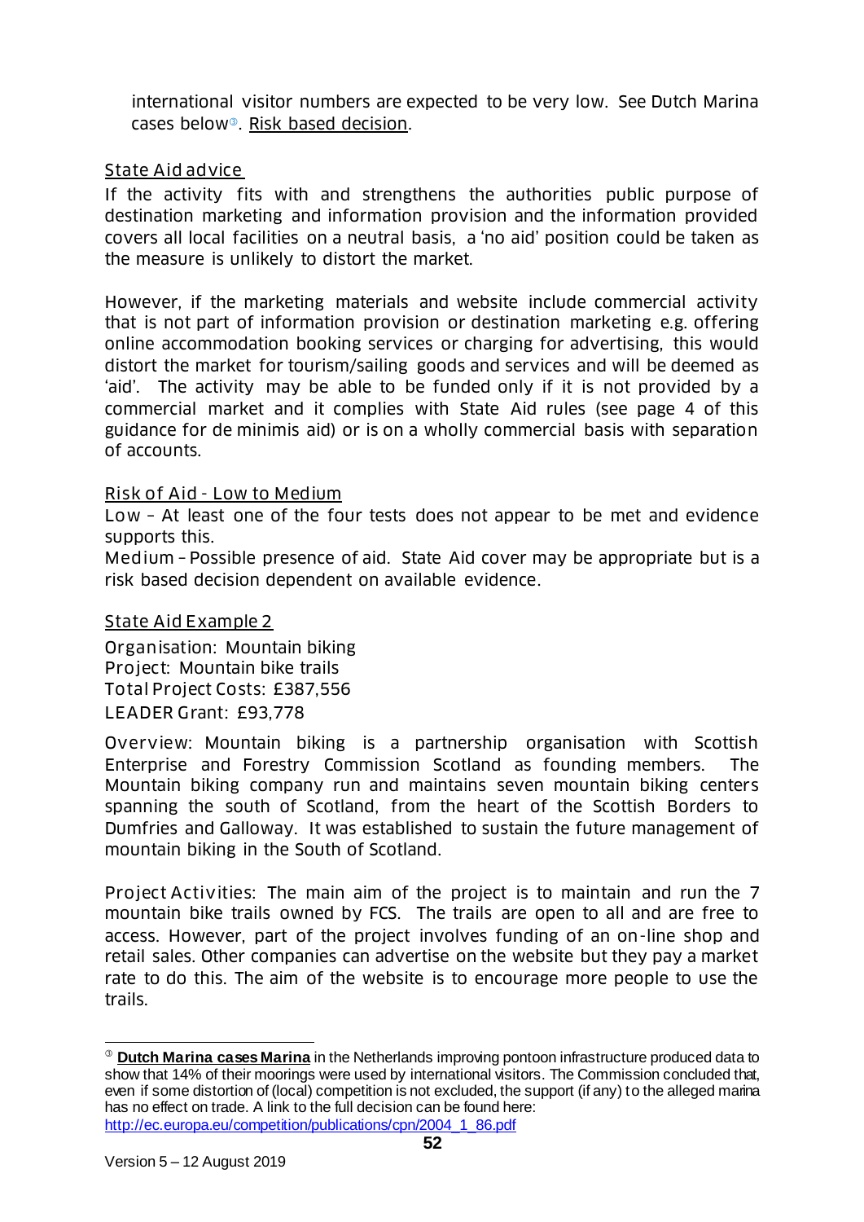international visitor numbers are expected to be very low. See Dutch Marina cases below[3]. Risk based decision.

State Aid advice

If the activity fits with and strengthens the authorities public purpose of destination marketing and information provision and the information provided covers all local facilities on a neutral basis, a 'no aid' position could be taken as the measure is unlikely to distort the market.

However, if the marketing materials and website include commercial activity that is not part of information provision or destination marketing e.g. offering online accommodation booking services or charging for advertising, this would distort the market for tourism/sailing goods and services and will be deemed as 'aid'. The activity may be able to be funded only if it is not provided by a commercial market and it complies with State Aid rules (see page 4 of this guidance for de minimis aid) or is on a wholly commercial basis with separation of accounts.

Risk of Aid - Low to Medium

Low – At least one of the four tests does not appear to be met and evidence supports this.

Medium – Possible presence of aid. State Aid cover may be appropriate but is a risk based decision dependent on available evidence.

State Aid Example 2

Organisation: Mountain biking
Project: Mountain bike trails
Total Project Costs: £387,556
LEADER Grant: £93,778

Overview: Mountain biking is a partnership organisation with Scottish Enterprise and Forestry Commission Scotland as founding members. The Mountain biking company run and maintains seven mountain biking centers spanning the south of Scotland, from the heart of the Scottish Borders to Dumfries and Galloway. It was established to sustain the future management of mountain biking in the South of Scotland.

Project Activities: The main aim of the project is to maintain and run the 7 mountain bike trails owned by FCS. The trails are open to all and are free to access. However, part of the project involves funding of an on-line shop and retail sales. Other companies can advertise on the website but they pay a market rate to do this. The aim of the website is to encourage more people to use the trails.

---

[3] **Dutch Marina cases Marina** in the Netherlands improving pontoon infrastructure produced data to show that 14% of their moorings were used by international visitors. The Commission concluded that, even if some distortion of (local) competition is not excluded, the support (if any) to the alleged marina has no effect on trade. A link to the full decision can be found here: http://ec.europa.eu/competition/publications/cpn/2004_1_86.pdf

Version 5 – 12 August 2019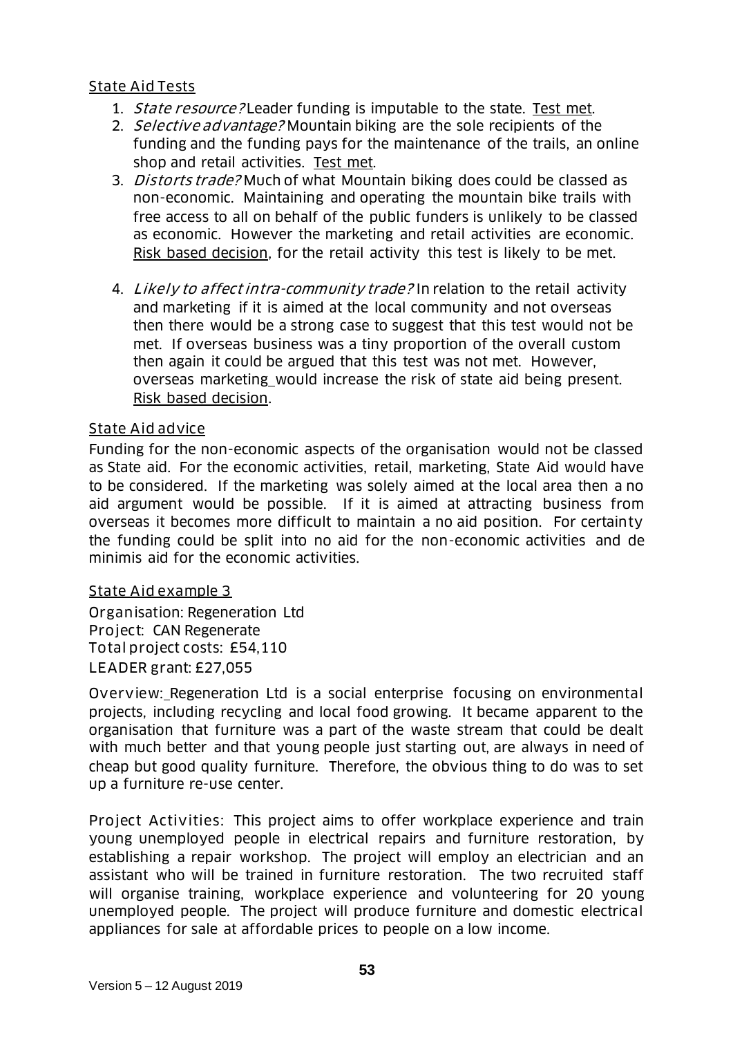## State Aid Tests

1. *State resource?* Leader funding is imputable to the state. Test met.
2. *Selective advantage?* Mountain biking are the sole recipients of the funding and the funding pays for the maintenance of the trails, an online shop and retail activities. Test met.
3. *Distorts trade?* Much of what Mountain biking does could be classed as non-economic. Maintaining and operating the mountain bike trails with free access to all on behalf of the public funders is unlikely to be classed as economic. However the marketing and retail activities are economic. Risk based decision, for the retail activity this test is likely to be met.
4. *Likely to affect intra-community trade?* In relation to the retail activity and marketing if it is aimed at the local community and not overseas then there would be a strong case to suggest that this test would not be met. If overseas business was a tiny proportion of the overall custom then again it could be argued that this test was not met. However, overseas marketing would increase the risk of state aid being present. Risk based decision.

## State Aid advice

Funding for the non-economic aspects of the organisation would not be classed as State aid. For the economic activities, retail, marketing, State Aid would have to be considered. If the marketing was solely aimed at the local area then a no aid argument would be possible. If it is aimed at attracting business from overseas it becomes more difficult to maintain a no aid position. For certainty the funding could be split into no aid for the non-economic activities and de minimis aid for the economic activities.

## State Aid example 3

Organisation: Regeneration Ltd
Project: CAN Regenerate
Total project costs: £54,110
LEADER grant: £27,055

Overview: Regeneration Ltd is a social enterprise focusing on environmental projects, including recycling and local food growing. It became apparent to the organisation that furniture was a part of the waste stream that could be dealt with much better and that young people just starting out, are always in need of cheap but good quality furniture. Therefore, the obvious thing to do was to set up a furniture re-use center.

Project Activities: This project aims to offer workplace experience and train young unemployed people in electrical repairs and furniture restoration, by establishing a repair workshop. The project will employ an electrician and an assistant who will be trained in furniture restoration. The two recruited staff will organise training, workplace experience and volunteering for 20 young unemployed people. The project will produce furniture and domestic electrical appliances for sale at affordable prices to people on a low income.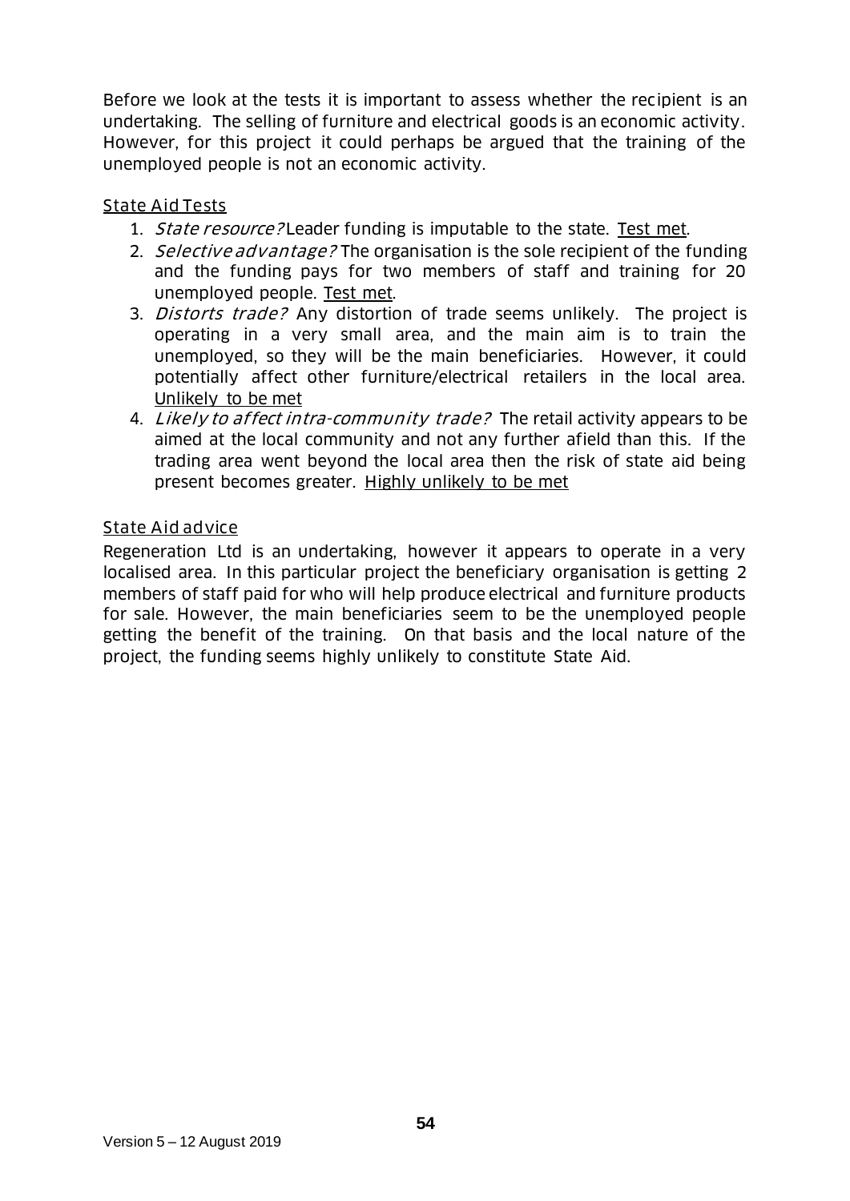Before we look at the tests it is important to assess whether the recipient is an undertaking. The selling of furniture and electrical goods is an economic activity. However, for this project it could perhaps be argued that the training of the unemployed people is not an economic activity.

## State Aid Tests

1. *State resource?* Leader funding is imputable to the state. Test met.
2. *Selective advantage?* The organisation is the sole recipient of the funding and the funding pays for two members of staff and training for 20 unemployed people. Test met.
3. *Distorts trade?* Any distortion of trade seems unlikely. The project is operating in a very small area, and the main aim is to train the unemployed, so they will be the main beneficiaries. However, it could potentially affect other furniture/electrical retailers in the local area. Unlikely to be met
4. *Likely to affect intra-community trade?* The retail activity appears to be aimed at the local community and not any further afield than this. If the trading area went beyond the local area then the risk of state aid being present becomes greater. Highly unlikely to be met

## State Aid advice

Regeneration Ltd is an undertaking, however it appears to operate in a very localised area. In this particular project the beneficiary organisation is getting 2 members of staff paid for who will help produce electrical and furniture products for sale. However, the main beneficiaries seem to be the unemployed people getting the benefit of the training. On that basis and the local nature of the project, the funding seems highly unlikely to constitute State Aid.

Version 5 – 12 August 2019